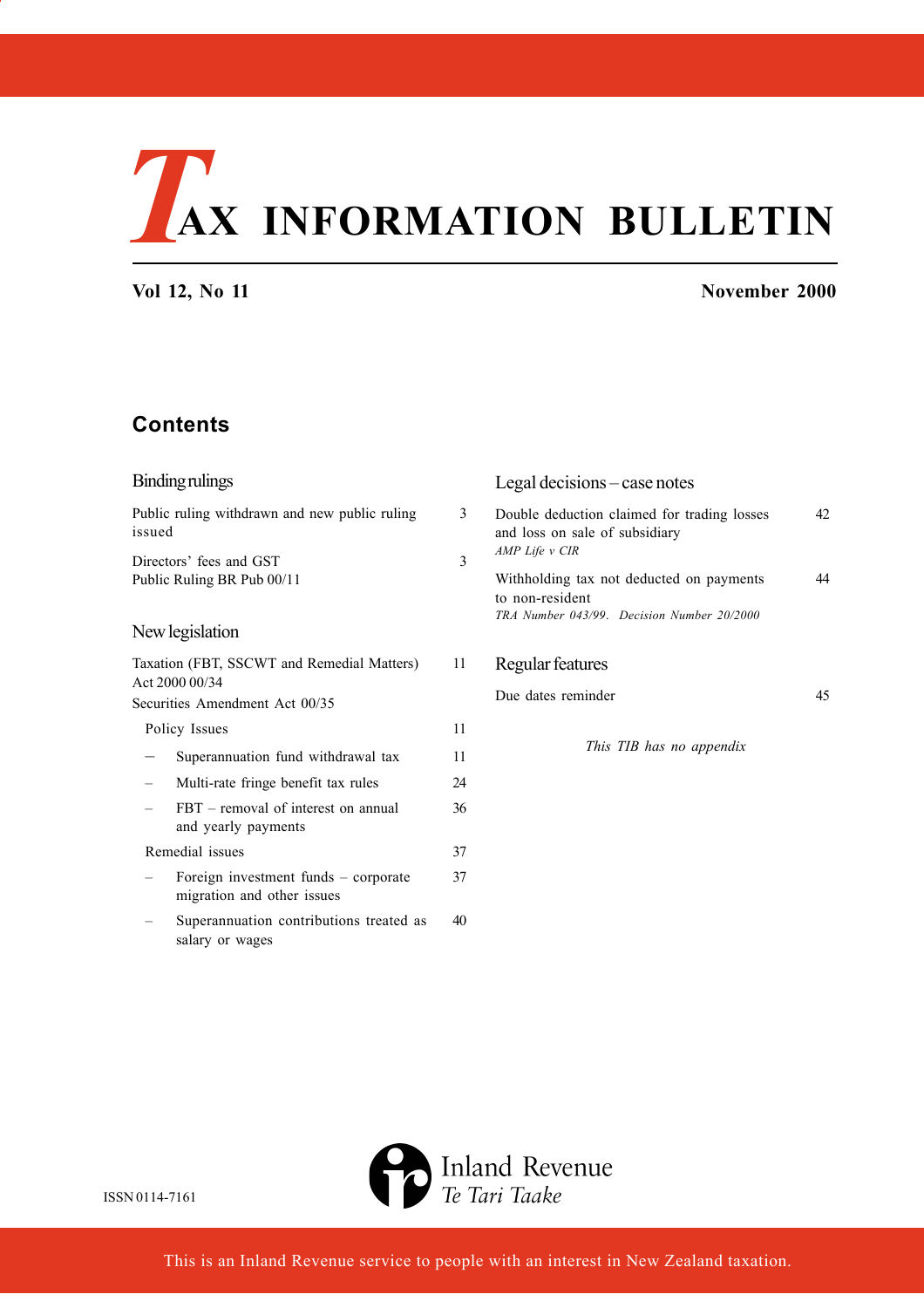# TAX INFORMATION BULLETIN

**Vol 12, No 11** **November 2000**

## Contents

### Binding rulings

| | |
|---|---|
| Public ruling withdrawn and new public ruling issued | 3 |
| Directors' fees and GST<br>Public Ruling BR Pub 00/11 | 3 |

### New legislation

| | |
|---|---|
| Taxation (FBT, SSCWT and Remedial Matters) Act 2000 00/34<br>Securities Amendment Act 00/35 | 11 |
| Policy Issues | 11 |
| – Superannuation fund withdrawal tax | 11 |
| – Multi-rate fringe benefit tax rules | 24 |
| – FBT – removal of interest on annual and yearly payments | 36 |
| Remedial issues | 37 |
| – Foreign investment funds – corporate migration and other issues | 37 |
| – Superannuation contributions treated as salary or wages | 40 |

### Legal decisions – case notes

| | |
|---|---|
| Double deduction claimed for trading losses and loss on sale of subsidiary<br>*AMP Life v CIR* | 42 |
| Withholding tax not deducted on payments to non-resident<br>*TRA Number 043/99. Decision Number 20/2000* | 44 |

### Regular features

| | |
|---|---|
| Due dates reminder | 45 |

*This TIB has no appendix*

ISSN 0114-7161

Inland Revenue
*Te Tari Taake*

This is an Inland Revenue service to people with an interest in New Zealand taxation.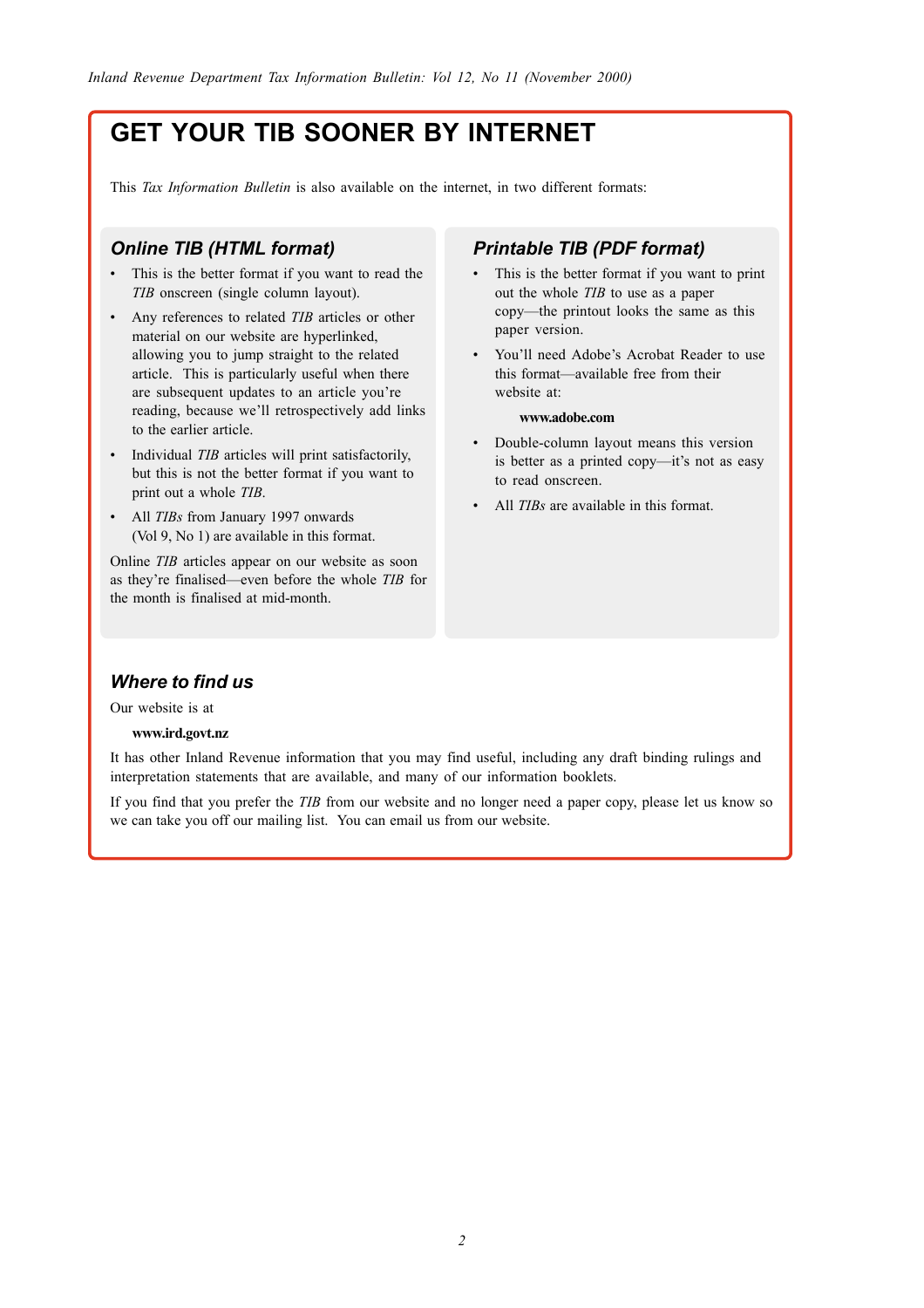# GET YOUR TIB SOONER BY INTERNET

This *Tax Information Bulletin* is also available on the internet, in two different formats:

## *Online TIB (HTML format)*

- This is the better format if you want to read the *TIB* onscreen (single column layout).
- Any references to related *TIB* articles or other material on our website are hyperlinked, allowing you to jump straight to the related article. This is particularly useful when there are subsequent updates to an article you're reading, because we'll retrospectively add links to the earlier article.
- Individual *TIB* articles will print satisfactorily, but this is not the better format if you want to print out a whole *TIB*.
- All *TIBs* from January 1997 onwards (Vol 9, No 1) are available in this format.

Online *TIB* articles appear on our website as soon as they're finalised—even before the whole *TIB* for the month is finalised at mid-month.

## *Printable TIB (PDF format)*

- This is the better format if you want to print out the whole *TIB* to use as a paper copy—the printout looks the same as this paper version.
- You'll need Adobe's Acrobat Reader to use this format—available free from their website at:

  **www.adobe.com**

- Double-column layout means this version is better as a printed copy—it's not as easy to read onscreen.
- All *TIBs* are available in this format.

## *Where to find us*

Our website is at

**www.ird.govt.nz**

It has other Inland Revenue information that you may find useful, including any draft binding rulings and interpretation statements that are available, and many of our information booklets.

If you find that you prefer the *TIB* from our website and no longer need a paper copy, please let us know so we can take you off our mailing list. You can email us from our website.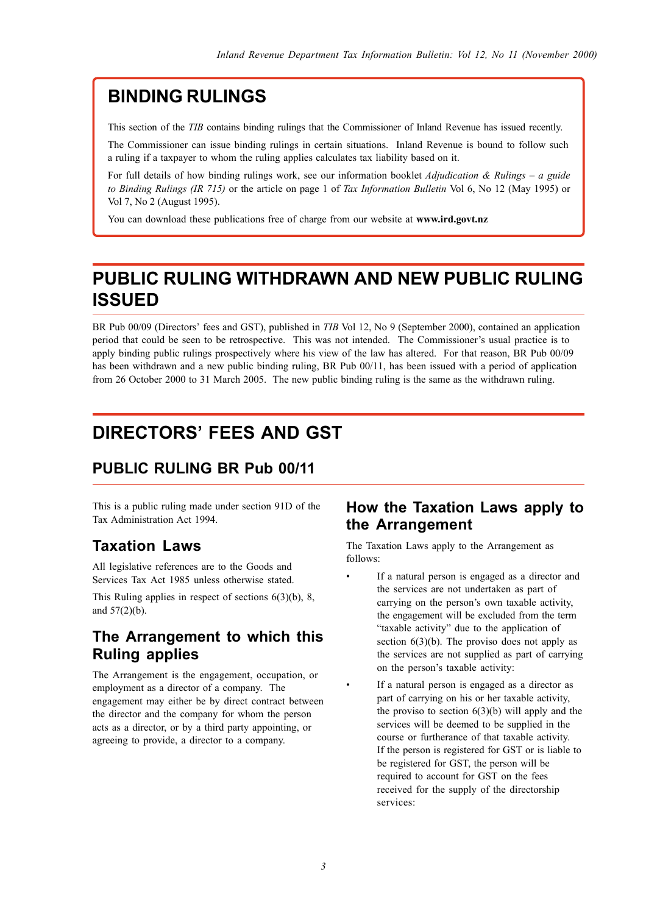# BINDING RULINGS

This section of the *TIB* contains binding rulings that the Commissioner of Inland Revenue has issued recently.

The Commissioner can issue binding rulings in certain situations. Inland Revenue is bound to follow such a ruling if a taxpayer to whom the ruling applies calculates tax liability based on it.

For full details of how binding rulings work, see our information booklet *Adjudication & Rulings – a guide to Binding Rulings (IR 715)* or the article on page 1 of *Tax Information Bulletin* Vol 6, No 12 (May 1995) or Vol 7, No 2 (August 1995).

You can download these publications free of charge from our website at **www.ird.govt.nz**

# PUBLIC RULING WITHDRAWN AND NEW PUBLIC RULING ISSUED

BR Pub 00/09 (Directors' fees and GST), published in *TIB* Vol 12, No 9 (September 2000), contained an application period that could be seen to be retrospective. This was not intended. The Commissioner's usual practice is to apply binding public rulings prospectively where his view of the law has altered. For that reason, BR Pub 00/09 has been withdrawn and a new public binding ruling, BR Pub 00/11, has been issued with a period of application from 26 October 2000 to 31 March 2005. The new public binding ruling is the same as the withdrawn ruling.

# DIRECTORS' FEES AND GST

## PUBLIC RULING BR Pub 00/11

This is a public ruling made under section 91D of the Tax Administration Act 1994.

### Taxation Laws

All legislative references are to the Goods and Services Tax Act 1985 unless otherwise stated.

This Ruling applies in respect of sections 6(3)(b), 8, and 57(2)(b).

### The Arrangement to which this Ruling applies

The Arrangement is the engagement, occupation, or employment as a director of a company. The engagement may either be by direct contract between the director and the company for whom the person acts as a director, or by a third party appointing, or agreeing to provide, a director to a company.

### How the Taxation Laws apply to the Arrangement

The Taxation Laws apply to the Arrangement as follows:

- If a natural person is engaged as a director and the services are not undertaken as part of carrying on the person's own taxable activity, the engagement will be excluded from the term "taxable activity" due to the application of section 6(3)(b). The proviso does not apply as the services are not supplied as part of carrying on the person's taxable activity:
- If a natural person is engaged as a director as part of carrying on his or her taxable activity, the proviso to section 6(3)(b) will apply and the services will be deemed to be supplied in the course or furtherance of that taxable activity. If the person is registered for GST or is liable to be registered for GST, the person will be required to account for GST on the fees received for the supply of the directorship services: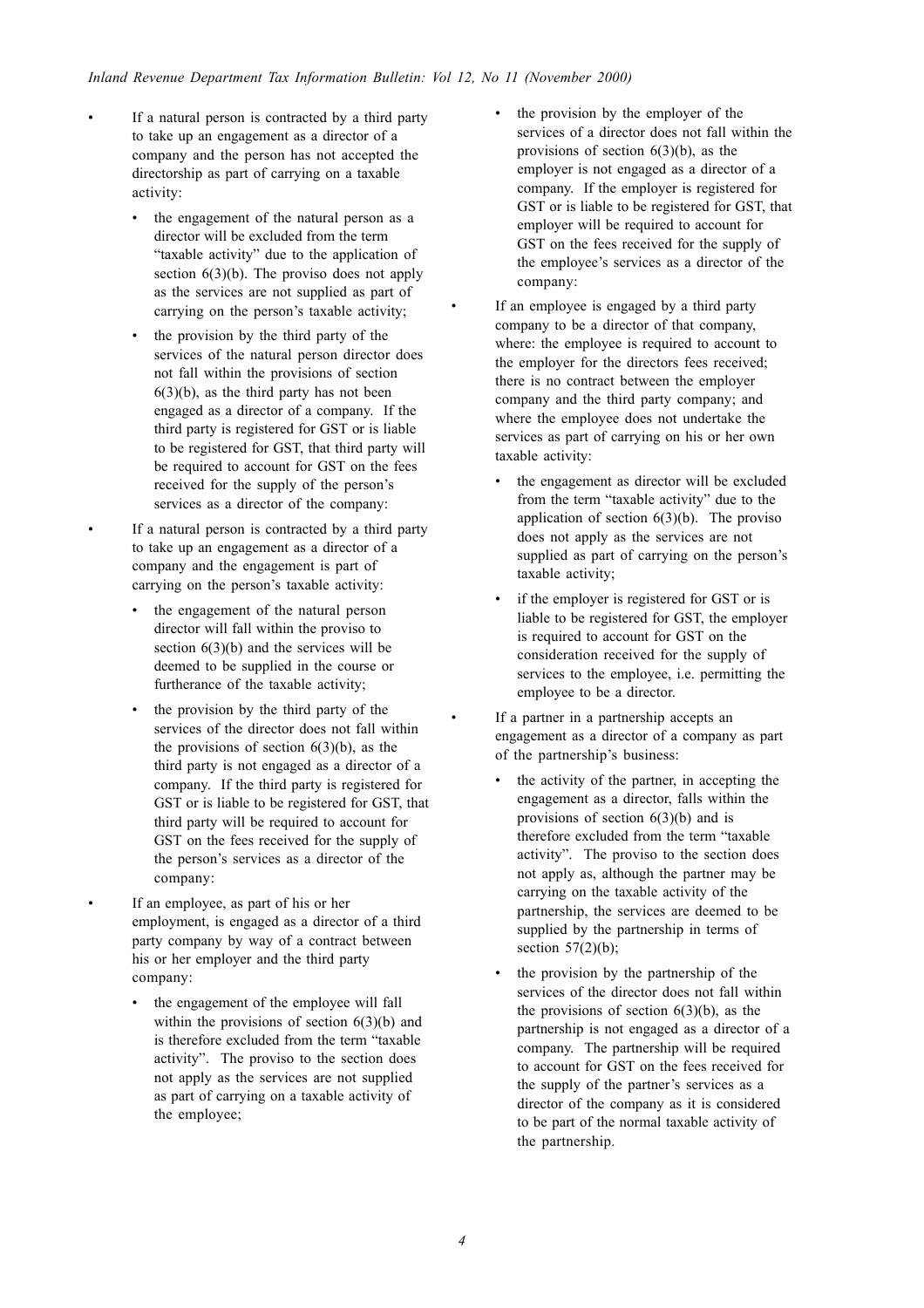- If a natural person is contracted by a third party to take up an engagement as a director of a company and the person has not accepted the directorship as part of carrying on a taxable activity:
  - the engagement of the natural person as a director will be excluded from the term "taxable activity" due to the application of section 6(3)(b). The proviso does not apply as the services are not supplied as part of carrying on the person's taxable activity;
  - the provision by the third party of the services of the natural person director does not fall within the provisions of section 6(3)(b), as the third party has not been engaged as a director of a company. If the third party is registered for GST or is liable to be registered for GST, that third party will be required to account for GST on the fees received for the supply of the person's services as a director of the company:
- If a natural person is contracted by a third party to take up an engagement as a director of a company and the engagement is part of carrying on the person's taxable activity:
  - the engagement of the natural person director will fall within the proviso to section 6(3)(b) and the services will be deemed to be supplied in the course or furtherance of the taxable activity;
  - the provision by the third party of the services of the director does not fall within the provisions of section 6(3)(b), as the third party is not engaged as a director of a company. If the third party is registered for GST or is liable to be registered for GST, that third party will be required to account for GST on the fees received for the supply of the person's services as a director of the company:
- If an employee, as part of his or her employment, is engaged as a director of a third party company by way of a contract between his or her employer and the third party company:
  - the engagement of the employee will fall within the provisions of section 6(3)(b) and is therefore excluded from the term "taxable activity". The proviso to the section does not apply as the services are not supplied as part of carrying on a taxable activity of the employee;
  - the provision by the employer of the services of a director does not fall within the provisions of section 6(3)(b), as the employer is not engaged as a director of a company. If the employer is registered for GST or is liable to be registered for GST, that employer will be required to account for GST on the fees received for the supply of the employee's services as a director of the company:
- If an employee is engaged by a third party company to be a director of that company, where: the employee is required to account to the employer for the directors fees received; there is no contract between the employer company and the third party company; and where the employee does not undertake the services as part of carrying on his or her own taxable activity:
  - the engagement as director will be excluded from the term "taxable activity" due to the application of section 6(3)(b). The proviso does not apply as the services are not supplied as part of carrying on the person's taxable activity;
  - if the employer is registered for GST or is liable to be registered for GST, the employer is required to account for GST on the consideration received for the supply of services to the employee, i.e. permitting the employee to be a director.
- If a partner in a partnership accepts an engagement as a director of a company as part of the partnership's business:
  - the activity of the partner, in accepting the engagement as a director, falls within the provisions of section 6(3)(b) and is therefore excluded from the term "taxable activity". The proviso to the section does not apply as, although the partner may be carrying on the taxable activity of the partnership, the services are deemed to be supplied by the partnership in terms of section 57(2)(b);
  - the provision by the partnership of the services of the director does not fall within the provisions of section 6(3)(b), as the partnership is not engaged as a director of a company. The partnership will be required to account for GST on the fees received for the supply of the partner's services as a director of the company as it is considered to be part of the normal taxable activity of the partnership.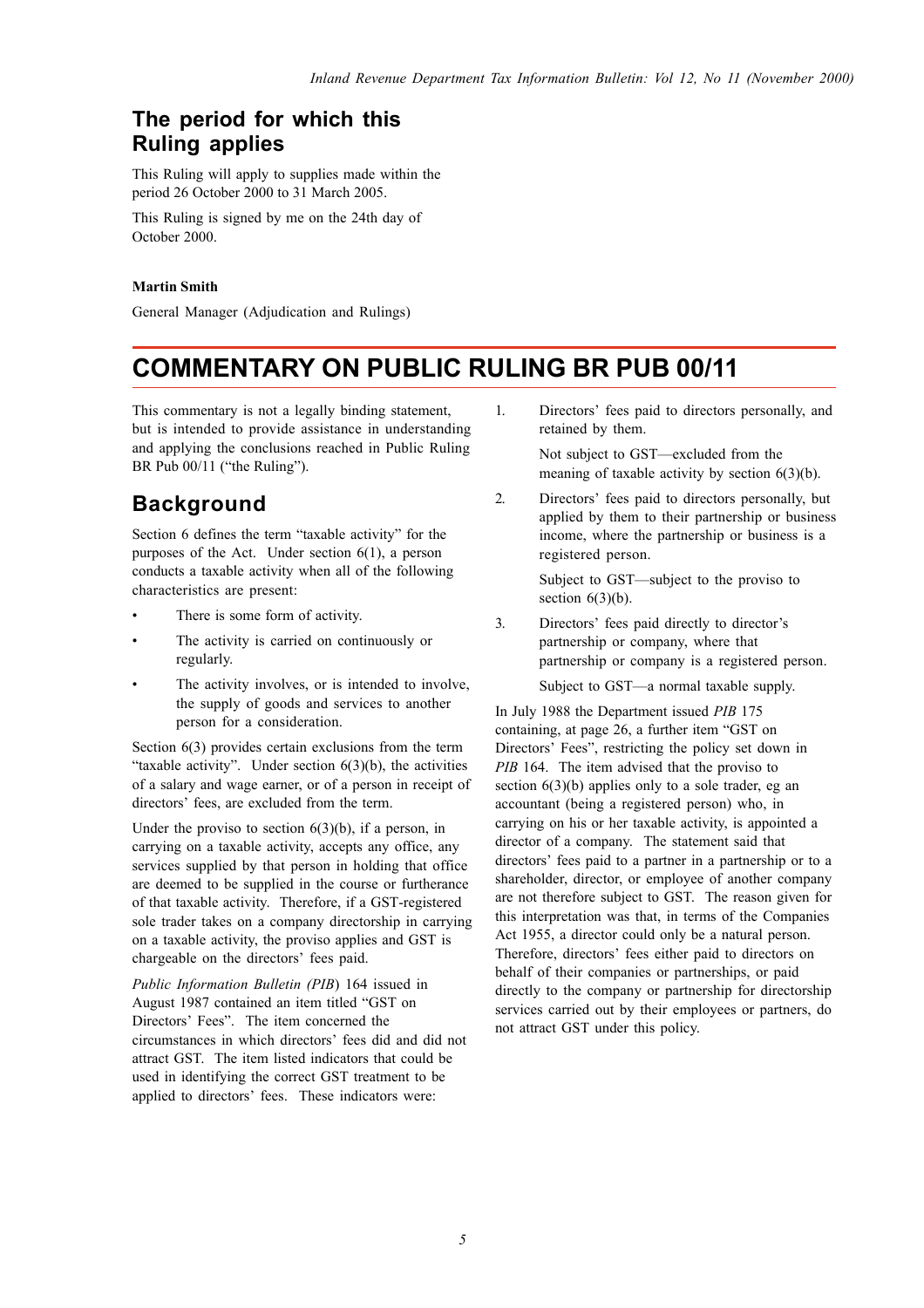## The period for which this Ruling applies

This Ruling will apply to supplies made within the period 26 October 2000 to 31 March 2005.

This Ruling is signed by me on the 24th day of October 2000.

**Martin Smith**

General Manager (Adjudication and Rulings)

# COMMENTARY ON PUBLIC RULING BR PUB 00/11

This commentary is not a legally binding statement, but is intended to provide assistance in understanding and applying the conclusions reached in Public Ruling BR Pub 00/11 ("the Ruling").

## Background

Section 6 defines the term "taxable activity" for the purposes of the Act. Under section 6(1), a person conducts a taxable activity when all of the following characteristics are present:

- There is some form of activity.
- The activity is carried on continuously or regularly.
- The activity involves, or is intended to involve, the supply of goods and services to another person for a consideration.

Section 6(3) provides certain exclusions from the term "taxable activity". Under section 6(3)(b), the activities of a salary and wage earner, or of a person in receipt of directors' fees, are excluded from the term.

Under the proviso to section 6(3)(b), if a person, in carrying on a taxable activity, accepts any office, any services supplied by that person in holding that office are deemed to be supplied in the course or furtherance of that taxable activity. Therefore, if a GST-registered sole trader takes on a company directorship in carrying on a taxable activity, the proviso applies and GST is chargeable on the directors' fees paid.

*Public Information Bulletin (PIB)* 164 issued in August 1987 contained an item titled "GST on Directors' Fees". The item concerned the circumstances in which directors' fees did and did not attract GST. The item listed indicators that could be used in identifying the correct GST treatment to be applied to directors' fees. These indicators were:

1. Directors' fees paid to directors personally, and retained by them.

   Not subject to GST—excluded from the meaning of taxable activity by section 6(3)(b).

2. Directors' fees paid to directors personally, but applied by them to their partnership or business income, where the partnership or business is a registered person.

   Subject to GST—subject to the proviso to section 6(3)(b).

3. Directors' fees paid directly to director's partnership or company, where that partnership or company is a registered person.

   Subject to GST—a normal taxable supply.

In July 1988 the Department issued *PIB* 175 containing, at page 26, a further item "GST on Directors' Fees", restricting the policy set down in *PIB* 164. The item advised that the proviso to section 6(3)(b) applies only to a sole trader, eg an accountant (being a registered person) who, in carrying on his or her taxable activity, is appointed a director of a company. The statement said that directors' fees paid to a partner in a partnership or to a shareholder, director, or employee of another company are not therefore subject to GST. The reason given for this interpretation was that, in terms of the Companies Act 1955, a director could only be a natural person. Therefore, directors' fees either paid to directors on behalf of their companies or partnerships, or paid directly to the company or partnership for directorship services carried out by their employees or partners, do not attract GST under this policy.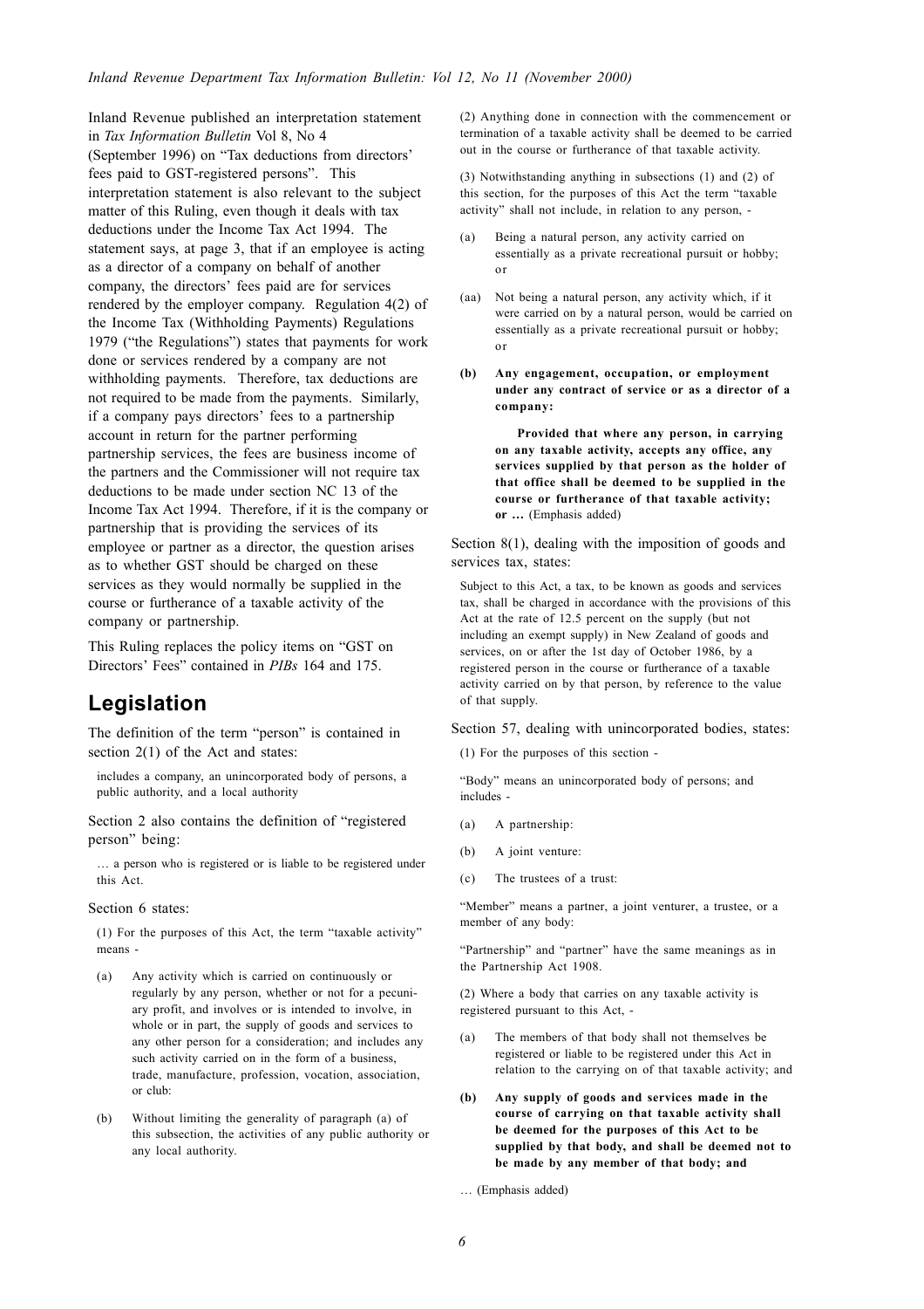Inland Revenue published an interpretation statement in *Tax Information Bulletin* Vol 8, No 4 (September 1996) on "Tax deductions from directors' fees paid to GST-registered persons". This interpretation statement is also relevant to the subject matter of this Ruling, even though it deals with tax deductions under the Income Tax Act 1994. The statement says, at page 3, that if an employee is acting as a director of a company on behalf of another company, the directors' fees paid are for services rendered by the employer company. Regulation 4(2) of the Income Tax (Withholding Payments) Regulations 1979 ("the Regulations") states that payments for work done or services rendered by a company are not withholding payments. Therefore, tax deductions are not required to be made from the payments. Similarly, if a company pays directors' fees to a partnership account in return for the partner performing partnership services, the fees are business income of the partners and the Commissioner will not require tax deductions to be made under section NC 13 of the Income Tax Act 1994. Therefore, if it is the company or partnership that is providing the services of its employee or partner as a director, the question arises as to whether GST should be charged on these services as they would normally be supplied in the course or furtherance of a taxable activity of the company or partnership.

This Ruling replaces the policy items on "GST on Directors' Fees" contained in *PIBs* 164 and 175.

## Legislation

The definition of the term "person" is contained in section 2(1) of the Act and states:

> includes a company, an unincorporated body of persons, a public authority, and a local authority

Section 2 also contains the definition of "registered person" being:

> … a person who is registered or is liable to be registered under this Act.

Section 6 states:

> (1) For the purposes of this Act, the term "taxable activity" means -
>
> (a) Any activity which is carried on continuously or regularly by any person, whether or not for a pecuniary profit, and involves or is intended to involve, in whole or in part, the supply of goods and services to any other person for a consideration; and includes any such activity carried on in the form of a business, trade, manufacture, profession, vocation, association, or club:
>
> (b) Without limiting the generality of paragraph (a) of this subsection, the activities of any public authority or any local authority.
>
> (2) Anything done in connection with the commencement or termination of a taxable activity shall be deemed to be carried out in the course or furtherance of that taxable activity.
>
> (3) Notwithstanding anything in subsections (1) and (2) of this section, for the purposes of this Act the term "taxable activity" shall not include, in relation to any person, -
>
> (a) Being a natural person, any activity carried on essentially as a private recreational pursuit or hobby; or
>
> (aa) Not being a natural person, any activity which, if it were carried on by a natural person, would be carried on essentially as a private recreational pursuit or hobby; or
>
> **(b) Any engagement, occupation, or employment under any contract of service or as a director of a company:**
>
> **Provided that where any person, in carrying on any taxable activity, accepts any office, any services supplied by that person as the holder of that office shall be deemed to be supplied in the course or furtherance of that taxable activity; or …** (Emphasis added)

Section 8(1), dealing with the imposition of goods and services tax, states:

> Subject to this Act, a tax, to be known as goods and services tax, shall be charged in accordance with the provisions of this Act at the rate of 12.5 percent on the supply (but not including an exempt supply) in New Zealand of goods and services, on or after the 1st day of October 1986, by a registered person in the course or furtherance of a taxable activity carried on by that person, by reference to the value of that supply.

Section 57, dealing with unincorporated bodies, states:

> (1) For the purposes of this section -
>
> "Body" means an unincorporated body of persons; and includes -
>
> (a) A partnership:
>
> (b) A joint venture:
>
> (c) The trustees of a trust:
>
> "Member" means a partner, a joint venturer, a trustee, or a member of any body:
>
> "Partnership" and "partner" have the same meanings as in the Partnership Act 1908.
>
> (2) Where a body that carries on any taxable activity is registered pursuant to this Act, -
>
> (a) The members of that body shall not themselves be registered or liable to be registered under this Act in relation to the carrying on of that taxable activity; and
>
> **(b) Any supply of goods and services made in the course of carrying on that taxable activity shall be deemed for the purposes of this Act to be supplied by that body, and shall be deemed not to be made by any member of that body; and**
>
> … (Emphasis added)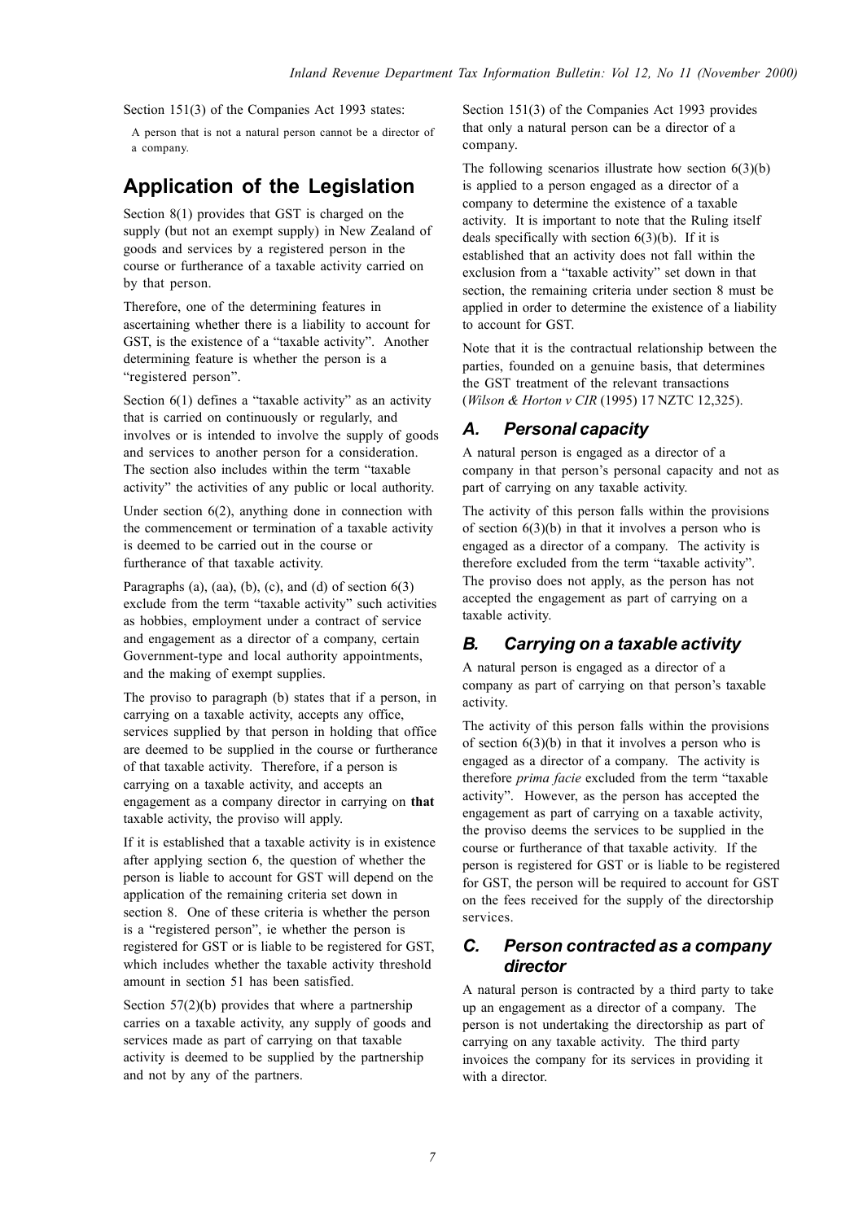Section 151(3) of the Companies Act 1993 states:

> A person that is not a natural person cannot be a director of a company.

## Application of the Legislation

Section 8(1) provides that GST is charged on the supply (but not an exempt supply) in New Zealand of goods and services by a registered person in the course or furtherance of a taxable activity carried on by that person.

Therefore, one of the determining features in ascertaining whether there is a liability to account for GST, is the existence of a "taxable activity". Another determining feature is whether the person is a "registered person".

Section 6(1) defines a "taxable activity" as an activity that is carried on continuously or regularly, and involves or is intended to involve the supply of goods and services to another person for a consideration. The section also includes within the term "taxable activity" the activities of any public or local authority.

Under section 6(2), anything done in connection with the commencement or termination of a taxable activity is deemed to be carried out in the course or furtherance of that taxable activity.

Paragraphs (a), (aa), (b), (c), and (d) of section 6(3) exclude from the term "taxable activity" such activities as hobbies, employment under a contract of service and engagement as a director of a company, certain Government-type and local authority appointments, and the making of exempt supplies.

The proviso to paragraph (b) states that if a person, in carrying on a taxable activity, accepts any office, services supplied by that person in holding that office are deemed to be supplied in the course or furtherance of that taxable activity. Therefore, if a person is carrying on a taxable activity, and accepts an engagement as a company director in carrying on **that** taxable activity, the proviso will apply.

If it is established that a taxable activity is in existence after applying section 6, the question of whether the person is liable to account for GST will depend on the application of the remaining criteria set down in section 8. One of these criteria is whether the person is a "registered person", ie whether the person is registered for GST or is liable to be registered for GST, which includes whether the taxable activity threshold amount in section 51 has been satisfied.

Section 57(2)(b) provides that where a partnership carries on a taxable activity, any supply of goods and services made as part of carrying on that taxable activity is deemed to be supplied by the partnership and not by any of the partners.

Section 151(3) of the Companies Act 1993 provides that only a natural person can be a director of a company.

The following scenarios illustrate how section 6(3)(b) is applied to a person engaged as a director of a company to determine the existence of a taxable activity. It is important to note that the Ruling itself deals specifically with section 6(3)(b). If it is established that an activity does not fall within the exclusion from a "taxable activity" set down in that section, the remaining criteria under section 8 must be applied in order to determine the existence of a liability to account for GST.

Note that it is the contractual relationship between the parties, founded on a genuine basis, that determines the GST treatment of the relevant transactions (*Wilson & Horton v CIR* (1995) 17 NZTC 12,325).

### *A. Personal capacity*

A natural person is engaged as a director of a company in that person's personal capacity and not as part of carrying on any taxable activity.

The activity of this person falls within the provisions of section 6(3)(b) in that it involves a person who is engaged as a director of a company. The activity is therefore excluded from the term "taxable activity". The proviso does not apply, as the person has not accepted the engagement as part of carrying on a taxable activity.

### *B. Carrying on a taxable activity*

A natural person is engaged as a director of a company as part of carrying on that person's taxable activity.

The activity of this person falls within the provisions of section 6(3)(b) in that it involves a person who is engaged as a director of a company. The activity is therefore *prima facie* excluded from the term "taxable activity". However, as the person has accepted the engagement as part of carrying on a taxable activity, the proviso deems the services to be supplied in the course or furtherance of that taxable activity. If the person is registered for GST or is liable to be registered for GST, the person will be required to account for GST on the fees received for the supply of the directorship services.

### *C. Person contracted as a company director*

A natural person is contracted by a third party to take up an engagement as a director of a company. The person is not undertaking the directorship as part of carrying on any taxable activity. The third party invoices the company for its services in providing it with a director.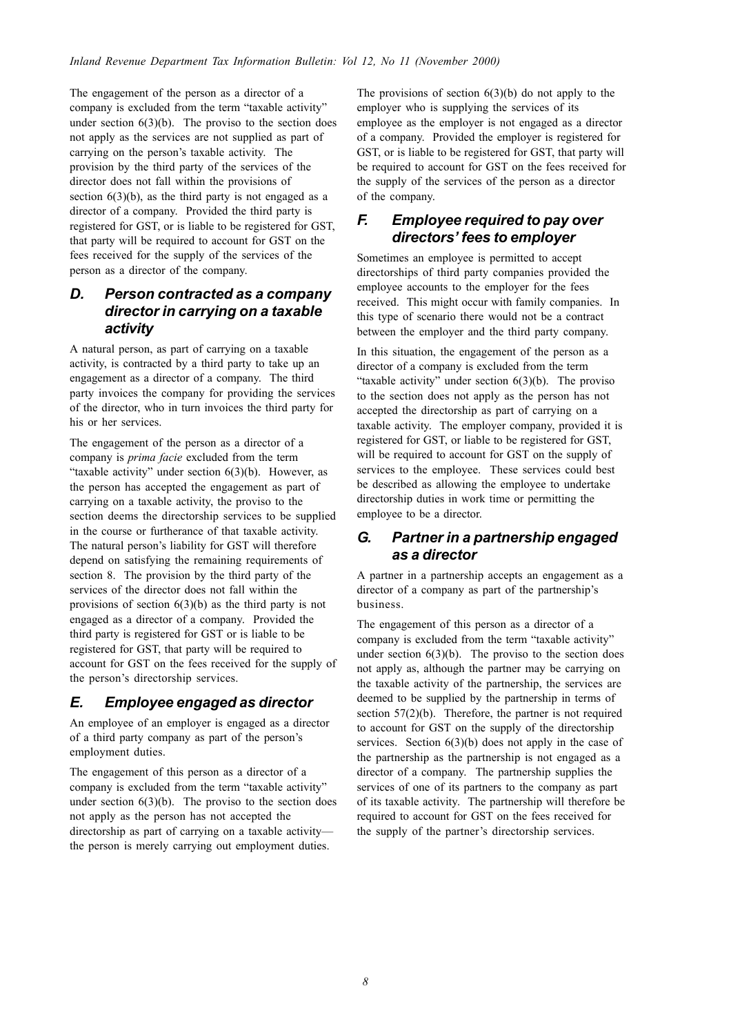The engagement of the person as a director of a company is excluded from the term "taxable activity" under section 6(3)(b). The proviso to the section does not apply as the services are not supplied as part of carrying on the person's taxable activity. The provision by the third party of the services of the director does not fall within the provisions of section 6(3)(b), as the third party is not engaged as a director of a company. Provided the third party is registered for GST, or is liable to be registered for GST, that party will be required to account for GST on the fees received for the supply of the services of the person as a director of the company.

### D. Person contracted as a company director in carrying on a taxable activity

A natural person, as part of carrying on a taxable activity, is contracted by a third party to take up an engagement as a director of a company. The third party invoices the company for providing the services of the director, who in turn invoices the third party for his or her services.

The engagement of the person as a director of a company is *prima facie* excluded from the term "taxable activity" under section 6(3)(b). However, as the person has accepted the engagement as part of carrying on a taxable activity, the proviso to the section deems the directorship services to be supplied in the course or furtherance of that taxable activity. The natural person's liability for GST will therefore depend on satisfying the remaining requirements of section 8. The provision by the third party of the services of the director does not fall within the provisions of section 6(3)(b) as the third party is not engaged as a director of a company. Provided the third party is registered for GST or is liable to be registered for GST, that party will be required to account for GST on the fees received for the supply of the person's directorship services.

### E. Employee engaged as director

An employee of an employer is engaged as a director of a third party company as part of the person's employment duties.

The engagement of this person as a director of a company is excluded from the term "taxable activity" under section 6(3)(b). The proviso to the section does not apply as the person has not accepted the directorship as part of carrying on a taxable activity—the person is merely carrying out employment duties.

The provisions of section 6(3)(b) do not apply to the employer who is supplying the services of its employee as the employer is not engaged as a director of a company. Provided the employer is registered for GST, or is liable to be registered for GST, that party will be required to account for GST on the fees received for the supply of the services of the person as a director of the company.

### F. Employee required to pay over directors' fees to employer

Sometimes an employee is permitted to accept directorships of third party companies provided the employee accounts to the employer for the fees received. This might occur with family companies. In this type of scenario there would not be a contract between the employer and the third party company.

In this situation, the engagement of the person as a director of a company is excluded from the term "taxable activity" under section 6(3)(b). The proviso to the section does not apply as the person has not accepted the directorship as part of carrying on a taxable activity. The employer company, provided it is registered for GST, or liable to be registered for GST, will be required to account for GST on the supply of services to the employee. These services could best be described as allowing the employee to undertake directorship duties in work time or permitting the employee to be a director.

### G. Partner in a partnership engaged as a director

A partner in a partnership accepts an engagement as a director of a company as part of the partnership's business.

The engagement of this person as a director of a company is excluded from the term "taxable activity" under section 6(3)(b). The proviso to the section does not apply as, although the partner may be carrying on the taxable activity of the partnership, the services are deemed to be supplied by the partnership in terms of section 57(2)(b). Therefore, the partner is not required to account for GST on the supply of the directorship services. Section 6(3)(b) does not apply in the case of the partnership as the partnership is not engaged as a director of a company. The partnership supplies the services of one of its partners to the company as part of its taxable activity. The partnership will therefore be required to account for GST on the fees received for the supply of the partner's directorship services.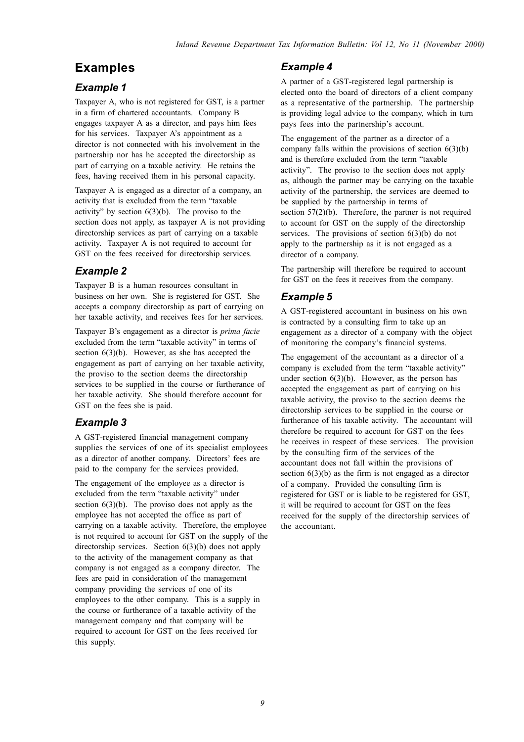## Examples

### Example 1

Taxpayer A, who is not registered for GST, is a partner in a firm of chartered accountants. Company B engages taxpayer A as a director, and pays him fees for his services. Taxpayer A's appointment as a director is not connected with his involvement in the partnership nor has he accepted the directorship as part of carrying on a taxable activity. He retains the fees, having received them in his personal capacity.

Taxpayer A is engaged as a director of a company, an activity that is excluded from the term "taxable activity" by section 6(3)(b). The proviso to the section does not apply, as taxpayer A is not providing directorship services as part of carrying on a taxable activity. Taxpayer A is not required to account for GST on the fees received for directorship services.

### Example 2

Taxpayer B is a human resources consultant in business on her own. She is registered for GST. She accepts a company directorship as part of carrying on her taxable activity, and receives fees for her services.

Taxpayer B's engagement as a director is *prima facie* excluded from the term "taxable activity" in terms of section 6(3)(b). However, as she has accepted the engagement as part of carrying on her taxable activity, the proviso to the section deems the directorship services to be supplied in the course or furtherance of her taxable activity. She should therefore account for GST on the fees she is paid.

### Example 3

A GST-registered financial management company supplies the services of one of its specialist employees as a director of another company. Directors' fees are paid to the company for the services provided.

The engagement of the employee as a director is excluded from the term "taxable activity" under section 6(3)(b). The proviso does not apply as the employee has not accepted the office as part of carrying on a taxable activity. Therefore, the employee is not required to account for GST on the supply of the directorship services. Section 6(3)(b) does not apply to the activity of the management company as that company is not engaged as a company director. The fees are paid in consideration of the management company providing the services of one of its employees to the other company. This is a supply in the course or furtherance of a taxable activity of the management company and that company will be required to account for GST on the fees received for this supply.

### Example 4

A partner of a GST-registered legal partnership is elected onto the board of directors of a client company as a representative of the partnership. The partnership is providing legal advice to the company, which in turn pays fees into the partnership's account.

The engagement of the partner as a director of a company falls within the provisions of section 6(3)(b) and is therefore excluded from the term "taxable activity". The proviso to the section does not apply as, although the partner may be carrying on the taxable activity of the partnership, the services are deemed to be supplied by the partnership in terms of section 57(2)(b). Therefore, the partner is not required to account for GST on the supply of the directorship services. The provisions of section 6(3)(b) do not apply to the partnership as it is not engaged as a director of a company.

The partnership will therefore be required to account for GST on the fees it receives from the company.

### Example 5

A GST-registered accountant in business on his own is contracted by a consulting firm to take up an engagement as a director of a company with the object of monitoring the company's financial systems.

The engagement of the accountant as a director of a company is excluded from the term "taxable activity" under section 6(3)(b). However, as the person has accepted the engagement as part of carrying on his taxable activity, the proviso to the section deems the directorship services to be supplied in the course or furtherance of his taxable activity. The accountant will therefore be required to account for GST on the fees he receives in respect of these services. The provision by the consulting firm of the services of the accountant does not fall within the provisions of section 6(3)(b) as the firm is not engaged as a director of a company. Provided the consulting firm is registered for GST or is liable to be registered for GST, it will be required to account for GST on the fees received for the supply of the directorship services of the accountant.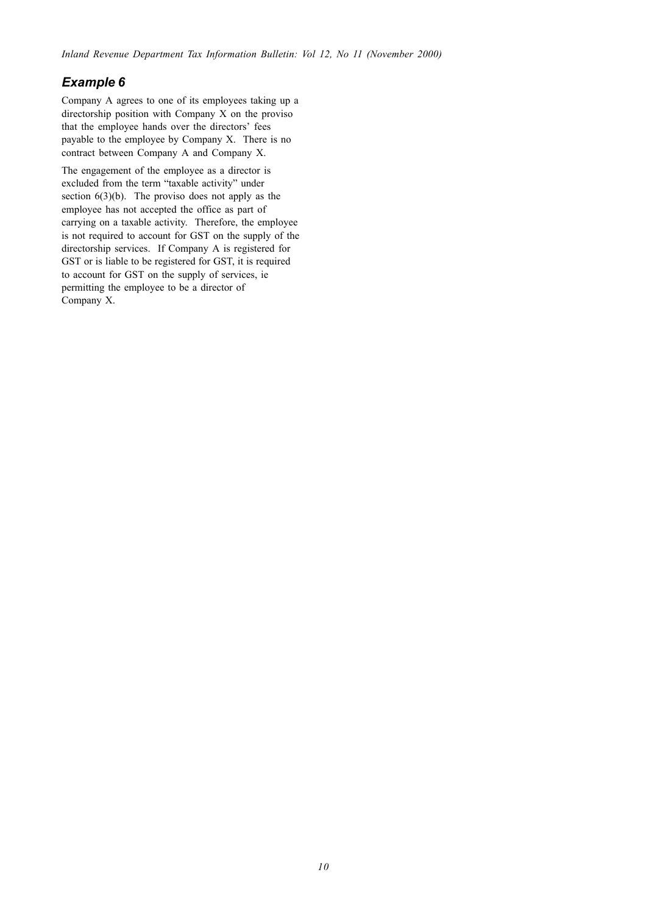### *Example 6*

Company A agrees to one of its employees taking up a directorship position with Company X on the proviso that the employee hands over the directors' fees payable to the employee by Company X. There is no contract between Company A and Company X.

The engagement of the employee as a director is excluded from the term "taxable activity" under section 6(3)(b). The proviso does not apply as the employee has not accepted the office as part of carrying on a taxable activity. Therefore, the employee is not required to account for GST on the supply of the directorship services. If Company A is registered for GST or is liable to be registered for GST, it is required to account for GST on the supply of services, ie permitting the employee to be a director of Company X.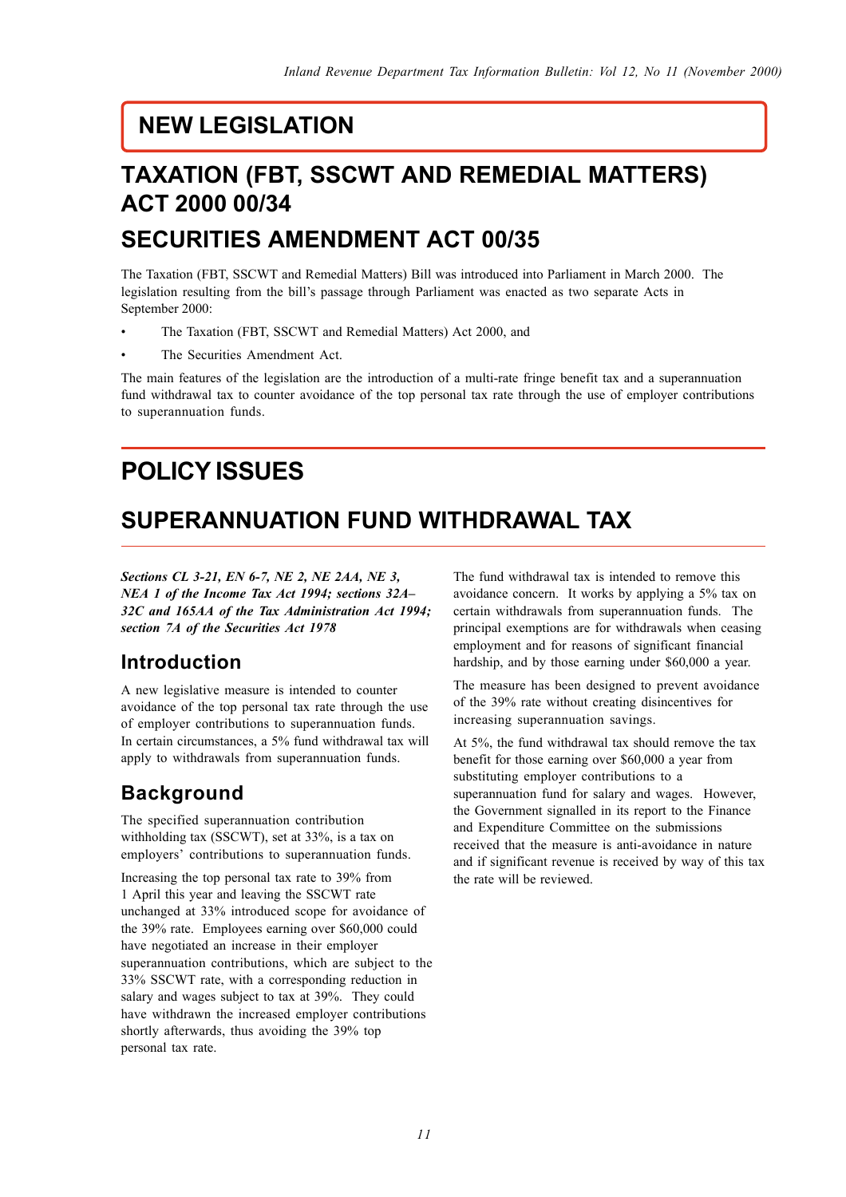# NEW LEGISLATION

# TAXATION (FBT, SSCWT AND REMEDIAL MATTERS) ACT 2000 00/34

# SECURITIES AMENDMENT ACT 00/35

The Taxation (FBT, SSCWT and Remedial Matters) Bill was introduced into Parliament in March 2000. The legislation resulting from the bill's passage through Parliament was enacted as two separate Acts in September 2000:

- The Taxation (FBT, SSCWT and Remedial Matters) Act 2000, and
- The Securities Amendment Act.

The main features of the legislation are the introduction of a multi-rate fringe benefit tax and a superannuation fund withdrawal tax to counter avoidance of the top personal tax rate through the use of employer contributions to superannuation funds.

# POLICY ISSUES

## SUPERANNUATION FUND WITHDRAWAL TAX

***Sections CL 3-21, EN 6-7, NE 2, NE 2AA, NE 3, NEA 1 of the Income Tax Act 1994; sections 32A–32C and 165AA of the Tax Administration Act 1994; section 7A of the Securities Act 1978***

### Introduction

A new legislative measure is intended to counter avoidance of the top personal tax rate through the use of employer contributions to superannuation funds. In certain circumstances, a 5% fund withdrawal tax will apply to withdrawals from superannuation funds.

### Background

The specified superannuation contribution withholding tax (SSCWT), set at 33%, is a tax on employers' contributions to superannuation funds.

Increasing the top personal tax rate to 39% from 1 April this year and leaving the SSCWT rate unchanged at 33% introduced scope for avoidance of the 39% rate. Employees earning over $60,000 could have negotiated an increase in their employer superannuation contributions, which are subject to the 33% SSCWT rate, with a corresponding reduction in salary and wages subject to tax at 39%. They could have withdrawn the increased employer contributions shortly afterwards, thus avoiding the 39% top personal tax rate.

The fund withdrawal tax is intended to remove this avoidance concern. It works by applying a 5% tax on certain withdrawals from superannuation funds. The principal exemptions are for withdrawals when ceasing employment and for reasons of significant financial hardship, and by those earning under $60,000 a year.

The measure has been designed to prevent avoidance of the 39% rate without creating disincentives for increasing superannuation savings.

At 5%, the fund withdrawal tax should remove the tax benefit for those earning over $60,000 a year from substituting employer contributions to a superannuation fund for salary and wages. However, the Government signalled in its report to the Finance and Expenditure Committee on the submissions received that the measure is anti-avoidance in nature and if significant revenue is received by way of this tax the rate will be reviewed.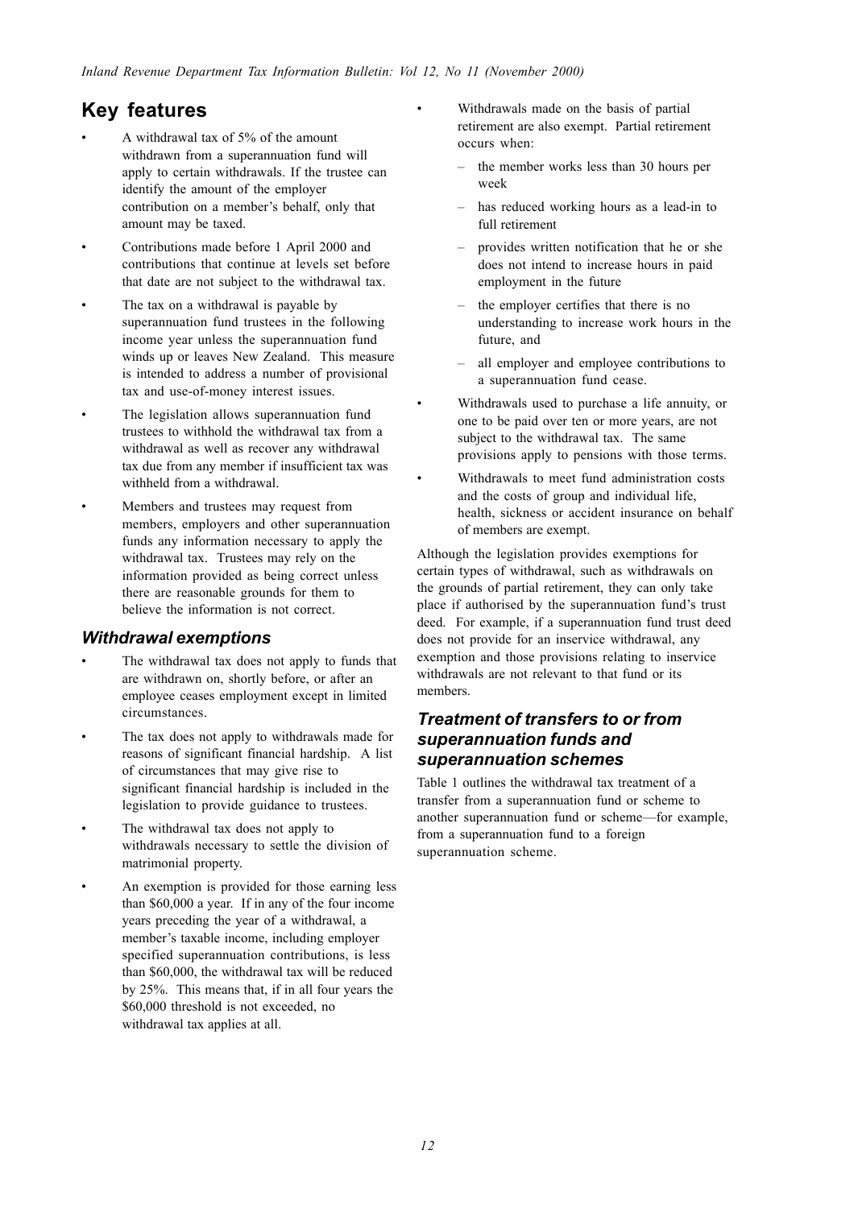## Key features

- A withdrawal tax of 5% of the amount withdrawn from a superannuation fund will apply to certain withdrawals. If the trustee can identify the amount of the employer contribution on a member's behalf, only that amount may be taxed.
- Contributions made before 1 April 2000 and contributions that continue at levels set before that date are not subject to the withdrawal tax.
- The tax on a withdrawal is payable by superannuation fund trustees in the following income year unless the superannuation fund winds up or leaves New Zealand. This measure is intended to address a number of provisional tax and use-of-money interest issues.
- The legislation allows superannuation fund trustees to withhold the withdrawal tax from a withdrawal as well as recover any withdrawal tax due from any member if insufficient tax was withheld from a withdrawal.
- Members and trustees may request from members, employers and other superannuation funds any information necessary to apply the withdrawal tax. Trustees may rely on the information provided as being correct unless there are reasonable grounds for them to believe the information is not correct.

### *Withdrawal exemptions*

- The withdrawal tax does not apply to funds that are withdrawn on, shortly before, or after an employee ceases employment except in limited circumstances.
- The tax does not apply to withdrawals made for reasons of significant financial hardship. A list of circumstances that may give rise to significant financial hardship is included in the legislation to provide guidance to trustees.
- The withdrawal tax does not apply to withdrawals necessary to settle the division of matrimonial property.
- An exemption is provided for those earning less than $60,000 a year. If in any of the four income years preceding the year of a withdrawal, a member's taxable income, including employer specified superannuation contributions, is less than $60,000, the withdrawal tax will be reduced by 25%. This means that, if in all four years the $60,000 threshold is not exceeded, no withdrawal tax applies at all.
- Withdrawals made on the basis of partial retirement are also exempt. Partial retirement occurs when:
  - the member works less than 30 hours per week
  - has reduced working hours as a lead-in to full retirement
  - provides written notification that he or she does not intend to increase hours in paid employment in the future
  - the employer certifies that there is no understanding to increase work hours in the future, and
  - all employer and employee contributions to a superannuation fund cease.
- Withdrawals used to purchase a life annuity, or one to be paid over ten or more years, are not subject to the withdrawal tax. The same provisions apply to pensions with those terms.
- Withdrawals to meet fund administration costs and the costs of group and individual life, health, sickness or accident insurance on behalf of members are exempt.

Although the legislation provides exemptions for certain types of withdrawal, such as withdrawals on the grounds of partial retirement, they can only take place if authorised by the superannuation fund's trust deed. For example, if a superannuation fund trust deed does not provide for an inservice withdrawal, any exemption and those provisions relating to inservice withdrawals are not relevant to that fund or its members.

### *Treatment of transfers to or from superannuation funds and superannuation schemes*

Table 1 outlines the withdrawal tax treatment of a transfer from a superannuation fund or scheme to another superannuation fund or scheme—for example, from a superannuation fund to a foreign superannuation scheme.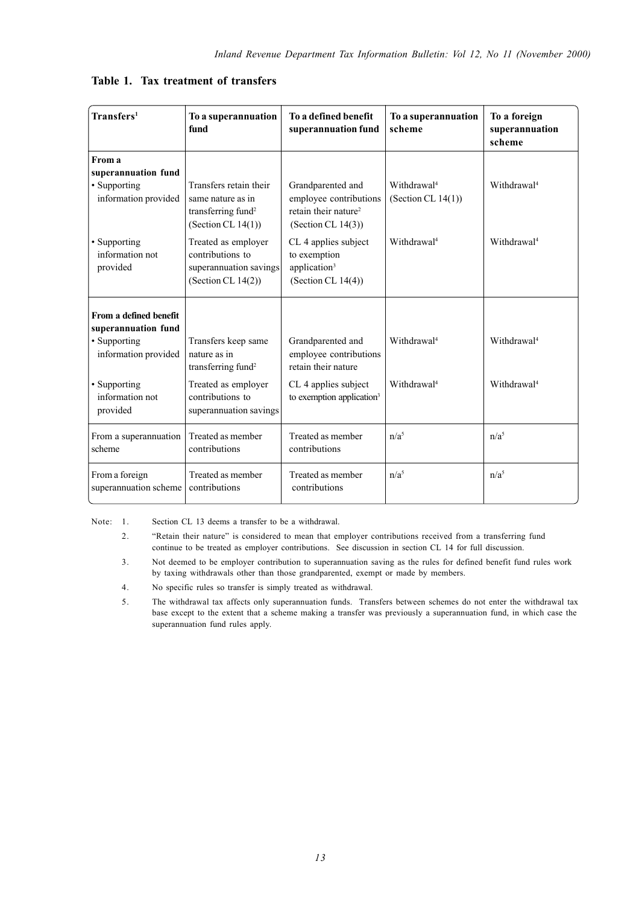### Table 1. Tax treatment of transfers

| Transfers[1] | To a superannuation fund | To a defined benefit superannuation fund | To a superannuation scheme | To a foreign superannuation scheme |
|---|---|---|---|---|
| **From a superannuation fund** | | | | |
| • Supporting information provided | Transfers retain their same nature as in transferring fund[2] (Section CL 14(1)) | Grandparented and employee contributions retain their nature[2] (Section CL 14(3)) | Withdrawal[4] (Section CL 14(1)) | Withdrawal[4] |
| • Supporting information not provided | Treated as employer contributions to superannuation savings (Section CL 14(2)) | CL 4 applies subject to exemption application[3] (Section CL 14(4)) | Withdrawal[4] | Withdrawal[4] |
| **From a defined benefit superannuation fund** | | | | |
| • Supporting information provided | Transfers keep same nature as in transferring fund[2] | Grandparented and employee contributions retain their nature | Withdrawal[4] | Withdrawal[4] |
| • Supporting information not provided | Treated as employer contributions to superannuation savings | CL 4 applies subject to exemption application[3] | Withdrawal[4] | Withdrawal[4] |
| From a superannuation scheme | Treated as member contributions | Treated as member contributions | n/a[5] | n/a[5] |
| From a foreign superannuation scheme | Treated as member contributions | Treated as member contributions | n/a[5] | n/a[5] |

Note:

1. Section CL 13 deems a transfer to be a withdrawal.
2. "Retain their nature" is considered to mean that employer contributions received from a transferring fund continue to be treated as employer contributions. See discussion in section CL 14 for full discussion.
3. Not deemed to be employer contribution to superannuation saving as the rules for defined benefit fund rules work by taxing withdrawals other than those grandparented, exempt or made by members.
4. No specific rules so transfer is simply treated as withdrawal.
5. The withdrawal tax affects only superannuation funds. Transfers between schemes do not enter the withdrawal tax base except to the extent that a scheme making a transfer was previously a superannuation fund, in which case the superannuation fund rules apply.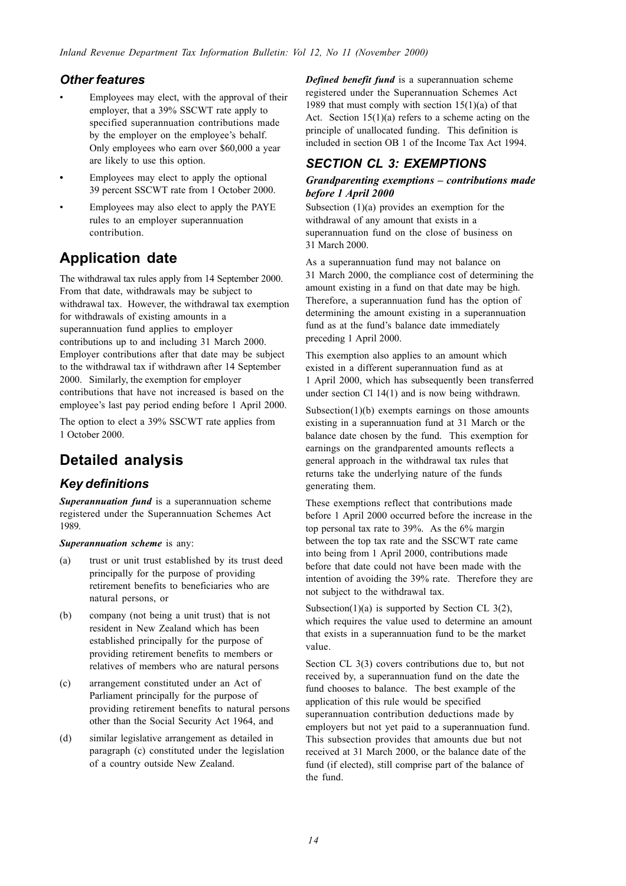### *Other features*

- Employees may elect, with the approval of their employer, that a 39% SSCWT rate apply to specified superannuation contributions made by the employer on the employee's behalf. Only employees who earn over $60,000 a year are likely to use this option.
- Employees may elect to apply the optional 39 percent SSCWT rate from 1 October 2000.
- Employees may also elect to apply the PAYE rules to an employer superannuation contribution.

## Application date

The withdrawal tax rules apply from 14 September 2000. From that date, withdrawals may be subject to withdrawal tax. However, the withdrawal tax exemption for withdrawals of existing amounts in a superannuation fund applies to employer contributions up to and including 31 March 2000. Employer contributions after that date may be subject to the withdrawal tax if withdrawn after 14 September 2000. Similarly, the exemption for employer contributions that have not increased is based on the employee's last pay period ending before 1 April 2000.

The option to elect a 39% SSCWT rate applies from 1 October 2000.

## Detailed analysis

### *Key definitions*

***Superannuation fund*** is a superannuation scheme registered under the Superannuation Schemes Act 1989.

***Superannuation scheme*** is any:

(a) trust or unit trust established by its trust deed principally for the purpose of providing retirement benefits to beneficiaries who are natural persons, or

(b) company (not being a unit trust) that is not resident in New Zealand which has been established principally for the purpose of providing retirement benefits to members or relatives of members who are natural persons

(c) arrangement constituted under an Act of Parliament principally for the purpose of providing retirement benefits to natural persons other than the Social Security Act 1964, and

(d) similar legislative arrangement as detailed in paragraph (c) constituted under the legislation of a country outside New Zealand.

***Defined benefit fund*** is a superannuation scheme registered under the Superannuation Schemes Act 1989 that must comply with section 15(1)(a) of that Act. Section 15(1)(a) refers to a scheme acting on the principle of unallocated funding. This definition is included in section OB 1 of the Income Tax Act 1994.

### *SECTION CL 3: EXEMPTIONS*

#### *Grandparenting exemptions – contributions made before 1 April 2000*

Subsection (1)(a) provides an exemption for the withdrawal of any amount that exists in a superannuation fund on the close of business on 31 March 2000.

As a superannuation fund may not balance on 31 March 2000, the compliance cost of determining the amount existing in a fund on that date may be high. Therefore, a superannuation fund has the option of determining the amount existing in a superannuation fund as at the fund's balance date immediately preceding 1 April 2000.

This exemption also applies to an amount which existed in a different superannuation fund as at 1 April 2000, which has subsequently been transferred under section Cl 14(1) and is now being withdrawn.

Subsection(1)(b) exempts earnings on those amounts existing in a superannuation fund at 31 March or the balance date chosen by the fund. This exemption for earnings on the grandparented amounts reflects a general approach in the withdrawal tax rules that returns take the underlying nature of the funds generating them.

These exemptions reflect that contributions made before 1 April 2000 occurred before the increase in the top personal tax rate to 39%. As the 6% margin between the top tax rate and the SSCWT rate came into being from 1 April 2000, contributions made before that date could not have been made with the intention of avoiding the 39% rate. Therefore they are not subject to the withdrawal tax.

Subsection(1)(a) is supported by Section CL 3(2), which requires the value used to determine an amount that exists in a superannuation fund to be the market value.

Section CL 3(3) covers contributions due to, but not received by, a superannuation fund on the date the fund chooses to balance. The best example of the application of this rule would be specified superannuation contribution deductions made by employers but not yet paid to a superannuation fund. This subsection provides that amounts due but not received at 31 March 2000, or the balance date of the fund (if elected), still comprise part of the balance of the fund.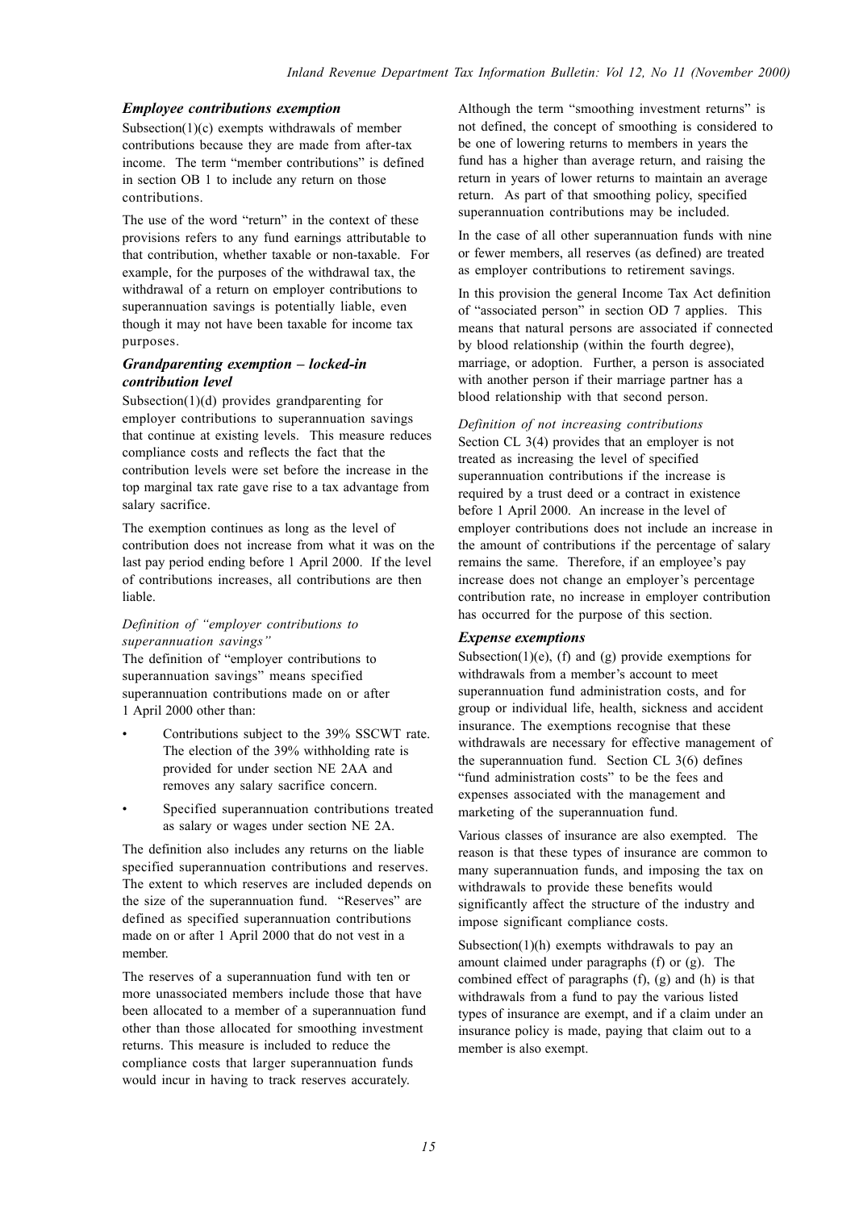### *Employee contributions exemption*

Subsection(1)(c) exempts withdrawals of member contributions because they are made from after-tax income. The term "member contributions" is defined in section OB 1 to include any return on those contributions.

The use of the word "return" in the context of these provisions refers to any fund earnings attributable to that contribution, whether taxable or non-taxable. For example, for the purposes of the withdrawal tax, the withdrawal of a return on employer contributions to superannuation savings is potentially liable, even though it may not have been taxable for income tax purposes.

### *Grandparenting exemption – locked-in contribution level*

Subsection(1)(d) provides grandparenting for employer contributions to superannuation savings that continue at existing levels. This measure reduces compliance costs and reflects the fact that the contribution levels were set before the increase in the top marginal tax rate gave rise to a tax advantage from salary sacrifice.

The exemption continues as long as the level of contribution does not increase from what it was on the last pay period ending before 1 April 2000. If the level of contributions increases, all contributions are then liable.

*Definition of "employer contributions to superannuation savings"*

The definition of "employer contributions to superannuation savings" means specified superannuation contributions made on or after 1 April 2000 other than:

- Contributions subject to the 39% SSCWT rate. The election of the 39% withholding rate is provided for under section NE 2AA and removes any salary sacrifice concern.
- Specified superannuation contributions treated as salary or wages under section NE 2A.

The definition also includes any returns on the liable specified superannuation contributions and reserves. The extent to which reserves are included depends on the size of the superannuation fund. "Reserves" are defined as specified superannuation contributions made on or after 1 April 2000 that do not vest in a member.

The reserves of a superannuation fund with ten or more unassociated members include those that have been allocated to a member of a superannuation fund other than those allocated for smoothing investment returns. This measure is included to reduce the compliance costs that larger superannuation funds would incur in having to track reserves accurately.

Although the term "smoothing investment returns" is not defined, the concept of smoothing is considered to be one of lowering returns to members in years the fund has a higher than average return, and raising the return in years of lower returns to maintain an average return. As part of that smoothing policy, specified superannuation contributions may be included.

In the case of all other superannuation funds with nine or fewer members, all reserves (as defined) are treated as employer contributions to retirement savings.

In this provision the general Income Tax Act definition of "associated person" in section OD 7 applies. This means that natural persons are associated if connected by blood relationship (within the fourth degree), marriage, or adoption. Further, a person is associated with another person if their marriage partner has a blood relationship with that second person.

*Definition of not increasing contributions*

Section CL 3(4) provides that an employer is not treated as increasing the level of specified superannuation contributions if the increase is required by a trust deed or a contract in existence before 1 April 2000. An increase in the level of employer contributions does not include an increase in the amount of contributions if the percentage of salary remains the same. Therefore, if an employee's pay increase does not change an employer's percentage contribution rate, no increase in employer contribution has occurred for the purpose of this section.

### *Expense exemptions*

Subsection(1)(e), (f) and (g) provide exemptions for withdrawals from a member's account to meet superannuation fund administration costs, and for group or individual life, health, sickness and accident insurance. The exemptions recognise that these withdrawals are necessary for effective management of the superannuation fund. Section CL 3(6) defines "fund administration costs" to be the fees and expenses associated with the management and marketing of the superannuation fund.

Various classes of insurance are also exempted. The reason is that these types of insurance are common to many superannuation funds, and imposing the tax on withdrawals to provide these benefits would significantly affect the structure of the industry and impose significant compliance costs.

Subsection(1)(h) exempts withdrawals to pay an amount claimed under paragraphs (f) or (g). The combined effect of paragraphs (f), (g) and (h) is that withdrawals from a fund to pay the various listed types of insurance are exempt, and if a claim under an insurance policy is made, paying that claim out to a member is also exempt.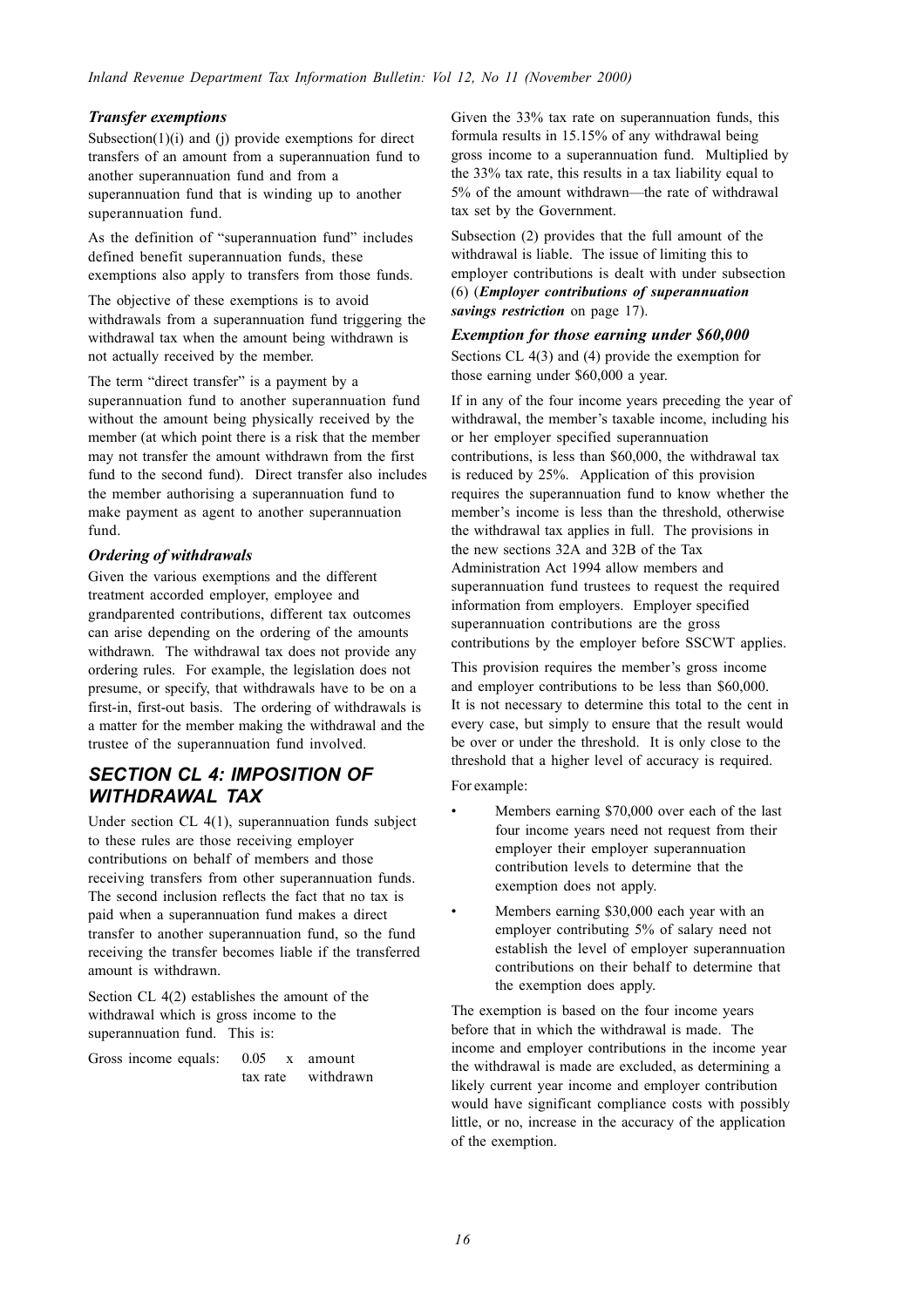### *Transfer exemptions*

Subsection(1)(i) and (j) provide exemptions for direct transfers of an amount from a superannuation fund to another superannuation fund and from a superannuation fund that is winding up to another superannuation fund.

As the definition of "superannuation fund" includes defined benefit superannuation funds, these exemptions also apply to transfers from those funds.

The objective of these exemptions is to avoid withdrawals from a superannuation fund triggering the withdrawal tax when the amount being withdrawn is not actually received by the member.

The term "direct transfer" is a payment by a superannuation fund to another superannuation fund without the amount being physically received by the member (at which point there is a risk that the member may not transfer the amount withdrawn from the first fund to the second fund). Direct transfer also includes the member authorising a superannuation fund to make payment as agent to another superannuation fund.

### *Ordering of withdrawals*

Given the various exemptions and the different treatment accorded employer, employee and grandparented contributions, different tax outcomes can arise depending on the ordering of the amounts withdrawn. The withdrawal tax does not provide any ordering rules. For example, the legislation does not presume, or specify, that withdrawals have to be on a first-in, first-out basis. The ordering of withdrawals is a matter for the member making the withdrawal and the trustee of the superannuation fund involved.

## SECTION CL 4: IMPOSITION OF WITHDRAWAL TAX

Under section CL 4(1), superannuation funds subject to these rules are those receiving employer contributions on behalf of members and those receiving transfers from other superannuation funds. The second inclusion reflects the fact that no tax is paid when a superannuation fund makes a direct transfer to another superannuation fund, so the fund receiving the transfer becomes liable if the transferred amount is withdrawn.

Section CL 4(2) establishes the amount of the withdrawal which is gross income to the superannuation fund. This is:

$$\text{Gross income equals:} \quad \frac{0.05}{\text{tax rate}} \times \text{amount withdrawn}$$

Given the 33% tax rate on superannuation funds, this formula results in 15.15% of any withdrawal being gross income to a superannuation fund. Multiplied by the 33% tax rate, this results in a tax liability equal to 5% of the amount withdrawn—the rate of withdrawal tax set by the Government.

Subsection (2) provides that the full amount of the withdrawal is liable. The issue of limiting this to employer contributions is dealt with under subsection (6) (***Employer contributions of superannuation savings restriction*** on page 17).

### *Exemption for those earning under $60,000*

Sections CL 4(3) and (4) provide the exemption for those earning under $60,000 a year.

If in any of the four income years preceding the year of withdrawal, the member's taxable income, including his or her employer specified superannuation contributions, is less than $60,000, the withdrawal tax is reduced by 25%. Application of this provision requires the superannuation fund to know whether the member's income is less than the threshold, otherwise the withdrawal tax applies in full. The provisions in the new sections 32A and 32B of the Tax Administration Act 1994 allow members and superannuation fund trustees to request the required information from employers. Employer specified superannuation contributions are the gross contributions by the employer before SSCWT applies.

This provision requires the member's gross income and employer contributions to be less than $60,000. It is not necessary to determine this total to the cent in every case, but simply to ensure that the result would be over or under the threshold. It is only close to the threshold that a higher level of accuracy is required.

For example:

- Members earning $70,000 over each of the last four income years need not request from their employer their employer superannuation contribution levels to determine that the exemption does not apply.
- Members earning $30,000 each year with an employer contributing 5% of salary need not establish the level of employer superannuation contributions on their behalf to determine that the exemption does apply.

The exemption is based on the four income years before that in which the withdrawal is made. The income and employer contributions in the income year the withdrawal is made are excluded, as determining a likely current year income and employer contribution would have significant compliance costs with possibly little, or no, increase in the accuracy of the application of the exemption.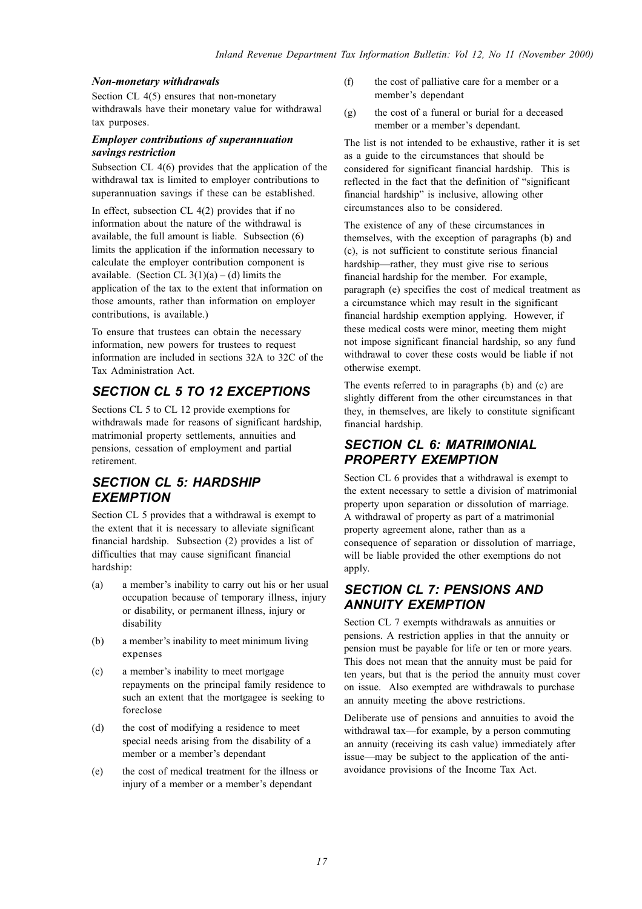### *Non-monetary withdrawals*

Section CL 4(5) ensures that non-monetary withdrawals have their monetary value for withdrawal tax purposes.

### *Employer contributions of superannuation savings restriction*

Subsection CL 4(6) provides that the application of the withdrawal tax is limited to employer contributions to superannuation savings if these can be established.

In effect, subsection CL 4(2) provides that if no information about the nature of the withdrawal is available, the full amount is liable. Subsection (6) limits the application if the information necessary to calculate the employer contribution component is available. (Section CL 3(1)(a) – (d) limits the application of the tax to the extent that information on those amounts, rather than information on employer contributions, is available.)

To ensure that trustees can obtain the necessary information, new powers for trustees to request information are included in sections 32A to 32C of the Tax Administration Act.

## *SECTION CL 5 TO 12 EXCEPTIONS*

Sections CL 5 to CL 12 provide exemptions for withdrawals made for reasons of significant hardship, matrimonial property settlements, annuities and pensions, cessation of employment and partial retirement.

## *SECTION CL 5: HARDSHIP EXEMPTION*

Section CL 5 provides that a withdrawal is exempt to the extent that it is necessary to alleviate significant financial hardship. Subsection (2) provides a list of difficulties that may cause significant financial hardship:

(a) a member's inability to carry out his or her usual occupation because of temporary illness, injury or disability, or permanent illness, injury or disability

(b) a member's inability to meet minimum living expenses

(c) a member's inability to meet mortgage repayments on the principal family residence to such an extent that the mortgagee is seeking to foreclose

(d) the cost of modifying a residence to meet special needs arising from the disability of a member or a member's dependant

(e) the cost of medical treatment for the illness or injury of a member or a member's dependant

(f) the cost of palliative care for a member or a member's dependant

(g) the cost of a funeral or burial for a deceased member or a member's dependant.

The list is not intended to be exhaustive, rather it is set as a guide to the circumstances that should be considered for significant financial hardship. This is reflected in the fact that the definition of "significant financial hardship" is inclusive, allowing other circumstances also to be considered.

The existence of any of these circumstances in themselves, with the exception of paragraphs (b) and (c), is not sufficient to constitute serious financial hardship—rather, they must give rise to serious financial hardship for the member. For example, paragraph (e) specifies the cost of medical treatment as a circumstance which may result in the significant financial hardship exemption applying. However, if these medical costs were minor, meeting them might not impose significant financial hardship, so any fund withdrawal to cover these costs would be liable if not otherwise exempt.

The events referred to in paragraphs (b) and (c) are slightly different from the other circumstances in that they, in themselves, are likely to constitute significant financial hardship.

## *SECTION CL 6: MATRIMONIAL PROPERTY EXEMPTION*

Section CL 6 provides that a withdrawal is exempt to the extent necessary to settle a division of matrimonial property upon separation or dissolution of marriage. A withdrawal of property as part of a matrimonial property agreement alone, rather than as a consequence of separation or dissolution of marriage, will be liable provided the other exemptions do not apply.

## *SECTION CL 7: PENSIONS AND ANNUITY EXEMPTION*

Section CL 7 exempts withdrawals as annuities or pensions. A restriction applies in that the annuity or pension must be payable for life or ten or more years. This does not mean that the annuity must be paid for ten years, but that is the period the annuity must cover on issue. Also exempted are withdrawals to purchase an annuity meeting the above restrictions.

Deliberate use of pensions and annuities to avoid the withdrawal tax—for example, by a person commuting an annuity (receiving its cash value) immediately after issue—may be subject to the application of the anti-avoidance provisions of the Income Tax Act.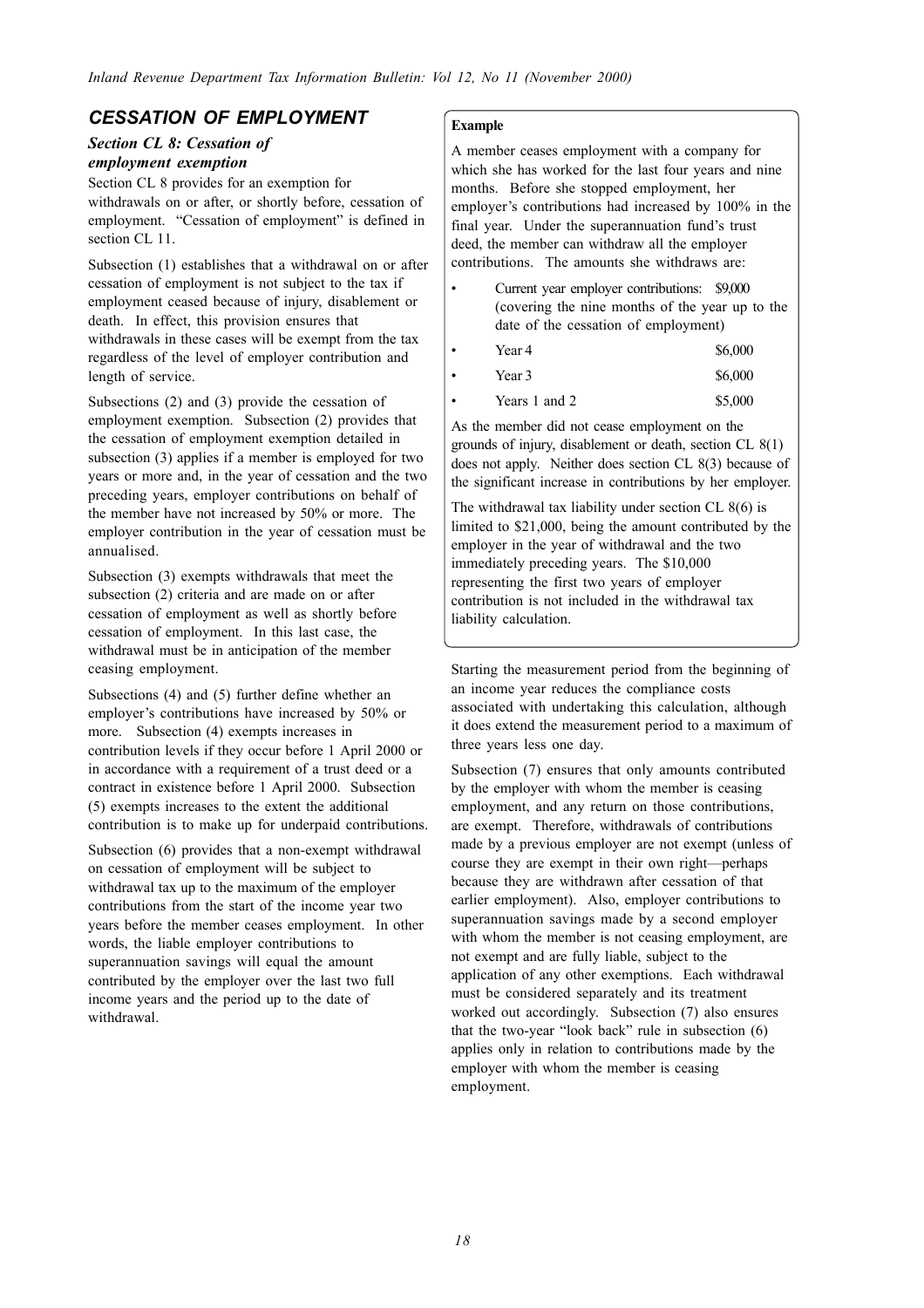## CESSATION OF EMPLOYMENT

### *Section CL 8: Cessation of employment exemption*

Section CL 8 provides for an exemption for withdrawals on or after, or shortly before, cessation of employment. "Cessation of employment" is defined in section CL 11.

Subsection (1) establishes that a withdrawal on or after cessation of employment is not subject to the tax if employment ceased because of injury, disablement or death. In effect, this provision ensures that withdrawals in these cases will be exempt from the tax regardless of the level of employer contribution and length of service.

Subsections (2) and (3) provide the cessation of employment exemption. Subsection (2) provides that the cessation of employment exemption detailed in subsection (3) applies if a member is employed for two years or more and, in the year of cessation and the two preceding years, employer contributions on behalf of the member have not increased by 50% or more. The employer contribution in the year of cessation must be annualised.

Subsection (3) exempts withdrawals that meet the subsection (2) criteria and are made on or after cessation of employment as well as shortly before cessation of employment. In this last case, the withdrawal must be in anticipation of the member ceasing employment.

Subsections (4) and (5) further define whether an employer's contributions have increased by 50% or more. Subsection (4) exempts increases in contribution levels if they occur before 1 April 2000 or in accordance with a requirement of a trust deed or a contract in existence before 1 April 2000. Subsection (5) exempts increases to the extent the additional contribution is to make up for underpaid contributions.

Subsection (6) provides that a non-exempt withdrawal on cessation of employment will be subject to withdrawal tax up to the maximum of the employer contributions from the start of the income year two years before the member ceases employment. In other words, the liable employer contributions to superannuation savings will equal the amount contributed by the employer over the last two full income years and the period up to the date of withdrawal.

**Example**

A member ceases employment with a company for which she has worked for the last four years and nine months. Before she stopped employment, her employer's contributions had increased by 100% in the final year. Under the superannuation fund's trust deed, the member can withdraw all the employer contributions. The amounts she withdraws are:

- Current year employer contributions: $9,000 (covering the nine months of the year up to the date of the cessation of employment)
- Year 4 $6,000
- Year 3 $6,000
- Years 1 and 2 $5,000

As the member did not cease employment on the grounds of injury, disablement or death, section CL 8(1) does not apply. Neither does section CL 8(3) because of the significant increase in contributions by her employer.

The withdrawal tax liability under section CL 8(6) is limited to $21,000, being the amount contributed by the employer in the year of withdrawal and the two immediately preceding years. The $10,000 representing the first two years of employer contribution is not included in the withdrawal tax liability calculation.

Starting the measurement period from the beginning of an income year reduces the compliance costs associated with undertaking this calculation, although it does extend the measurement period to a maximum of three years less one day.

Subsection (7) ensures that only amounts contributed by the employer with whom the member is ceasing employment, and any return on those contributions, are exempt. Therefore, withdrawals of contributions made by a previous employer are not exempt (unless of course they are exempt in their own right—perhaps because they are withdrawn after cessation of that earlier employment). Also, employer contributions to superannuation savings made by a second employer with whom the member is not ceasing employment, are not exempt and are fully liable, subject to the application of any other exemptions. Each withdrawal must be considered separately and its treatment worked out accordingly. Subsection (7) also ensures that the two-year "look back" rule in subsection (6) applies only in relation to contributions made by the employer with whom the member is ceasing employment.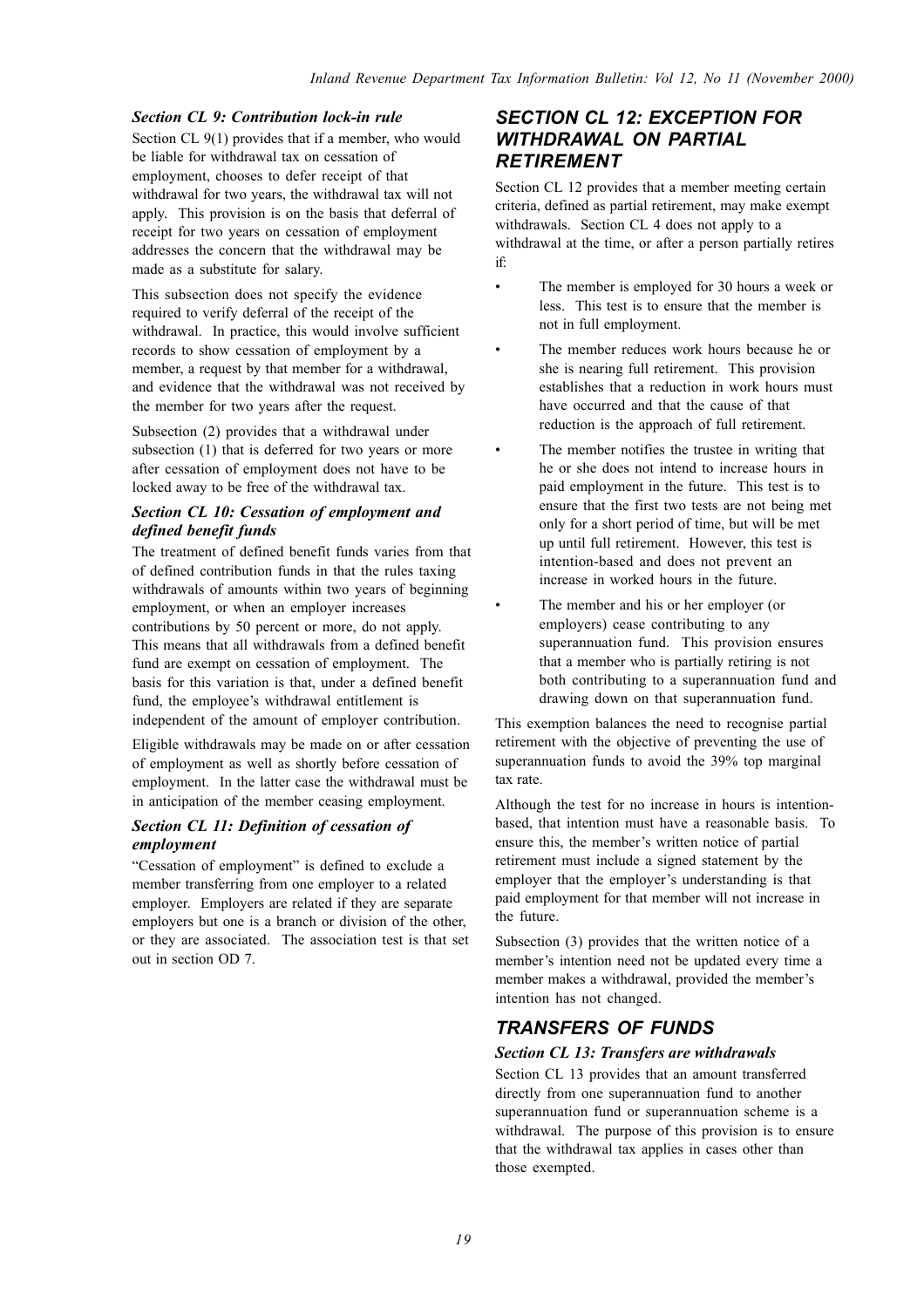### *Section CL 9: Contribution lock-in rule*

Section CL 9(1) provides that if a member, who would be liable for withdrawal tax on cessation of employment, chooses to defer receipt of that withdrawal for two years, the withdrawal tax will not apply. This provision is on the basis that deferral of receipt for two years on cessation of employment addresses the concern that the withdrawal may be made as a substitute for salary.

This subsection does not specify the evidence required to verify deferral of the receipt of the withdrawal. In practice, this would involve sufficient records to show cessation of employment by a member, a request by that member for a withdrawal, and evidence that the withdrawal was not received by the member for two years after the request.

Subsection (2) provides that a withdrawal under subsection (1) that is deferred for two years or more after cessation of employment does not have to be locked away to be free of the withdrawal tax.

### *Section CL 10: Cessation of employment and defined benefit funds*

The treatment of defined benefit funds varies from that of defined contribution funds in that the rules taxing withdrawals of amounts within two years of beginning employment, or when an employer increases contributions by 50 percent or more, do not apply. This means that all withdrawals from a defined benefit fund are exempt on cessation of employment. The basis for this variation is that, under a defined benefit fund, the employee's withdrawal entitlement is independent of the amount of employer contribution.

Eligible withdrawals may be made on or after cessation of employment as well as shortly before cessation of employment. In the latter case the withdrawal must be in anticipation of the member ceasing employment.

### *Section CL 11: Definition of cessation of employment*

"Cessation of employment" is defined to exclude a member transferring from one employer to a related employer. Employers are related if they are separate employers but one is a branch or division of the other, or they are associated. The association test is that set out in section OD 7.

## *SECTION CL 12: EXCEPTION FOR WITHDRAWAL ON PARTIAL RETIREMENT*

Section CL 12 provides that a member meeting certain criteria, defined as partial retirement, may make exempt withdrawals. Section CL 4 does not apply to a withdrawal at the time, or after a person partially retires if:

- The member is employed for 30 hours a week or less. This test is to ensure that the member is not in full employment.
- The member reduces work hours because he or she is nearing full retirement. This provision establishes that a reduction in work hours must have occurred and that the cause of that reduction is the approach of full retirement.
- The member notifies the trustee in writing that he or she does not intend to increase hours in paid employment in the future. This test is to ensure that the first two tests are not being met only for a short period of time, but will be met up until full retirement. However, this test is intention-based and does not prevent an increase in worked hours in the future.
- The member and his or her employer (or employers) cease contributing to any superannuation fund. This provision ensures that a member who is partially retiring is not both contributing to a superannuation fund and drawing down on that superannuation fund.

This exemption balances the need to recognise partial retirement with the objective of preventing the use of superannuation funds to avoid the 39% top marginal tax rate.

Although the test for no increase in hours is intention-based, that intention must have a reasonable basis. To ensure this, the member's written notice of partial retirement must include a signed statement by the employer that the employer's understanding is that paid employment for that member will not increase in the future.

Subsection (3) provides that the written notice of a member's intention need not be updated every time a member makes a withdrawal, provided the member's intention has not changed.

## *TRANSFERS OF FUNDS*

### *Section CL 13: Transfers are withdrawals*

Section CL 13 provides that an amount transferred directly from one superannuation fund to another superannuation fund or superannuation scheme is a withdrawal. The purpose of this provision is to ensure that the withdrawal tax applies in cases other than those exempted.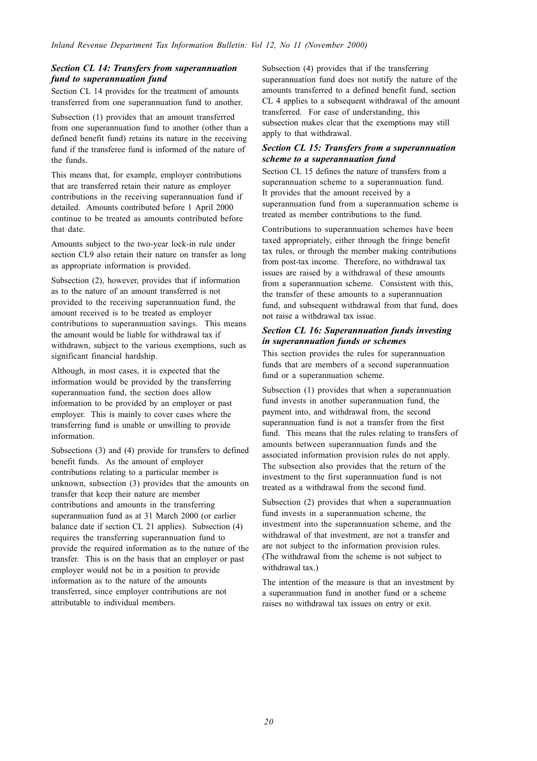### *Section CL 14: Transfers from superannuation fund to superannuation fund*

Section CL 14 provides for the treatment of amounts transferred from one superannuation fund to another.

Subsection (1) provides that an amount transferred from one superannuation fund to another (other than a defined benefit fund) retains its nature in the receiving fund if the transferee fund is informed of the nature of the funds.

This means that, for example, employer contributions that are transferred retain their nature as employer contributions in the receiving superannuation fund if detailed. Amounts contributed before 1 April 2000 continue to be treated as amounts contributed before that date.

Amounts subject to the two-year lock-in rule under section CL9 also retain their nature on transfer as long as appropriate information is provided.

Subsection (2), however, provides that if information as to the nature of an amount transferred is not provided to the receiving superannuation fund, the amount received is to be treated as employer contributions to superannuation savings. This means the amount would be liable for withdrawal tax if withdrawn, subject to the various exemptions, such as significant financial hardship.

Although, in most cases, it is expected that the information would be provided by the transferring superannuation fund, the section does allow information to be provided by an employer or past employer. This is mainly to cover cases where the transferring fund is unable or unwilling to provide information.

Subsections (3) and (4) provide for transfers to defined benefit funds. As the amount of employer contributions relating to a particular member is unknown, subsection (3) provides that the amounts on transfer that keep their nature are member contributions and amounts in the transferring superannuation fund as at 31 March 2000 (or earlier balance date if section CL 21 applies). Subsection (4) requires the transferring superannuation fund to provide the required information as to the nature of the transfer. This is on the basis that an employer or past employer would not be in a position to provide information as to the nature of the amounts transferred, since employer contributions are not attributable to individual members.

Subsection (4) provides that if the transferring superannuation fund does not notify the nature of the amounts transferred to a defined benefit fund, section CL 4 applies to a subsequent withdrawal of the amount transferred. For ease of understanding, this subsection makes clear that the exemptions may still apply to that withdrawal.

### *Section CL 15: Transfers from a superannuation scheme to a superannuation fund*

Section CL 15 defines the nature of transfers from a superannuation scheme to a superannuation fund. It provides that the amount received by a superannuation fund from a superannuation scheme is treated as member contributions to the fund.

Contributions to superannuation schemes have been taxed appropriately, either through the fringe benefit tax rules, or through the member making contributions from post-tax income. Therefore, no withdrawal tax issues are raised by a withdrawal of these amounts from a superannuation scheme. Consistent with this, the transfer of these amounts to a superannuation fund, and subsequent withdrawal from that fund, does not raise a withdrawal tax issue.

### *Section CL 16: Superannuation funds investing in superannuation funds or schemes*

This section provides the rules for superannuation funds that are members of a second superannuation fund or a superannuation scheme.

Subsection (1) provides that when a superannuation fund invests in another superannuation fund, the payment into, and withdrawal from, the second superannuation fund is not a transfer from the first fund. This means that the rules relating to transfers of amounts between superannuation funds and the associated information provision rules do not apply. The subsection also provides that the return of the investment to the first superannuation fund is not treated as a withdrawal from the second fund.

Subsection (2) provides that when a superannuation fund invests in a superannuation scheme, the investment into the superannuation scheme, and the withdrawal of that investment, are not a transfer and are not subject to the information provision rules. (The withdrawal from the scheme is not subject to withdrawal tax.)

The intention of the measure is that an investment by a superannuation fund in another fund or a scheme raises no withdrawal tax issues on entry or exit.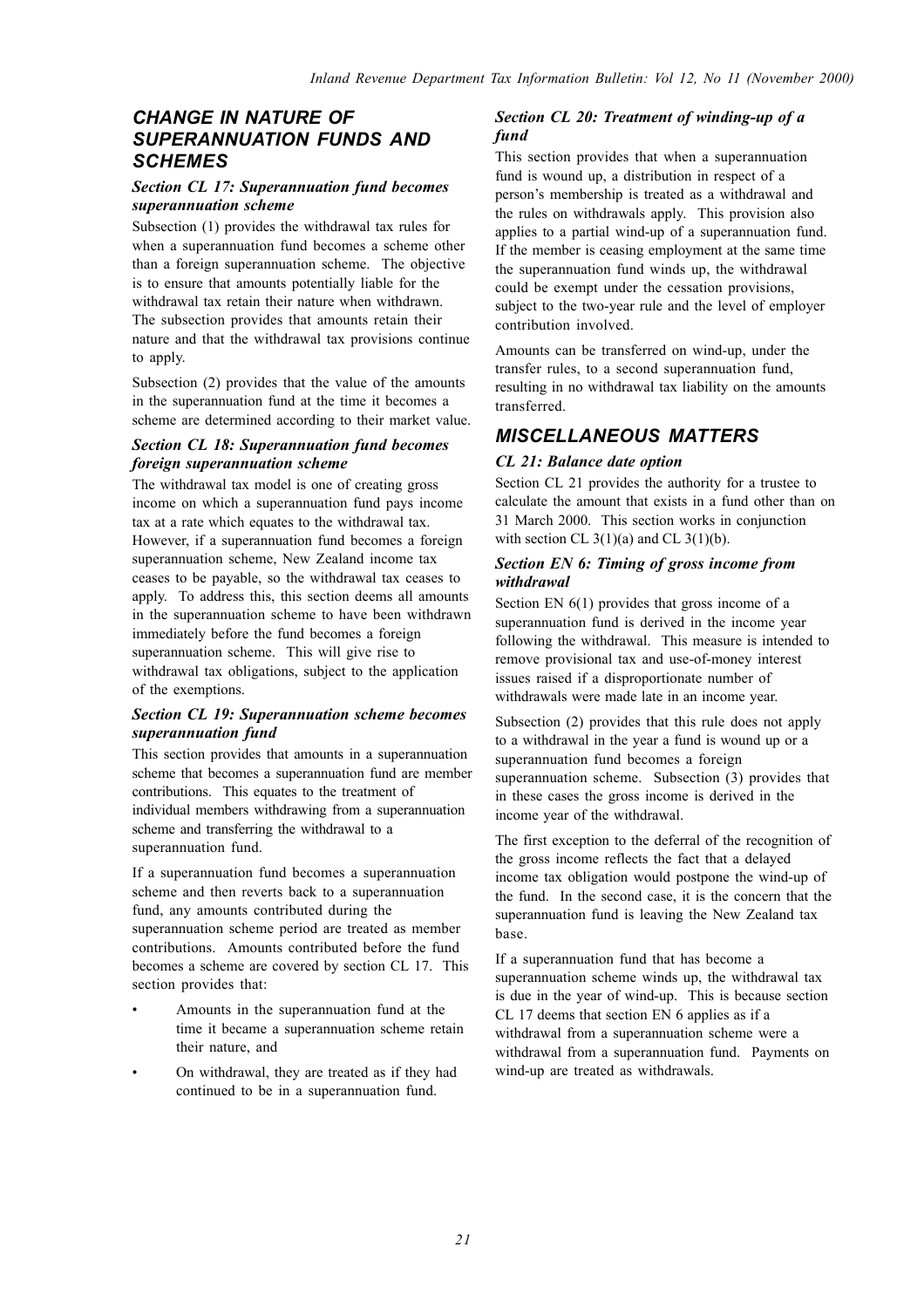## CHANGE IN NATURE OF SUPERANNUATION FUNDS AND SCHEMES

### *Section CL 17: Superannuation fund becomes superannuation scheme*

Subsection (1) provides the withdrawal tax rules for when a superannuation fund becomes a scheme other than a foreign superannuation scheme. The objective is to ensure that amounts potentially liable for the withdrawal tax retain their nature when withdrawn. The subsection provides that amounts retain their nature and that the withdrawal tax provisions continue to apply.

Subsection (2) provides that the value of the amounts in the superannuation fund at the time it becomes a scheme are determined according to their market value.

### *Section CL 18: Superannuation fund becomes foreign superannuation scheme*

The withdrawal tax model is one of creating gross income on which a superannuation fund pays income tax at a rate which equates to the withdrawal tax. However, if a superannuation fund becomes a foreign superannuation scheme, New Zealand income tax ceases to be payable, so the withdrawal tax ceases to apply. To address this, this section deems all amounts in the superannuation scheme to have been withdrawn immediately before the fund becomes a foreign superannuation scheme. This will give rise to withdrawal tax obligations, subject to the application of the exemptions.

### *Section CL 19: Superannuation scheme becomes superannuation fund*

This section provides that amounts in a superannuation scheme that becomes a superannuation fund are member contributions. This equates to the treatment of individual members withdrawing from a superannuation scheme and transferring the withdrawal to a superannuation fund.

If a superannuation fund becomes a superannuation scheme and then reverts back to a superannuation fund, any amounts contributed during the superannuation scheme period are treated as member contributions. Amounts contributed before the fund becomes a scheme are covered by section CL 17. This section provides that:

- Amounts in the superannuation fund at the time it became a superannuation scheme retain their nature, and
- On withdrawal, they are treated as if they had continued to be in a superannuation fund.

### *Section CL 20: Treatment of winding-up of a fund*

This section provides that when a superannuation fund is wound up, a distribution in respect of a person's membership is treated as a withdrawal and the rules on withdrawals apply. This provision also applies to a partial wind-up of a superannuation fund. If the member is ceasing employment at the same time the superannuation fund winds up, the withdrawal could be exempt under the cessation provisions, subject to the two-year rule and the level of employer contribution involved.

Amounts can be transferred on wind-up, under the transfer rules, to a second superannuation fund, resulting in no withdrawal tax liability on the amounts transferred.

## MISCELLANEOUS MATTERS

### *CL 21: Balance date option*

Section CL 21 provides the authority for a trustee to calculate the amount that exists in a fund other than on 31 March 2000. This section works in conjunction with section CL 3(1)(a) and CL 3(1)(b).

### *Section EN 6: Timing of gross income from withdrawal*

Section EN 6(1) provides that gross income of a superannuation fund is derived in the income year following the withdrawal. This measure is intended to remove provisional tax and use-of-money interest issues raised if a disproportionate number of withdrawals were made late in an income year.

Subsection (2) provides that this rule does not apply to a withdrawal in the year a fund is wound up or a superannuation fund becomes a foreign superannuation scheme. Subsection (3) provides that in these cases the gross income is derived in the income year of the withdrawal.

The first exception to the deferral of the recognition of the gross income reflects the fact that a delayed income tax obligation would postpone the wind-up of the fund. In the second case, it is the concern that the superannuation fund is leaving the New Zealand tax base.

If a superannuation fund that has become a superannuation scheme winds up, the withdrawal tax is due in the year of wind-up. This is because section CL 17 deems that section EN 6 applies as if a withdrawal from a superannuation scheme were a withdrawal from a superannuation fund. Payments on wind-up are treated as withdrawals.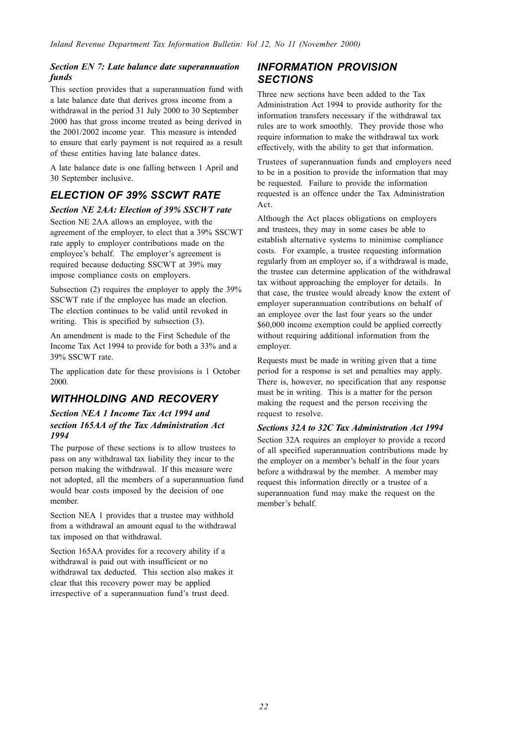#### *Section EN 7: Late balance date superannuation funds*

This section provides that a superannuation fund with a late balance date that derives gross income from a withdrawal in the period 31 July 2000 to 30 September 2000 has that gross income treated as being derived in the 2001/2002 income year. This measure is intended to ensure that early payment is not required as a result of these entities having late balance dates.

A late balance date is one falling between 1 April and 30 September inclusive.

## *ELECTION OF 39% SSCWT RATE*

#### *Section NE 2AA: Election of 39% SSCWT rate*

Section NE 2AA allows an employee, with the agreement of the employer, to elect that a 39% SSCWT rate apply to employer contributions made on the employee's behalf. The employer's agreement is required because deducting SSCWT at 39% may impose compliance costs on employers.

Subsection (2) requires the employer to apply the 39% SSCWT rate if the employee has made an election. The election continues to be valid until revoked in writing. This is specified by subsection (3).

An amendment is made to the First Schedule of the Income Tax Act 1994 to provide for both a 33% and a 39% SSCWT rate.

The application date for these provisions is 1 October 2000.

## *WITHHOLDING AND RECOVERY*

#### *Section NEA 1 Income Tax Act 1994 and section 165AA of the Tax Administration Act 1994*

The purpose of these sections is to allow trustees to pass on any withdrawal tax liability they incur to the person making the withdrawal. If this measure were not adopted, all the members of a superannuation fund would bear costs imposed by the decision of one member.

Section NEA 1 provides that a trustee may withhold from a withdrawal an amount equal to the withdrawal tax imposed on that withdrawal.

Section 165AA provides for a recovery ability if a withdrawal is paid out with insufficient or no withdrawal tax deducted. This section also makes it clear that this recovery power may be applied irrespective of a superannuation fund's trust deed.

## *INFORMATION PROVISION SECTIONS*

Three new sections have been added to the Tax Administration Act 1994 to provide authority for the information transfers necessary if the withdrawal tax rules are to work smoothly. They provide those who require information to make the withdrawal tax work effectively, with the ability to get that information.

Trustees of superannuation funds and employers need to be in a position to provide the information that may be requested. Failure to provide the information requested is an offence under the Tax Administration Act.

Although the Act places obligations on employers and trustees, they may in some cases be able to establish alternative systems to minimise compliance costs. For example, a trustee requesting information regularly from an employer so, if a withdrawal is made, the trustee can determine application of the withdrawal tax without approaching the employer for details. In that case, the trustee would already know the extent of employer superannuation contributions on behalf of an employee over the last four years so the under $60,000 income exemption could be applied correctly without requiring additional information from the employer.

Requests must be made in writing given that a time period for a response is set and penalties may apply. There is, however, no specification that any response must be in writing. This is a matter for the person making the request and the person receiving the request to resolve.

#### *Sections 32A to 32C Tax Administration Act 1994*

Section 32A requires an employer to provide a record of all specified superannuation contributions made by the employer on a member's behalf in the four years before a withdrawal by the member. A member may request this information directly or a trustee of a superannuation fund may make the request on the member's behalf.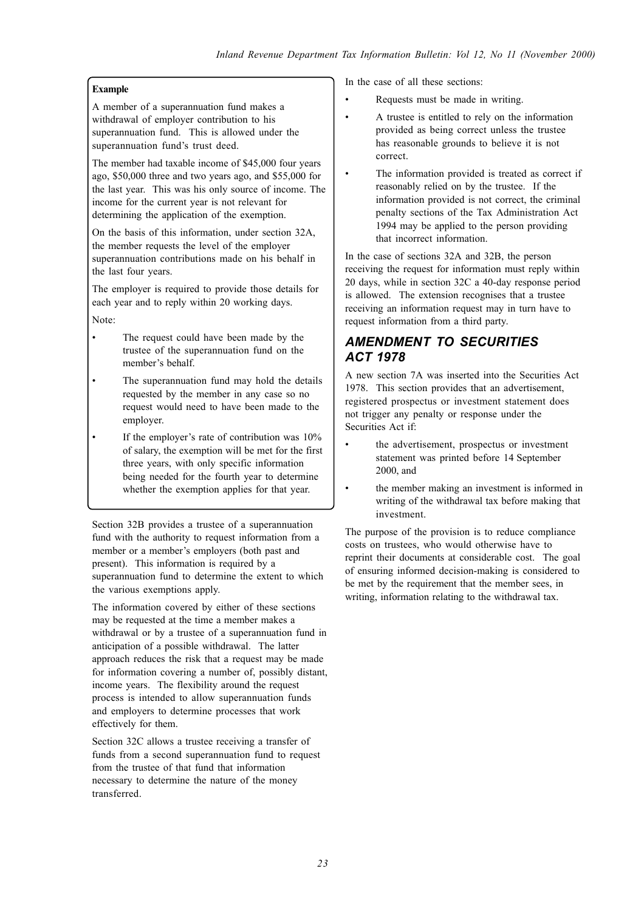**Example**

A member of a superannuation fund makes a withdrawal of employer contribution to his superannuation fund. This is allowed under the superannuation fund's trust deed.

The member had taxable income of $45,000 four years ago, $50,000 three and two years ago, and $55,000 for the last year. This was his only source of income. The income for the current year is not relevant for determining the application of the exemption.

On the basis of this information, under section 32A, the member requests the level of the employer superannuation contributions made on his behalf in the last four years.

The employer is required to provide those details for each year and to reply within 20 working days.

Note:

- The request could have been made by the trustee of the superannuation fund on the member's behalf.
- The superannuation fund may hold the details requested by the member in any case so no request would need to have been made to the employer.
- If the employer's rate of contribution was 10% of salary, the exemption will be met for the first three years, with only specific information being needed for the fourth year to determine whether the exemption applies for that year.

Section 32B provides a trustee of a superannuation fund with the authority to request information from a member or a member's employers (both past and present). This information is required by a superannuation fund to determine the extent to which the various exemptions apply.

The information covered by either of these sections may be requested at the time a member makes a withdrawal or by a trustee of a superannuation fund in anticipation of a possible withdrawal. The latter approach reduces the risk that a request may be made for information covering a number of, possibly distant, income years. The flexibility around the request process is intended to allow superannuation funds and employers to determine processes that work effectively for them.

Section 32C allows a trustee receiving a transfer of funds from a second superannuation fund to request from the trustee of that fund that information necessary to determine the nature of the money transferred.

In the case of all these sections:

- Requests must be made in writing.
- A trustee is entitled to rely on the information provided as being correct unless the trustee has reasonable grounds to believe it is not correct.
- The information provided is treated as correct if reasonably relied on by the trustee. If the information provided is not correct, the criminal penalty sections of the Tax Administration Act 1994 may be applied to the person providing that incorrect information.

In the case of sections 32A and 32B, the person receiving the request for information must reply within 20 days, while in section 32C a 40-day response period is allowed. The extension recognises that a trustee receiving an information request may in turn have to request information from a third party.

## *AMENDMENT TO SECURITIES ACT 1978*

A new section 7A was inserted into the Securities Act 1978. This section provides that an advertisement, registered prospectus or investment statement does not trigger any penalty or response under the Securities Act if:

- the advertisement, prospectus or investment statement was printed before 14 September 2000, and
- the member making an investment is informed in writing of the withdrawal tax before making that investment.

The purpose of the provision is to reduce compliance costs on trustees, who would otherwise have to reprint their documents at considerable cost. The goal of ensuring informed decision-making is considered to be met by the requirement that the member sees, in writing, information relating to the withdrawal tax.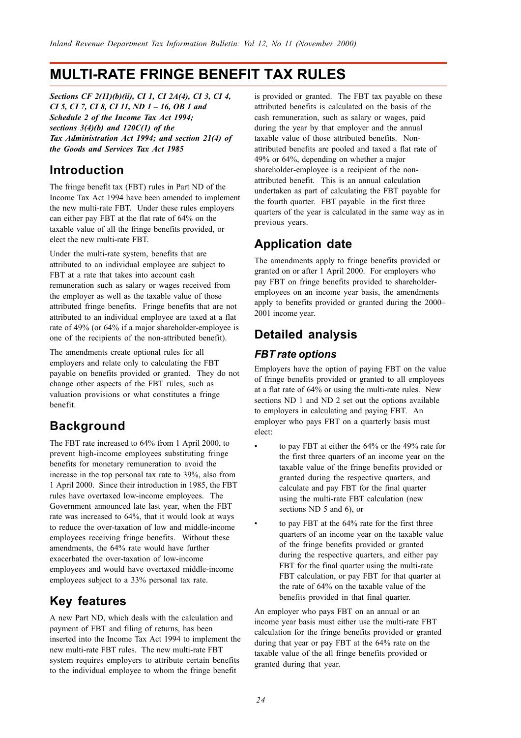# MULTI-RATE FRINGE BENEFIT TAX RULES

***Sections CF 2(11)(b)(ii), CI 1, CI 2A(4), CI 3, CI 4, CI 5, CI 7, CI 8, CI 11, ND 1 – 16, OB 1 and Schedule 2 of the Income Tax Act 1994; sections 3(4)(b) and 120C(1) of the Tax Administration Act 1994; and section 21(4) of the Goods and Services Tax Act 1985***

## Introduction

The fringe benefit tax (FBT) rules in Part ND of the Income Tax Act 1994 have been amended to implement the new multi-rate FBT. Under these rules employers can either pay FBT at the flat rate of 64% on the taxable value of all the fringe benefits provided, or elect the new multi-rate FBT.

Under the multi-rate system, benefits that are attributed to an individual employee are subject to FBT at a rate that takes into account cash remuneration such as salary or wages received from the employer as well as the taxable value of those attributed fringe benefits. Fringe benefits that are not attributed to an individual employee are taxed at a flat rate of 49% (or 64% if a major shareholder-employee is one of the recipients of the non-attributed benefit).

The amendments create optional rules for all employers and relate only to calculating the FBT payable on benefits provided or granted. They do not change other aspects of the FBT rules, such as valuation provisions or what constitutes a fringe benefit.

## Background

The FBT rate increased to 64% from 1 April 2000, to prevent high-income employees substituting fringe benefits for monetary remuneration to avoid the increase in the top personal tax rate to 39%, also from 1 April 2000. Since their introduction in 1985, the FBT rules have overtaxed low-income employees. The Government announced late last year, when the FBT rate was increased to 64%, that it would look at ways to reduce the over-taxation of low and middle-income employees receiving fringe benefits. Without these amendments, the 64% rate would have further exacerbated the over-taxation of low-income employees and would have overtaxed middle-income employees subject to a 33% personal tax rate.

## Key features

A new Part ND, which deals with the calculation and payment of FBT and filing of returns, has been inserted into the Income Tax Act 1994 to implement the new multi-rate FBT rules. The new multi-rate FBT system requires employers to attribute certain benefits to the individual employee to whom the fringe benefit is provided or granted. The FBT tax payable on these attributed benefits is calculated on the basis of the cash remuneration, such as salary or wages, paid during the year by that employer and the annual taxable value of those attributed benefits. Non-attributed benefits are pooled and taxed a flat rate of 49% or 64%, depending on whether a major shareholder-employee is a recipient of the non-attributed benefit. This is an annual calculation undertaken as part of calculating the FBT payable for the fourth quarter. FBT payable in the first three quarters of the year is calculated in the same way as in previous years.

## Application date

The amendments apply to fringe benefits provided or granted on or after 1 April 2000. For employers who pay FBT on fringe benefits provided to shareholder-employees on an income year basis, the amendments apply to benefits provided or granted during the 2000–2001 income year.

## Detailed analysis

### *FBT rate options*

Employers have the option of paying FBT on the value of fringe benefits provided or granted to all employees at a flat rate of 64% or using the multi-rate rules. New sections ND 1 and ND 2 set out the options available to employers in calculating and paying FBT. An employer who pays FBT on a quarterly basis must elect:

- to pay FBT at either the 64% or the 49% rate for the first three quarters of an income year on the taxable value of the fringe benefits provided or granted during the respective quarters, and calculate and pay FBT for the final quarter using the multi-rate FBT calculation (new sections ND 5 and 6), or
- to pay FBT at the 64% rate for the first three quarters of an income year on the taxable value of the fringe benefits provided or granted during the respective quarters, and either pay FBT for the final quarter using the multi-rate FBT calculation, or pay FBT for that quarter at the rate of 64% on the taxable value of the benefits provided in that final quarter.

An employer who pays FBT on an annual or an income year basis must either use the multi-rate FBT calculation for the fringe benefits provided or granted during that year or pay FBT at the 64% rate on the taxable value of the all fringe benefits provided or granted during that year.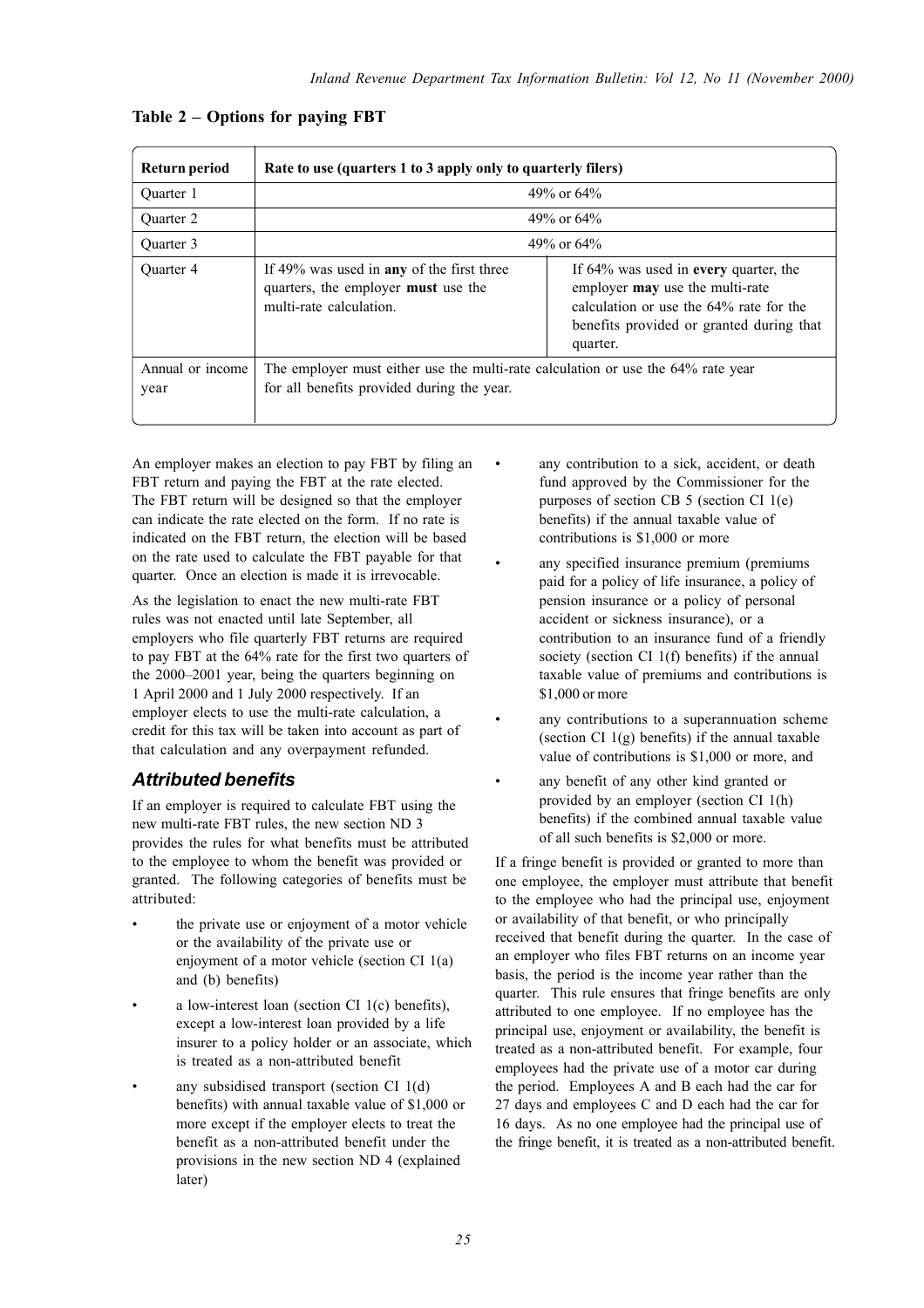**Table 2 – Options for paying FBT**

| Return period | Rate to use (quarters 1 to 3 apply only to quarterly filers) | |
|---|---|---|
| Quarter 1 | 49% or 64% | |
| Quarter 2 | 49% or 64% | |
| Quarter 3 | 49% or 64% | |
| Quarter 4 | If 49% was used in **any** of the first three quarters, the employer **must** use the multi-rate calculation. | If 64% was used in **every** quarter, the employer **may** use the multi-rate calculation or use the 64% rate for the benefits provided or granted during that quarter. |
| Annual or income year | The employer must either use the multi-rate calculation or use the 64% rate year for all benefits provided during the year. | |

An employer makes an election to pay FBT by filing an FBT return and paying the FBT at the rate elected. The FBT return will be designed so that the employer can indicate the rate elected on the form. If no rate is indicated on the FBT return, the election will be based on the rate used to calculate the FBT payable for that quarter. Once an election is made it is irrevocable.

As the legislation to enact the new multi-rate FBT rules was not enacted until late September, all employers who file quarterly FBT returns are required to pay FBT at the 64% rate for the first two quarters of the 2000–2001 year, being the quarters beginning on 1 April 2000 and 1 July 2000 respectively. If an employer elects to use the multi-rate calculation, a credit for this tax will be taken into account as part of that calculation and any overpayment refunded.

## *Attributed benefits*

If an employer is required to calculate FBT using the new multi-rate FBT rules, the new section ND 3 provides the rules for what benefits must be attributed to the employee to whom the benefit was provided or granted. The following categories of benefits must be attributed:

- the private use or enjoyment of a motor vehicle or the availability of the private use or enjoyment of a motor vehicle (section CI 1(a) and (b) benefits)
- a low-interest loan (section CI 1(c) benefits), except a low-interest loan provided by a life insurer to a policy holder or an associate, which is treated as a non-attributed benefit
- any subsidised transport (section CI 1(d) benefits) with annual taxable value of $1,000 or more except if the employer elects to treat the benefit as a non-attributed benefit under the provisions in the new section ND 4 (explained later)
- any contribution to a sick, accident, or death fund approved by the Commissioner for the purposes of section CB 5 (section CI 1(e) benefits) if the annual taxable value of contributions is $1,000 or more
- any specified insurance premium (premiums paid for a policy of life insurance, a policy of pension insurance or a policy of personal accident or sickness insurance), or a contribution to an insurance fund of a friendly society (section CI 1(f) benefits) if the annual taxable value of premiums and contributions is $1,000 or more
- any contributions to a superannuation scheme (section CI 1(g) benefits) if the annual taxable value of contributions is $1,000 or more, and
- any benefit of any other kind granted or provided by an employer (section CI 1(h) benefits) if the combined annual taxable value of all such benefits is $2,000 or more.

If a fringe benefit is provided or granted to more than one employee, the employer must attribute that benefit to the employee who had the principal use, enjoyment or availability of that benefit, or who principally received that benefit during the quarter. In the case of an employer who files FBT returns on an income year basis, the period is the income year rather than the quarter. This rule ensures that fringe benefits are only attributed to one employee. If no employee has the principal use, enjoyment or availability, the benefit is treated as a non-attributed benefit. For example, four employees had the private use of a motor car during the period. Employees A and B each had the car for 27 days and employees C and D each had the car for 16 days. As no one employee had the principal use of the fringe benefit, it is treated as a non-attributed benefit.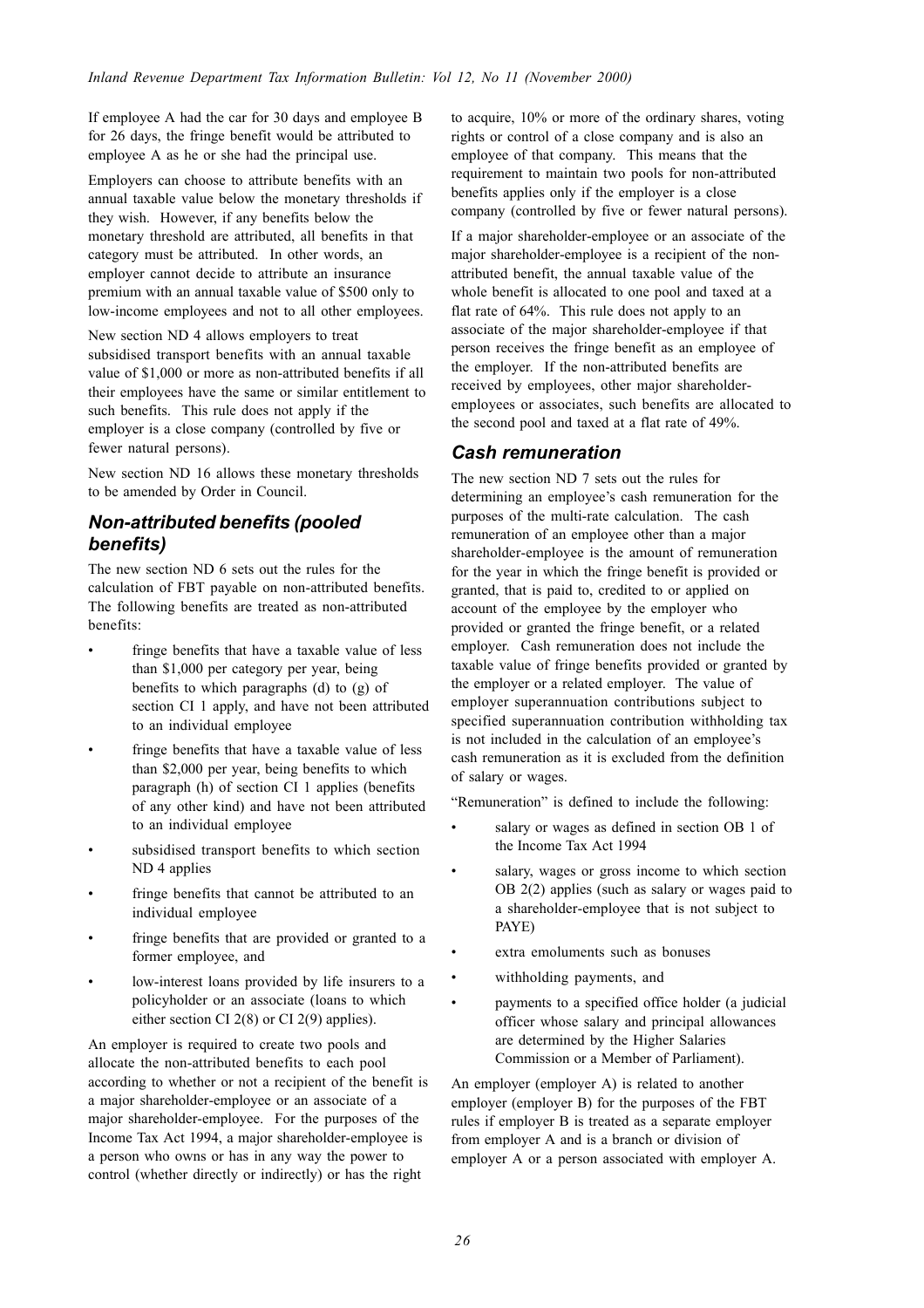If employee A had the car for 30 days and employee B for 26 days, the fringe benefit would be attributed to employee A as he or she had the principal use.

Employers can choose to attribute benefits with an annual taxable value below the monetary thresholds if they wish. However, if any benefits below the monetary threshold are attributed, all benefits in that category must be attributed. In other words, an employer cannot decide to attribute an insurance premium with an annual taxable value of $500 only to low-income employees and not to all other employees.

New section ND 4 allows employers to treat subsidised transport benefits with an annual taxable value of $1,000 or more as non-attributed benefits if all their employees have the same or similar entitlement to such benefits. This rule does not apply if the employer is a close company (controlled by five or fewer natural persons).

New section ND 16 allows these monetary thresholds to be amended by Order in Council.

## *Non-attributed benefits (pooled benefits)*

The new section ND 6 sets out the rules for the calculation of FBT payable on non-attributed benefits. The following benefits are treated as non-attributed benefits:

- fringe benefits that have a taxable value of less than $1,000 per category per year, being benefits to which paragraphs (d) to (g) of section CI 1 apply, and have not been attributed to an individual employee
- fringe benefits that have a taxable value of less than $2,000 per year, being benefits to which paragraph (h) of section CI 1 applies (benefits of any other kind) and have not been attributed to an individual employee
- subsidised transport benefits to which section ND 4 applies
- fringe benefits that cannot be attributed to an individual employee
- fringe benefits that are provided or granted to a former employee, and
- low-interest loans provided by life insurers to a policyholder or an associate (loans to which either section CI 2(8) or CI 2(9) applies).

An employer is required to create two pools and allocate the non-attributed benefits to each pool according to whether or not a recipient of the benefit is a major shareholder-employee or an associate of a major shareholder-employee. For the purposes of the Income Tax Act 1994, a major shareholder-employee is a person who owns or has in any way the power to control (whether directly or indirectly) or has the right to acquire, 10% or more of the ordinary shares, voting rights or control of a close company and is also an employee of that company. This means that the requirement to maintain two pools for non-attributed benefits applies only if the employer is a close company (controlled by five or fewer natural persons).

If a major shareholder-employee or an associate of the major shareholder-employee is a recipient of the non-attributed benefit, the annual taxable value of the whole benefit is allocated to one pool and taxed at a flat rate of 64%. This rule does not apply to an associate of the major shareholder-employee if that person receives the fringe benefit as an employee of the employer. If the non-attributed benefits are received by employees, other major shareholder-employees or associates, such benefits are allocated to the second pool and taxed at a flat rate of 49%.

## *Cash remuneration*

The new section ND 7 sets out the rules for determining an employee's cash remuneration for the purposes of the multi-rate calculation. The cash remuneration of an employee other than a major shareholder-employee is the amount of remuneration for the year in which the fringe benefit is provided or granted, that is paid to, credited to or applied on account of the employee by the employer who provided or granted the fringe benefit, or a related employer. Cash remuneration does not include the taxable value of fringe benefits provided or granted by the employer or a related employer. The value of employer superannuation contributions subject to specified superannuation contribution withholding tax is not included in the calculation of an employee's cash remuneration as it is excluded from the definition of salary or wages.

"Remuneration" is defined to include the following:

- salary or wages as defined in section OB 1 of the Income Tax Act 1994
- salary, wages or gross income to which section OB 2(2) applies (such as salary or wages paid to a shareholder-employee that is not subject to PAYE)
- extra emoluments such as bonuses
- withholding payments, and
- payments to a specified office holder (a judicial officer whose salary and principal allowances are determined by the Higher Salaries Commission or a Member of Parliament).

An employer (employer A) is related to another employer (employer B) for the purposes of the FBT rules if employer B is treated as a separate employer from employer A and is a branch or division of employer A or a person associated with employer A.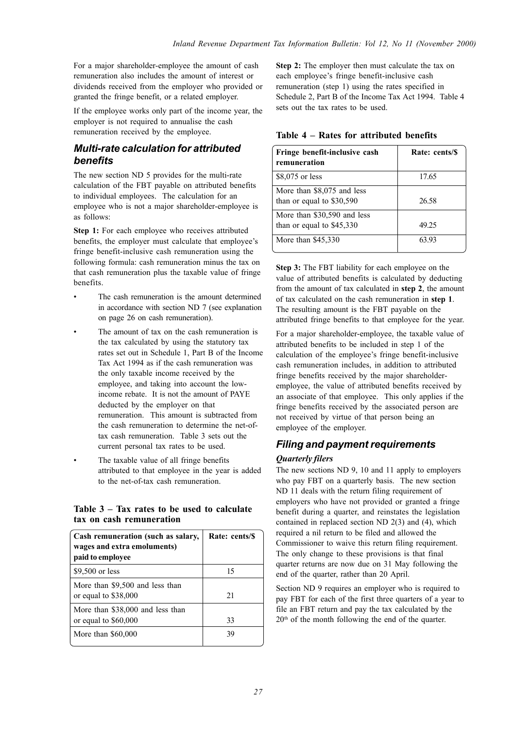For a major shareholder-employee the amount of cash remuneration also includes the amount of interest or dividends received from the employer who provided or granted the fringe benefit, or a related employer.

If the employee works only part of the income year, the employer is not required to annualise the cash remuneration received by the employee.

## *Multi-rate calculation for attributed benefits*

The new section ND 5 provides for the multi-rate calculation of the FBT payable on attributed benefits to individual employees. The calculation for an employee who is not a major shareholder-employee is as follows:

**Step 1:** For each employee who receives attributed benefits, the employer must calculate that employee's fringe benefit-inclusive cash remuneration using the following formula: cash remuneration minus the tax on that cash remuneration plus the taxable value of fringe benefits.

- The cash remuneration is the amount determined in accordance with section ND 7 (see explanation on page 26 on cash remuneration).
- The amount of tax on the cash remuneration is the tax calculated by using the statutory tax rates set out in Schedule 1, Part B of the Income Tax Act 1994 as if the cash remuneration was the only taxable income received by the employee, and taking into account the low-income rebate. It is not the amount of PAYE deducted by the employer on that remuneration. This amount is subtracted from the cash remuneration to determine the net-of-tax cash remuneration. Table 3 sets out the current personal tax rates to be used.
- The taxable value of all fringe benefits attributed to that employee in the year is added to the net-of-tax cash remuneration.

**Table 3 – Tax rates to be used to calculate tax on cash remuneration**

| Cash remuneration (such as salary, wages and extra emoluments) paid to employee | Rate: cents/$ |
|---|---|
| $9,500 or less | 15 |
| More than $9,500 and less than or equal to $38,000 | 21 |
| More than $38,000 and less than or equal to $60,000 | 33 |
| More than $60,000 | 39 |

**Step 2:** The employer then must calculate the tax on each employee's fringe benefit-inclusive cash remuneration (step 1) using the rates specified in Schedule 2, Part B of the Income Tax Act 1994. Table 4 sets out the tax rates to be used.

**Table 4 – Rates for attributed benefits**

| Fringe benefit-inclusive cash remuneration | Rate: cents/$ |
|---|---|
| $8,075 or less | 17.65 |
| More than $8,075 and less than or equal to $30,590 | 26.58 |
| More than $30,590 and less than or equal to $45,330 | 49.25 |
| More than $45,330 | 63.93 |

**Step 3:** The FBT liability for each employee on the value of attributed benefits is calculated by deducting from the amount of tax calculated in **step 2**, the amount of tax calculated on the cash remuneration in **step 1**. The resulting amount is the FBT payable on the attributed fringe benefits to that employee for the year.

For a major shareholder-employee, the taxable value of attributed benefits to be included in step 1 of the calculation of the employee's fringe benefit-inclusive cash remuneration includes, in addition to attributed fringe benefits received by the major shareholder-employee, the value of attributed benefits received by an associate of that employee. This only applies if the fringe benefits received by the associated person are not received by virtue of that person being an employee of the employer.

## *Filing and payment requirements*

### *Quarterly filers*

The new sections ND 9, 10 and 11 apply to employers who pay FBT on a quarterly basis. The new section ND 11 deals with the return filing requirement of employers who have not provided or granted a fringe benefit during a quarter, and reinstates the legislation contained in replaced section ND 2(3) and (4), which required a nil return to be filed and allowed the Commissioner to waive this return filing requirement. The only change to these provisions is that final quarter returns are now due on 31 May following the end of the quarter, rather than 20 April.

Section ND 9 requires an employer who is required to pay FBT for each of the first three quarters of a year to file an FBT return and pay the tax calculated by the 20th of the month following the end of the quarter.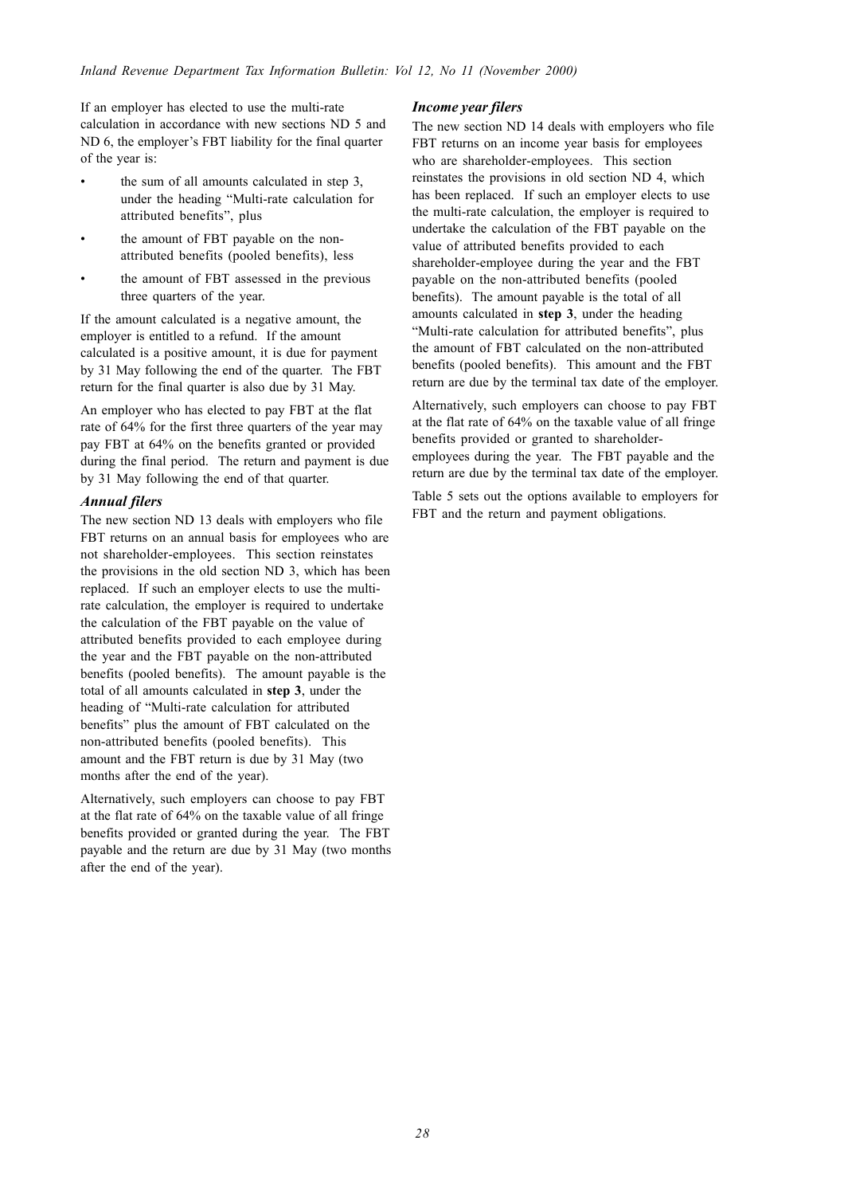If an employer has elected to use the multi-rate calculation in accordance with new sections ND 5 and ND 6, the employer's FBT liability for the final quarter of the year is:

- the sum of all amounts calculated in step 3, under the heading "Multi-rate calculation for attributed benefits", plus
- the amount of FBT payable on the non-attributed benefits (pooled benefits), less
- the amount of FBT assessed in the previous three quarters of the year.

If the amount calculated is a negative amount, the employer is entitled to a refund. If the amount calculated is a positive amount, it is due for payment by 31 May following the end of the quarter. The FBT return for the final quarter is also due by 31 May.

An employer who has elected to pay FBT at the flat rate of 64% for the first three quarters of the year may pay FBT at 64% on the benefits granted or provided during the final period. The return and payment is due by 31 May following the end of that quarter.

### *Annual filers*

The new section ND 13 deals with employers who file FBT returns on an annual basis for employees who are not shareholder-employees. This section reinstates the provisions in the old section ND 3, which has been replaced. If such an employer elects to use the multi-rate calculation, the employer is required to undertake the calculation of the FBT payable on the value of attributed benefits provided to each employee during the year and the FBT payable on the non-attributed benefits (pooled benefits). The amount payable is the total of all amounts calculated in **step 3**, under the heading of "Multi-rate calculation for attributed benefits" plus the amount of FBT calculated on the non-attributed benefits (pooled benefits). This amount and the FBT return is due by 31 May (two months after the end of the year).

Alternatively, such employers can choose to pay FBT at the flat rate of 64% on the taxable value of all fringe benefits provided or granted during the year. The FBT payable and the return are due by 31 May (two months after the end of the year).

### *Income year filers*

The new section ND 14 deals with employers who file FBT returns on an income year basis for employees who are shareholder-employees. This section reinstates the provisions in old section ND 4, which has been replaced. If such an employer elects to use the multi-rate calculation, the employer is required to undertake the calculation of the FBT payable on the value of attributed benefits provided to each shareholder-employee during the year and the FBT payable on the non-attributed benefits (pooled benefits). The amount payable is the total of all amounts calculated in **step 3**, under the heading "Multi-rate calculation for attributed benefits", plus the amount of FBT calculated on the non-attributed benefits (pooled benefits). This amount and the FBT return are due by the terminal tax date of the employer.

Alternatively, such employers can choose to pay FBT at the flat rate of 64% on the taxable value of all fringe benefits provided or granted to shareholder-employees during the year. The FBT payable and the return are due by the terminal tax date of the employer.

Table 5 sets out the options available to employers for FBT and the return and payment obligations.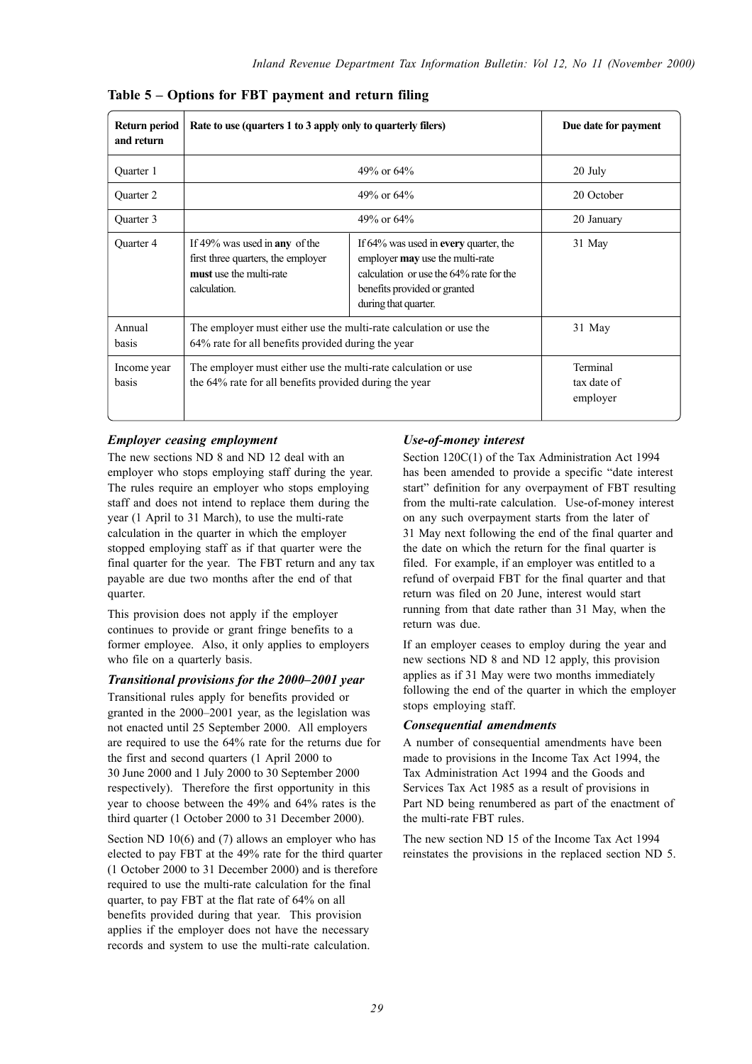**Table 5 – Options for FBT payment and return filing**

| Return period and return | Rate to use (quarters 1 to 3 apply only to quarterly filers) | | Due date for payment |
|---|---|---|---|
| Quarter 1 | 49% or 64% | | 20 July |
| Quarter 2 | 49% or 64% | | 20 October |
| Quarter 3 | 49% or 64% | | 20 January |
| Quarter 4 | If 49% was used in **any** of the first three quarters, the employer **must** use the multi-rate calculation. | If 64% was used in **every** quarter, the employer **may** use the multi-rate calculation or use the 64% rate for the benefits provided or granted during that quarter. | 31 May |
| Annual basis | The employer must either use the multi-rate calculation or use the 64% rate for all benefits provided during the year | | 31 May |
| Income year basis | The employer must either use the multi-rate calculation or use the 64% rate for all benefits provided during the year | | Terminal tax date of employer |

### *Employer ceasing employment*

The new sections ND 8 and ND 12 deal with an employer who stops employing staff during the year. The rules require an employer who stops employing staff and does not intend to replace them during the year (1 April to 31 March), to use the multi-rate calculation in the quarter in which the employer stopped employing staff as if that quarter were the final quarter for the year. The FBT return and any tax payable are due two months after the end of that quarter.

This provision does not apply if the employer continues to provide or grant fringe benefits to a former employee. Also, it only applies to employers who file on a quarterly basis.

### *Transitional provisions for the 2000–2001 year*

Transitional rules apply for benefits provided or granted in the 2000–2001 year, as the legislation was not enacted until 25 September 2000. All employers are required to use the 64% rate for the returns due for the first and second quarters (1 April 2000 to 30 June 2000 and 1 July 2000 to 30 September 2000 respectively). Therefore the first opportunity in this year to choose between the 49% and 64% rates is the third quarter (1 October 2000 to 31 December 2000).

Section ND 10(6) and (7) allows an employer who has elected to pay FBT at the 49% rate for the third quarter (1 October 2000 to 31 December 2000) and is therefore required to use the multi-rate calculation for the final quarter, to pay FBT at the flat rate of 64% on all benefits provided during that year. This provision applies if the employer does not have the necessary records and system to use the multi-rate calculation.

### *Use-of-money interest*

Section 120C(1) of the Tax Administration Act 1994 has been amended to provide a specific "date interest start" definition for any overpayment of FBT resulting from the multi-rate calculation. Use-of-money interest on any such overpayment starts from the later of 31 May next following the end of the final quarter and the date on which the return for the final quarter is filed. For example, if an employer was entitled to a refund of overpaid FBT for the final quarter and that return was filed on 20 June, interest would start running from that date rather than 31 May, when the return was due.

If an employer ceases to employ during the year and new sections ND 8 and ND 12 apply, this provision applies as if 31 May were two months immediately following the end of the quarter in which the employer stops employing staff.

### *Consequential amendments*

A number of consequential amendments have been made to provisions in the Income Tax Act 1994, the Tax Administration Act 1994 and the Goods and Services Tax Act 1985 as a result of provisions in Part ND being renumbered as part of the enactment of the multi-rate FBT rules.

The new section ND 15 of the Income Tax Act 1994 reinstates the provisions in the replaced section ND 5.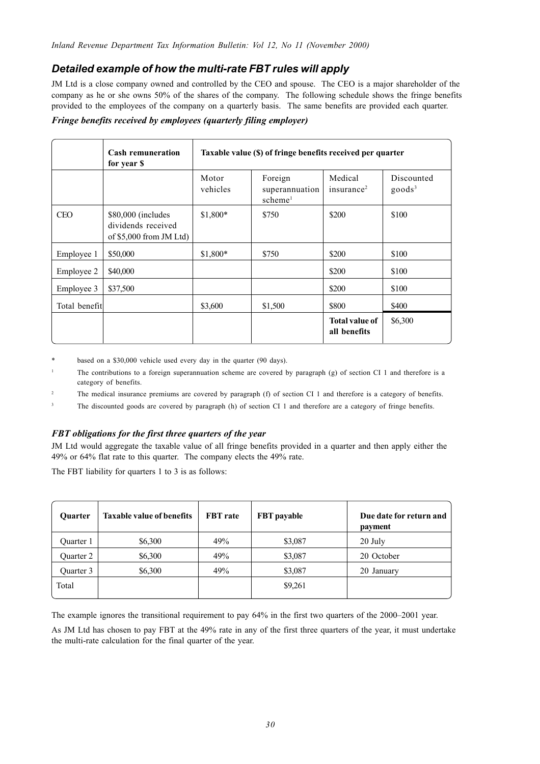## *Detailed example of how the multi-rate FBT rules will apply*

JM Ltd is a close company owned and controlled by the CEO and spouse. The CEO is a major shareholder of the company as he or she owns 50% of the shares of the company. The following schedule shows the fringe benefits provided to the employees of the company on a quarterly basis. The same benefits are provided each quarter.

***Fringe benefits received by employees (quarterly filing employer)***

| | **Cash remuneration for year $** | **Taxable value ($) of fringe benefits received per quarter** | | | |
|---|---|---|---|---|---|
| | | Motor vehicles | Foreign superannuation scheme[1] | Medical insurance[2] | Discounted goods[3] |
| CEO | $80,000 (includes dividends received of $5,000 from JM Ltd) | $1,800* | $750 | $200 | $100 |
| Employee 1 | $50,000 | $1,800* | $750 | $200 | $100 |
| Employee 2 | $40,000 | | | $200 | $100 |
| Employee 3 | $37,500 | | | $200 | $100 |
| Total benefit | | $3,600 | $1,500 | $800 | $400 |
| | | | | **Total value of all benefits** | $6,300 |

\* based on a $30,000 vehicle used every day in the quarter (90 days).

[1] The contributions to a foreign superannuation scheme are covered by paragraph (g) of section CI 1 and therefore is a category of benefits.

[2] The medical insurance premiums are covered by paragraph (f) of section CI 1 and therefore is a category of benefits.

[3] The discounted goods are covered by paragraph (h) of section CI 1 and therefore are a category of fringe benefits.

### *FBT obligations for the first three quarters of the year*

JM Ltd would aggregate the taxable value of all fringe benefits provided in a quarter and then apply either the 49% or 64% flat rate to this quarter. The company elects the 49% rate.

The FBT liability for quarters 1 to 3 is as follows:

| **Quarter** | **Taxable value of benefits** | **FBT rate** | **FBT payable** | **Due date for return and payment** |
|---|---|---|---|---|
| Quarter 1 | $6,300 | 49% | $3,087 | 20 July |
| Quarter 2 | $6,300 | 49% | $3,087 | 20 October |
| Quarter 3 | $6,300 | 49% | $3,087 | 20 January |
| Total | | | $9,261 | |

The example ignores the transitional requirement to pay 64% in the first two quarters of the 2000–2001 year.

As JM Ltd has chosen to pay FBT at the 49% rate in any of the first three quarters of the year, it must undertake the multi-rate calculation for the final quarter of the year.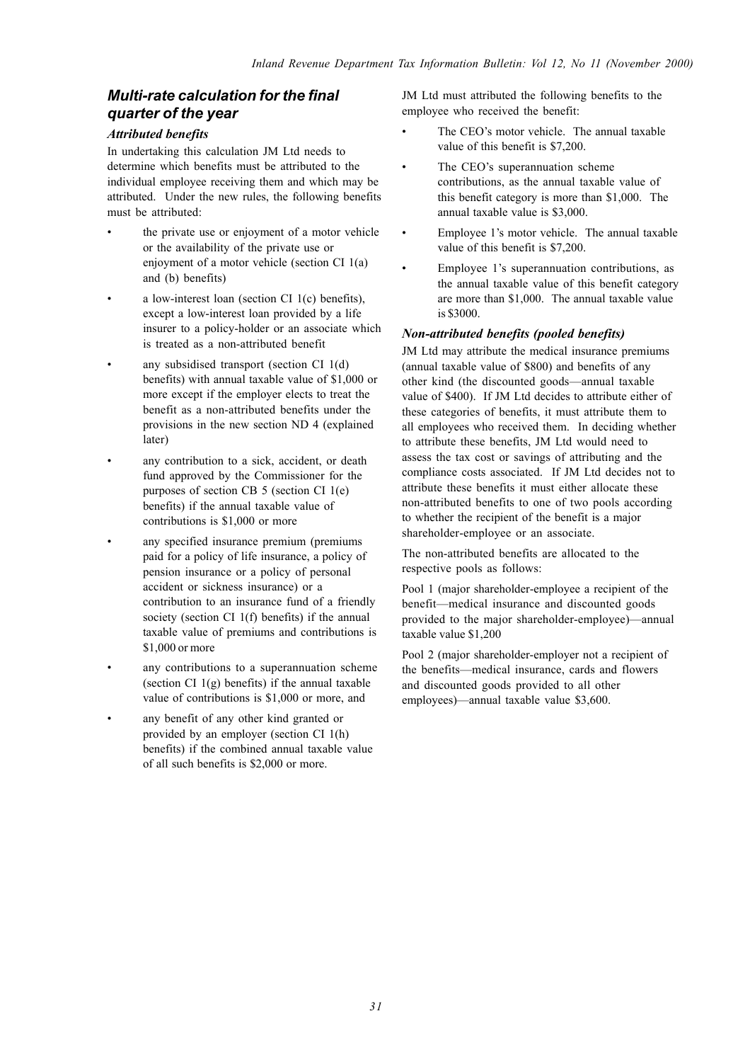## *Multi-rate calculation for the final quarter of the year*

### *Attributed benefits*

In undertaking this calculation JM Ltd needs to determine which benefits must be attributed to the individual employee receiving them and which may be attributed. Under the new rules, the following benefits must be attributed:

- the private use or enjoyment of a motor vehicle or the availability of the private use or enjoyment of a motor vehicle (section CI 1(a) and (b) benefits)
- a low-interest loan (section CI 1(c) benefits), except a low-interest loan provided by a life insurer to a policy-holder or an associate which is treated as a non-attributed benefit
- any subsidised transport (section CI 1(d) benefits) with annual taxable value of $1,000 or more except if the employer elects to treat the benefit as a non-attributed benefits under the provisions in the new section ND 4 (explained later)
- any contribution to a sick, accident, or death fund approved by the Commissioner for the purposes of section CB 5 (section CI 1(e) benefits) if the annual taxable value of contributions is $1,000 or more
- any specified insurance premium (premiums paid for a policy of life insurance, a policy of pension insurance or a policy of personal accident or sickness insurance) or a contribution to an insurance fund of a friendly society (section CI 1(f) benefits) if the annual taxable value of premiums and contributions is $1,000 or more
- any contributions to a superannuation scheme (section CI 1(g) benefits) if the annual taxable value of contributions is $1,000 or more, and
- any benefit of any other kind granted or provided by an employer (section CI 1(h) benefits) if the combined annual taxable value of all such benefits is $2,000 or more.

JM Ltd must attributed the following benefits to the employee who received the benefit:

- The CEO's motor vehicle. The annual taxable value of this benefit is $7,200.
- The CEO's superannuation scheme contributions, as the annual taxable value of this benefit category is more than $1,000. The annual taxable value is $3,000.
- Employee 1's motor vehicle. The annual taxable value of this benefit is $7,200.
- Employee 1's superannuation contributions, as the annual taxable value of this benefit category are more than $1,000. The annual taxable value is $3000.

### *Non-attributed benefits (pooled benefits)*

JM Ltd may attribute the medical insurance premiums (annual taxable value of $800) and benefits of any other kind (the discounted goods—annual taxable value of $400). If JM Ltd decides to attribute either of these categories of benefits, it must attribute them to all employees who received them. In deciding whether to attribute these benefits, JM Ltd would need to assess the tax cost or savings of attributing and the compliance costs associated. If JM Ltd decides not to attribute these benefits it must either allocate these non-attributed benefits to one of two pools according to whether the recipient of the benefit is a major shareholder-employee or an associate.

The non-attributed benefits are allocated to the respective pools as follows:

Pool 1 (major shareholder-employee a recipient of the benefit—medical insurance and discounted goods provided to the major shareholder-employee)—annual taxable value $1,200

Pool 2 (major shareholder-employer not a recipient of the benefits—medical insurance, cards and flowers and discounted goods provided to all other employees)—annual taxable value $3,600.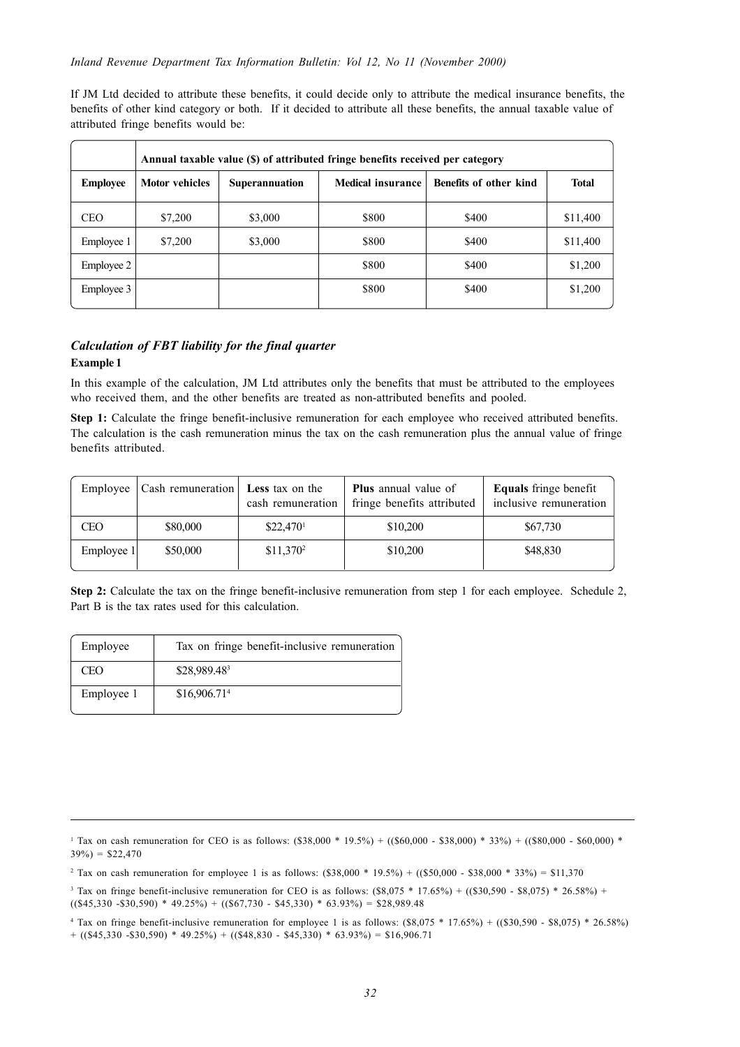If JM Ltd decided to attribute these benefits, it could decide only to attribute the medical insurance benefits, the benefits of other kind category or both. If it decided to attribute all these benefits, the annual taxable value of attributed fringe benefits would be:

| | Annual taxable value ($) of attributed fringe benefits received per category | | | | |
|---|---|---|---|---|---|
| **Employee** | **Motor vehicles** | **Superannuation** | **Medical insurance** | **Benefits of other kind** | **Total** |
| CEO | $7,200 | $3,000 | $800 | $400 | $11,400 |
| Employee 1 | $7,200 | $3,000 | $800 | $400 | $11,400 |
| Employee 2 | | | $800 | $400 | $1,200 |
| Employee 3 | | | $800 | $400 | $1,200 |

### *Calculation of FBT liability for the final quarter*

**Example 1**

In this example of the calculation, JM Ltd attributes only the benefits that must be attributed to the employees who received them, and the other benefits are treated as non-attributed benefits and pooled.

**Step 1:** Calculate the fringe benefit-inclusive remuneration for each employee who received attributed benefits. The calculation is the cash remuneration minus the tax on the cash remuneration plus the annual value of fringe benefits attributed.

| Employee | Cash remuneration | **Less** tax on the cash remuneration | **Plus** annual value of fringe benefits attributed | **Equals** fringe benefit inclusive remuneration |
|---|---|---|---|---|
| CEO | $80,000 | $22,470[1] | $10,200 | $67,730 |
| Employee 1 | $50,000 | $11,370[2] | $10,200 | $48,830 |

**Step 2:** Calculate the tax on the fringe benefit-inclusive remuneration from step 1 for each employee. Schedule 2, Part B is the tax rates used for this calculation.

| Employee | Tax on fringe benefit-inclusive remuneration |
|---|---|
| CEO | $28,989.48[3] |
| Employee 1 | $16,906.71[4] |

---

[1] Tax on cash remuneration for CEO is as follows: ($38,000 * 19.5%) + (($60,000 - $38,000) * 33%) + (($80,000 - $60,000) * 39%) = $22,470

[2] Tax on cash remuneration for employee 1 is as follows: ($38,000 * 19.5%) + (($50,000 - $38,000 * 33%) = $11,370

[3] Tax on fringe benefit-inclusive remuneration for CEO is as follows: ($8,075 * 17.65%) + (($30,590 - $8,075) * 26.58%) + (($45,330 -$30,590) * 49.25%) + (($67,730 - $45,330) * 63.93%) = $28,989.48

[4] Tax on fringe benefit-inclusive remuneration for employee 1 is as follows: ($8,075 * 17.65%) + (($30,590 - $8,075) * 26.58%) + (($45,330 -$30,590) * 49.25%) + (($48,830 - $45,330) * 63.93%) = $16,906.71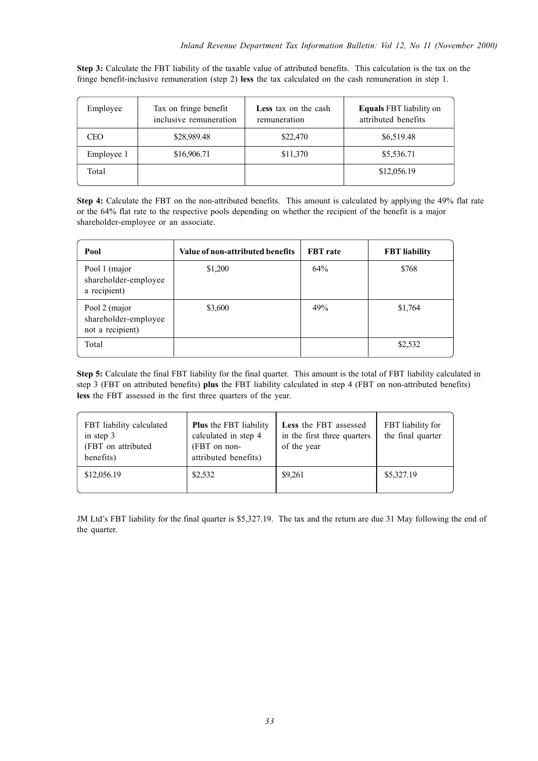**Step 3:** Calculate the FBT liability of the taxable value of attributed benefits. This calculation is the tax on the fringe benefit-inclusive remuneration (step 2) **less** the tax calculated on the cash remuneration in step 1.

| Employee | Tax on fringe benefit inclusive remuneration | **Less** tax on the cash remuneration | **Equals** FBT liability on attributed benefits |
|---|---|---|---|
| CEO | $28,989.48 | $22,470 | $6,519.48 |
| Employee 1 | $16,906.71 | $11,370 | $5,536.71 |
| Total | | | $12,056.19 |

**Step 4:** Calculate the FBT on the non-attributed benefits. This amount is calculated by applying the 49% flat rate or the 64% flat rate to the respective pools depending on whether the recipient of the benefit is a major shareholder-employee or an associate.

| **Pool** | **Value of non-attributed benefits** | **FBT rate** | **FBT liability** |
|---|---|---|---|
| Pool 1 (major shareholder-employee a recipient) | $1,200 | 64% | $768 |
| Pool 2 (major shareholder-employee not a recipient) | $3,600 | 49% | $1,764 |
| Total | | | $2,532 |

**Step 5:** Calculate the final FBT liability for the final quarter. This amount is the total of FBT liability calculated in step 3 (FBT on attributed benefits) **plus** the FBT liability calculated in step 4 (FBT on non-attributed benefits) **less** the FBT assessed in the first three quarters of the year.

| FBT liability calculated in step 3 (FBT on attributed benefits) | **Plus** the FBT liability calculated in step 4 (FBT on non-attributed benefits) | **Less** the FBT assessed in the first three quarters of the year | FBT liability for the final quarter |
|---|---|---|---|
| $12,056.19 | $2,532 | $9,261 | $5,327.19 |

JM Ltd's FBT liability for the final quarter is $5,327.19. The tax and the return are due 31 May following the end of the quarter.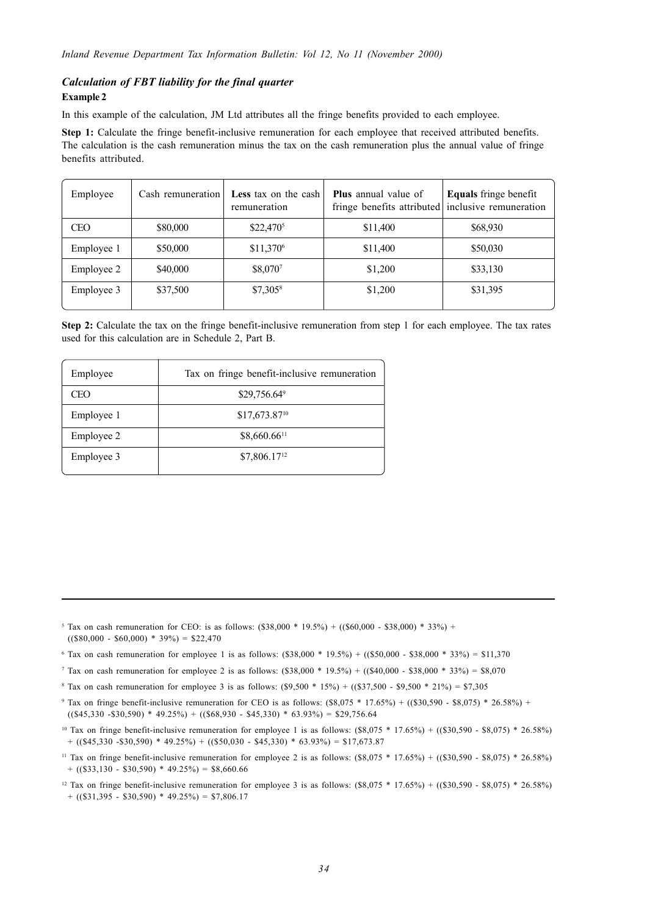### *Calculation of FBT liability for the final quarter*

**Example 2**

In this example of the calculation, JM Ltd attributes all the fringe benefits provided to each employee.

**Step 1:** Calculate the fringe benefit-inclusive remuneration for each employee that received attributed benefits. The calculation is the cash remuneration minus the tax on the cash remuneration plus the annual value of fringe benefits attributed.

| Employee | Cash remuneration | **Less** tax on the cash remuneration | **Plus** annual value of fringe benefits attributed | **Equals** fringe benefit inclusive remuneration |
|---|---|---|---|---|
| CEO | $80,000 | $22,470[5] | $11,400 | $68,930 |
| Employee 1 | $50,000 | $11,370[6] | $11,400 | $50,030 |
| Employee 2 | $40,000 | $8,070[7] | $1,200 | $33,130 |
| Employee 3 | $37,500 | $7,305[8] | $1,200 | $31,395 |

**Step 2:** Calculate the tax on the fringe benefit-inclusive remuneration from step 1 for each employee. The tax rates used for this calculation are in Schedule 2, Part B.

| Employee | Tax on fringe benefit-inclusive remuneration |
|---|---|
| CEO | $29,756.64[9] |
| Employee 1 | $17,673.87[10] |
| Employee 2 | $8,660.66[11] |
| Employee 3 | $7,806.17[12] |

---

[5] Tax on cash remuneration for CEO: is as follows: ($38,000 * 19.5%) + (($60,000 - $38,000) * 33%) + (($80,000 - $60,000) * 39%) = $22,470

[6] Tax on cash remuneration for employee 1 is as follows: ($38,000 * 19.5%) + (($50,000 - $38,000 * 33%) = $11,370

[7] Tax on cash remuneration for employee 2 is as follows: ($38,000 * 19.5%) + (($40,000 - $38,000 * 33%) = $8,070

[8] Tax on cash remuneration for employee 3 is as follows: ($9,500 * 15%) + (($37,500 - $9,500 * 21%) = $7,305

[9] Tax on fringe benefit-inclusive remuneration for CEO is as follows: ($8,075 * 17.65%) + (($30,590 - $8,075) * 26.58%) + (($45,330 -$30,590) * 49.25%) + (($68,930 - $45,330) * 63.93%) = $29,756.64

[10] Tax on fringe benefit-inclusive remuneration for employee 1 is as follows: ($8,075 * 17.65%) + (($30,590 - $8,075) * 26.58%) + (($45,330 -$30,590) * 49.25%) + (($50,030 - $45,330) * 63.93%) = $17,673.87

[11] Tax on fringe benefit-inclusive remuneration for employee 2 is as follows: ($8,075 * 17.65%) + (($30,590 - $8,075) * 26.58%) + (($33,130 - $30,590) * 49.25%) = $8,660.66

[12] Tax on fringe benefit-inclusive remuneration for employee 3 is as follows: ($8,075 * 17.65%) + (($30,590 - $8,075) * 26.58%) + (($31,395 - $30,590) * 49.25%) = $7,806.17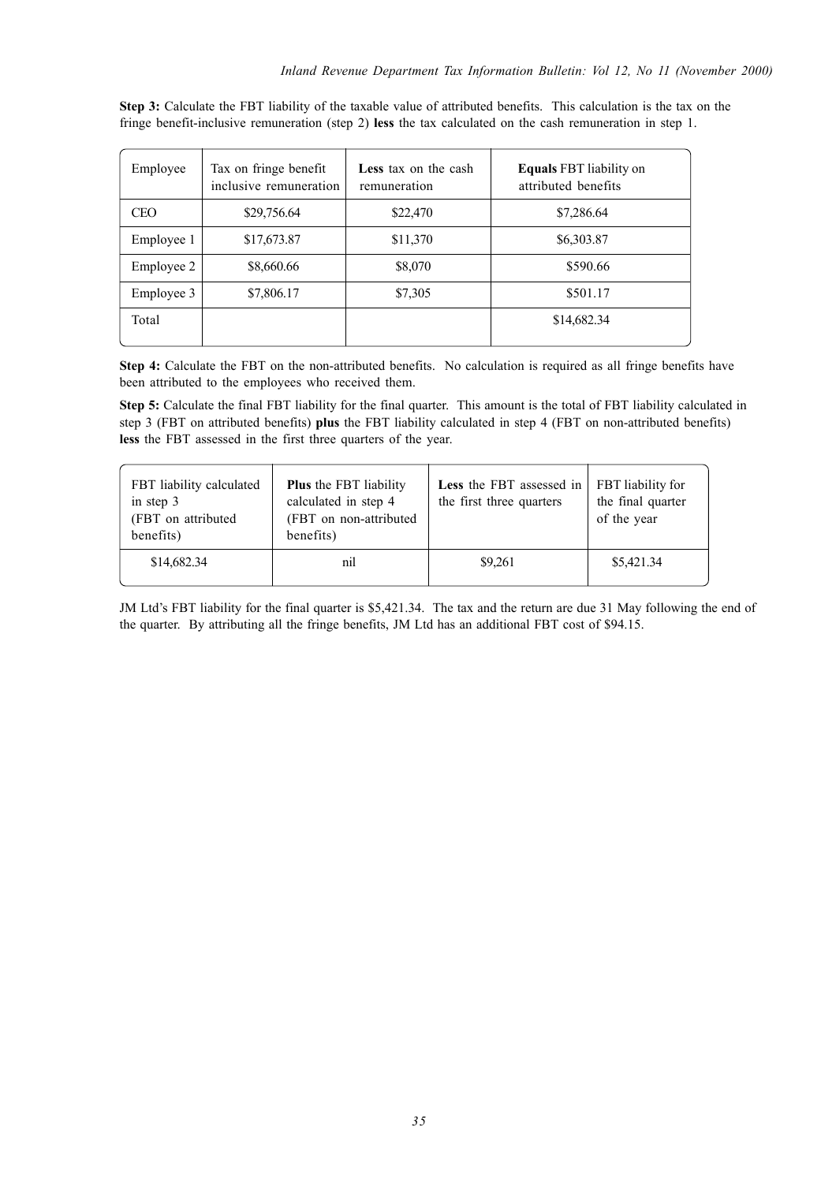**Step 3:** Calculate the FBT liability of the taxable value of attributed benefits. This calculation is the tax on the fringe benefit-inclusive remuneration (step 2) **less** the tax calculated on the cash remuneration in step 1.

| Employee | Tax on fringe benefit inclusive remuneration | **Less** tax on the cash remuneration | **Equals** FBT liability on attributed benefits |
|---|---|---|---|
| CEO | $29,756.64 | $22,470 | $7,286.64 |
| Employee 1 | $17,673.87 | $11,370 | $6,303.87 |
| Employee 2 | $8,660.66 | $8,070 | $590.66 |
| Employee 3 | $7,806.17 | $7,305 | $501.17 |
| Total | | | $14,682.34 |

**Step 4:** Calculate the FBT on the non-attributed benefits. No calculation is required as all fringe benefits have been attributed to the employees who received them.

**Step 5:** Calculate the final FBT liability for the final quarter. This amount is the total of FBT liability calculated in step 3 (FBT on attributed benefits) **plus** the FBT liability calculated in step 4 (FBT on non-attributed benefits) **less** the FBT assessed in the first three quarters of the year.

| FBT liability calculated in step 3 (FBT on attributed benefits) | **Plus** the FBT liability calculated in step 4 (FBT on non-attributed benefits) | **Less** the FBT assessed in the first three quarters | FBT liability for the final quarter of the year |
|---|---|---|---|
| $14,682.34 | nil | $9,261 | $5,421.34 |

JM Ltd's FBT liability for the final quarter is $5,421.34. The tax and the return are due 31 May following the end of the quarter. By attributing all the fringe benefits, JM Ltd has an additional FBT cost of $94.15.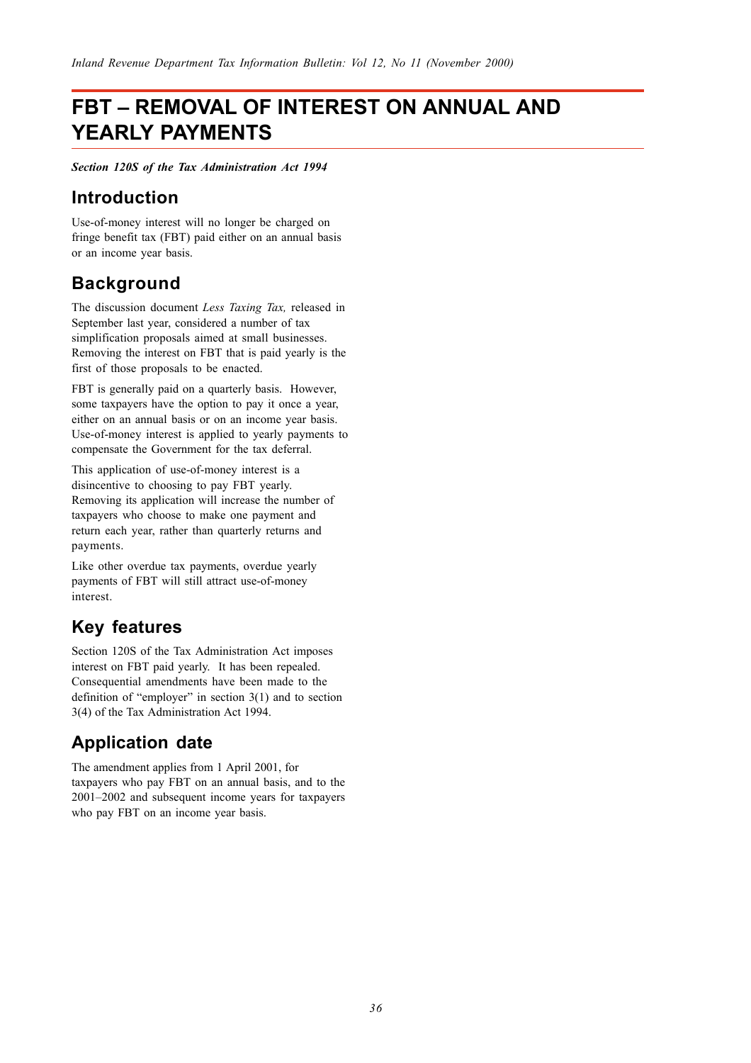# FBT – REMOVAL OF INTEREST ON ANNUAL AND YEARLY PAYMENTS

***Section 120S of the Tax Administration Act 1994***

## Introduction

Use-of-money interest will no longer be charged on fringe benefit tax (FBT) paid either on an annual basis or an income year basis.

## Background

The discussion document *Less Taxing Tax,* released in September last year, considered a number of tax simplification proposals aimed at small businesses. Removing the interest on FBT that is paid yearly is the first of those proposals to be enacted.

FBT is generally paid on a quarterly basis. However, some taxpayers have the option to pay it once a year, either on an annual basis or on an income year basis. Use-of-money interest is applied to yearly payments to compensate the Government for the tax deferral.

This application of use-of-money interest is a disincentive to choosing to pay FBT yearly. Removing its application will increase the number of taxpayers who choose to make one payment and return each year, rather than quarterly returns and payments.

Like other overdue tax payments, overdue yearly payments of FBT will still attract use-of-money interest.

## Key features

Section 120S of the Tax Administration Act imposes interest on FBT paid yearly. It has been repealed. Consequential amendments have been made to the definition of "employer" in section 3(1) and to section 3(4) of the Tax Administration Act 1994.

## Application date

The amendment applies from 1 April 2001, for taxpayers who pay FBT on an annual basis, and to the 2001–2002 and subsequent income years for taxpayers who pay FBT on an income year basis.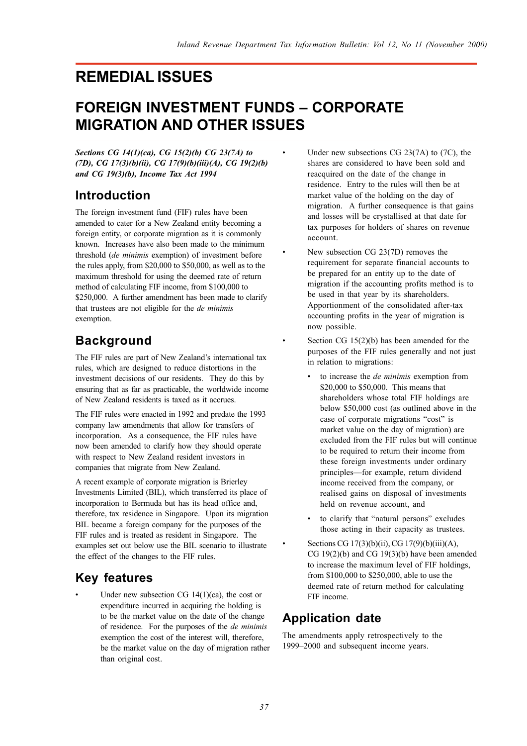# REMEDIAL ISSUES

# FOREIGN INVESTMENT FUNDS – CORPORATE MIGRATION AND OTHER ISSUES

***Sections CG 14(1)(ca), CG 15(2)(b) CG 23(7A) to (7D), CG 17(3)(b)(ii), CG 17(9)(b)(iii)(A), CG 19(2)(b) and CG 19(3)(b), Income Tax Act 1994***

## Introduction

The foreign investment fund (FIF) rules have been amended to cater for a New Zealand entity becoming a foreign entity, or corporate migration as it is commonly known. Increases have also been made to the minimum threshold (*de minimis* exemption) of investment before the rules apply, from $20,000 to $50,000, as well as to the maximum threshold for using the deemed rate of return method of calculating FIF income, from $100,000 to $250,000. A further amendment has been made to clarify that trustees are not eligible for the *de minimis* exemption.

## Background

The FIF rules are part of New Zealand's international tax rules, which are designed to reduce distortions in the investment decisions of our residents. They do this by ensuring that as far as practicable, the worldwide income of New Zealand residents is taxed as it accrues.

The FIF rules were enacted in 1992 and predate the 1993 company law amendments that allow for transfers of incorporation. As a consequence, the FIF rules have now been amended to clarify how they should operate with respect to New Zealand resident investors in companies that migrate from New Zealand.

A recent example of corporate migration is Brierley Investments Limited (BIL), which transferred its place of incorporation to Bermuda but has its head office and, therefore, tax residence in Singapore. Upon its migration BIL became a foreign company for the purposes of the FIF rules and is treated as resident in Singapore. The examples set out below use the BIL scenario to illustrate the effect of the changes to the FIF rules.

## Key features

- Under new subsection CG 14(1)(ca), the cost or expenditure incurred in acquiring the holding is to be the market value on the date of the change of residence. For the purposes of the *de minimis* exemption the cost of the interest will, therefore, be the market value on the day of migration rather than original cost.
- Under new subsections CG 23(7A) to (7C), the shares are considered to have been sold and reacquired on the date of the change in residence. Entry to the rules will then be at market value of the holding on the day of migration. A further consequence is that gains and losses will be crystallised at that date for tax purposes for holders of shares on revenue account.
- New subsection CG 23(7D) removes the requirement for separate financial accounts to be prepared for an entity up to the date of migration if the accounting profits method is to be used in that year by its shareholders. Apportionment of the consolidated after-tax accounting profits in the year of migration is now possible.
- Section CG 15(2)(b) has been amended for the purposes of the FIF rules generally and not just in relation to migrations:
  - to increase the *de minimis* exemption from $20,000 to $50,000. This means that shareholders whose total FIF holdings are below $50,000 cost (as outlined above in the case of corporate migrations "cost" is market value on the day of migration) are excluded from the FIF rules but will continue to be required to return their income from these foreign investments under ordinary principles—for example, return dividend income received from the company, or realised gains on disposal of investments held on revenue account, and
  - to clarify that "natural persons" excludes those acting in their capacity as trustees.
- Sections CG 17(3)(b)(ii), CG 17(9)(b)(iii)(A), CG 19(2)(b) and CG 19(3)(b) have been amended to increase the maximum level of FIF holdings, from $100,000 to $250,000, able to use the deemed rate of return method for calculating FIF income.

## Application date

The amendments apply retrospectively to the 1999–2000 and subsequent income years.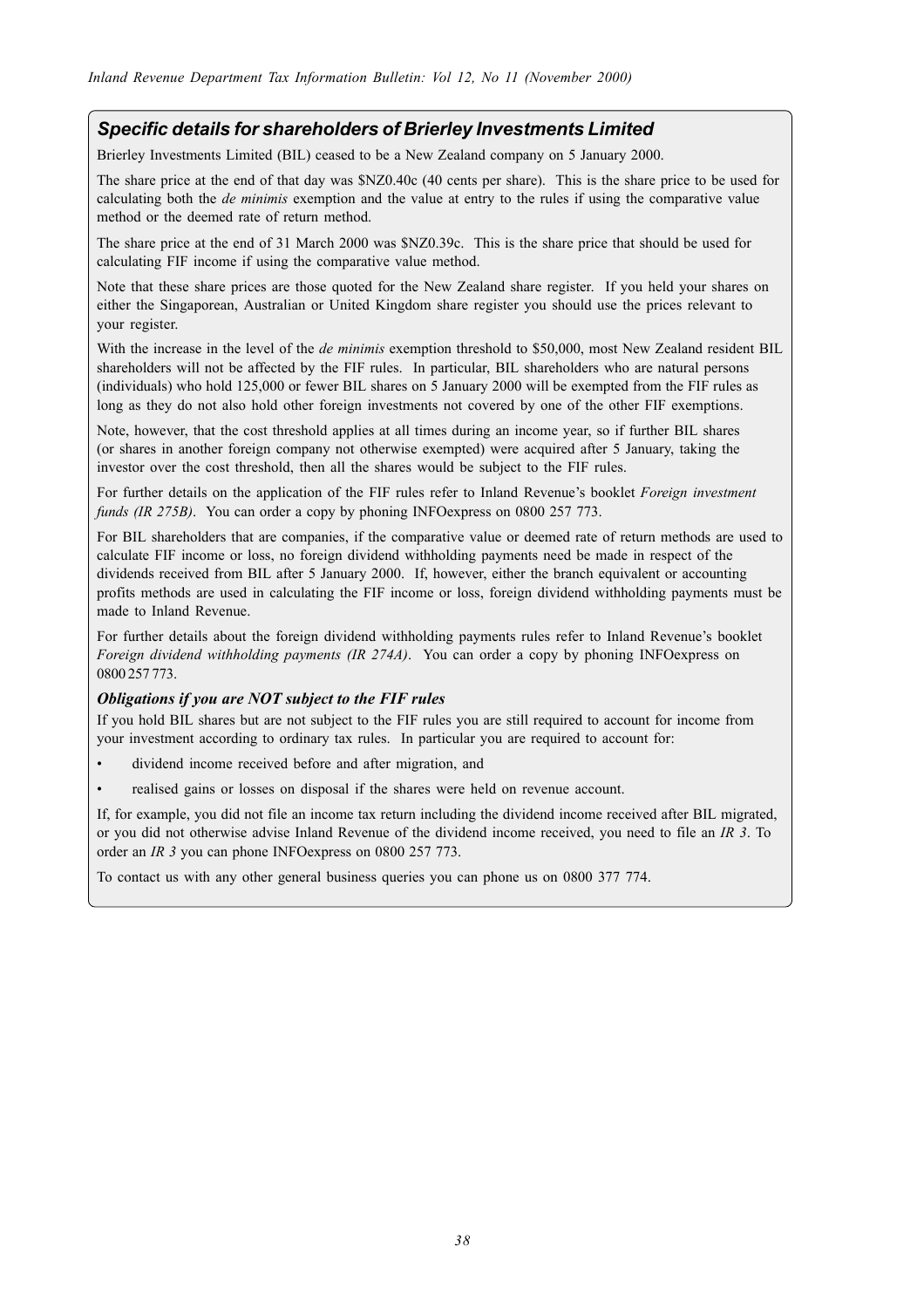## *Specific details for shareholders of Brierley Investments Limited*

Brierley Investments Limited (BIL) ceased to be a New Zealand company on 5 January 2000.

The share price at the end of that day was $NZ0.40c (40 cents per share). This is the share price to be used for calculating both the *de minimis* exemption and the value at entry to the rules if using the comparative value method or the deemed rate of return method.

The share price at the end of 31 March 2000 was $NZ0.39c. This is the share price that should be used for calculating FIF income if using the comparative value method.

Note that these share prices are those quoted for the New Zealand share register. If you held your shares on either the Singaporean, Australian or United Kingdom share register you should use the prices relevant to your register.

With the increase in the level of the *de minimis* exemption threshold to $50,000, most New Zealand resident BIL shareholders will not be affected by the FIF rules. In particular, BIL shareholders who are natural persons (individuals) who hold 125,000 or fewer BIL shares on 5 January 2000 will be exempted from the FIF rules as long as they do not also hold other foreign investments not covered by one of the other FIF exemptions.

Note, however, that the cost threshold applies at all times during an income year, so if further BIL shares (or shares in another foreign company not otherwise exempted) were acquired after 5 January, taking the investor over the cost threshold, then all the shares would be subject to the FIF rules.

For further details on the application of the FIF rules refer to Inland Revenue's booklet *Foreign investment funds (IR 275B)*. You can order a copy by phoning INFOexpress on 0800 257 773.

For BIL shareholders that are companies, if the comparative value or deemed rate of return methods are used to calculate FIF income or loss, no foreign dividend withholding payments need be made in respect of the dividends received from BIL after 5 January 2000. If, however, either the branch equivalent or accounting profits methods are used in calculating the FIF income or loss, foreign dividend withholding payments must be made to Inland Revenue.

For further details about the foreign dividend withholding payments rules refer to Inland Revenue's booklet *Foreign dividend withholding payments (IR 274A)*. You can order a copy by phoning INFOexpress on 0800 257 773.

### *Obligations if you are NOT subject to the FIF rules*

If you hold BIL shares but are not subject to the FIF rules you are still required to account for income from your investment according to ordinary tax rules. In particular you are required to account for:

- dividend income received before and after migration, and
- realised gains or losses on disposal if the shares were held on revenue account.

If, for example, you did not file an income tax return including the dividend income received after BIL migrated, or you did not otherwise advise Inland Revenue of the dividend income received, you need to file an *IR 3*. To order an *IR 3* you can phone INFOexpress on 0800 257 773.

To contact us with any other general business queries you can phone us on 0800 377 774.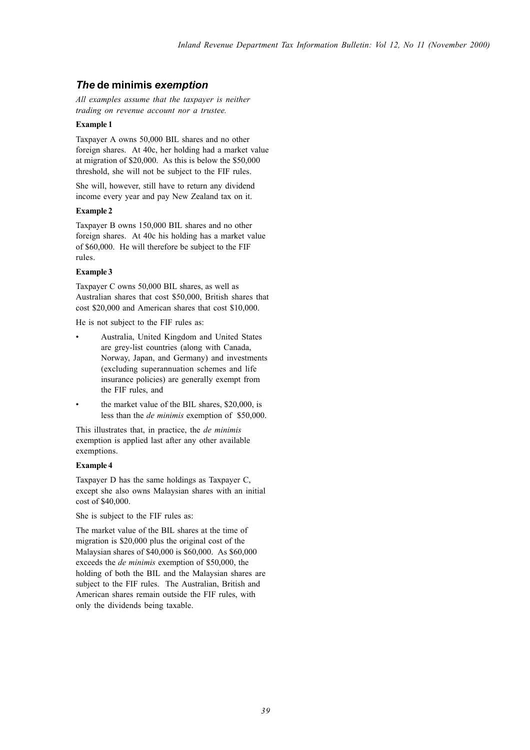## *The* de minimis *exemption*

*All examples assume that the taxpayer is neither trading on revenue account nor a trustee.*

**Example 1**

Taxpayer A owns 50,000 BIL shares and no other foreign shares. At 40c, her holding had a market value at migration of $20,000. As this is below the $50,000 threshold, she will not be subject to the FIF rules.

She will, however, still have to return any dividend income every year and pay New Zealand tax on it.

**Example 2**

Taxpayer B owns 150,000 BIL shares and no other foreign shares. At 40c his holding has a market value of $60,000. He will therefore be subject to the FIF rules.

**Example 3**

Taxpayer C owns 50,000 BIL shares, as well as Australian shares that cost $50,000, British shares that cost $20,000 and American shares that cost $10,000.

He is not subject to the FIF rules as:

- Australia, United Kingdom and United States are grey-list countries (along with Canada, Norway, Japan, and Germany) and investments (excluding superannuation schemes and life insurance policies) are generally exempt from the FIF rules, and
- the market value of the BIL shares, $20,000, is less than the *de minimis* exemption of $50,000.

This illustrates that, in practice, the *de minimis* exemption is applied last after any other available exemptions.

**Example 4**

Taxpayer D has the same holdings as Taxpayer C, except she also owns Malaysian shares with an initial cost of $40,000.

She is subject to the FIF rules as:

The market value of the BIL shares at the time of migration is $20,000 plus the original cost of the Malaysian shares of $40,000 is $60,000. As $60,000 exceeds the *de minimis* exemption of $50,000, the holding of both the BIL and the Malaysian shares are subject to the FIF rules. The Australian, British and American shares remain outside the FIF rules, with only the dividends being taxable.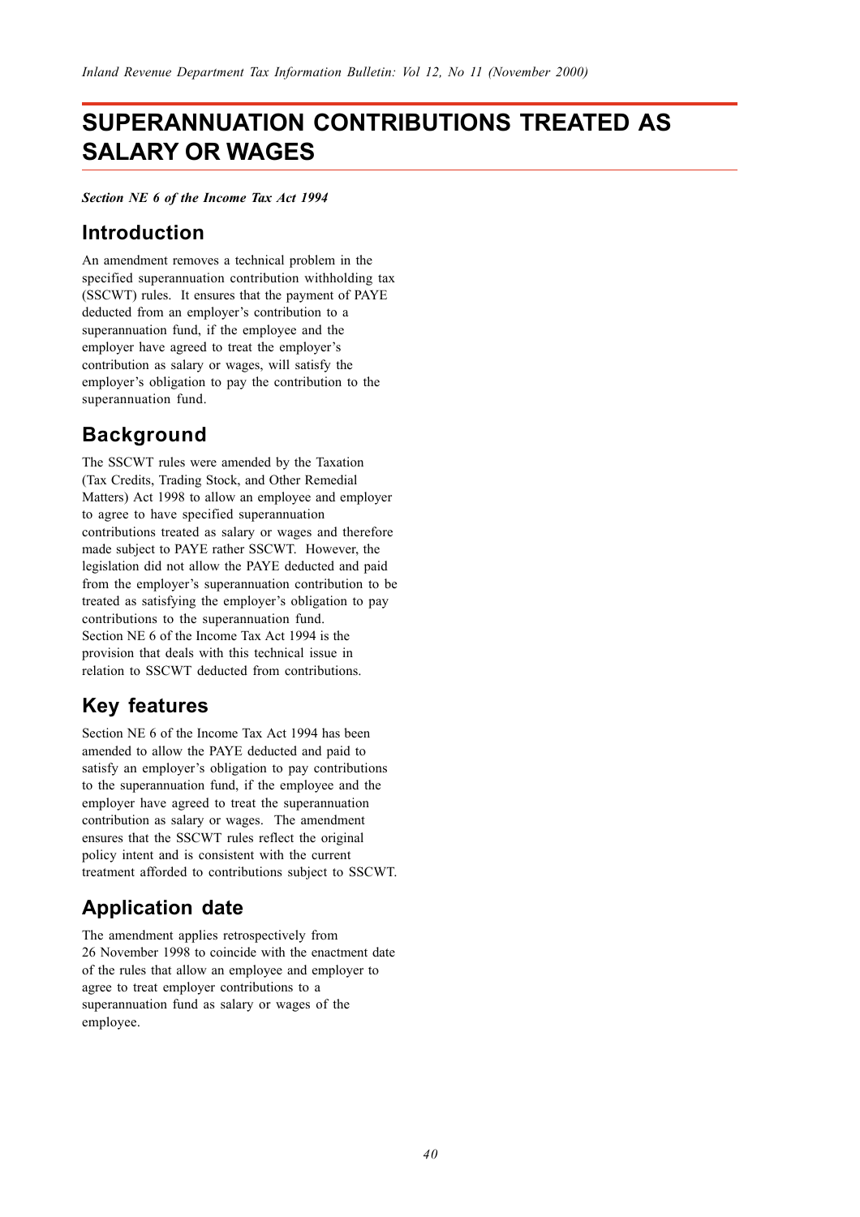# SUPERANNUATION CONTRIBUTIONS TREATED AS SALARY OR WAGES

***Section NE 6 of the Income Tax Act 1994***

## Introduction

An amendment removes a technical problem in the specified superannuation contribution withholding tax (SSCWT) rules. It ensures that the payment of PAYE deducted from an employer's contribution to a superannuation fund, if the employee and the employer have agreed to treat the employer's contribution as salary or wages, will satisfy the employer's obligation to pay the contribution to the superannuation fund.

## Background

The SSCWT rules were amended by the Taxation (Tax Credits, Trading Stock, and Other Remedial Matters) Act 1998 to allow an employee and employer to agree to have specified superannuation contributions treated as salary or wages and therefore made subject to PAYE rather SSCWT. However, the legislation did not allow the PAYE deducted and paid from the employer's superannuation contribution to be treated as satisfying the employer's obligation to pay contributions to the superannuation fund.
Section NE 6 of the Income Tax Act 1994 is the provision that deals with this technical issue in relation to SSCWT deducted from contributions.

## Key features

Section NE 6 of the Income Tax Act 1994 has been amended to allow the PAYE deducted and paid to satisfy an employer's obligation to pay contributions to the superannuation fund, if the employee and the employer have agreed to treat the superannuation contribution as salary or wages. The amendment ensures that the SSCWT rules reflect the original policy intent and is consistent with the current treatment afforded to contributions subject to SSCWT.

## Application date

The amendment applies retrospectively from 26 November 1998 to coincide with the enactment date of the rules that allow an employee and employer to agree to treat employer contributions to a superannuation fund as salary or wages of the employee.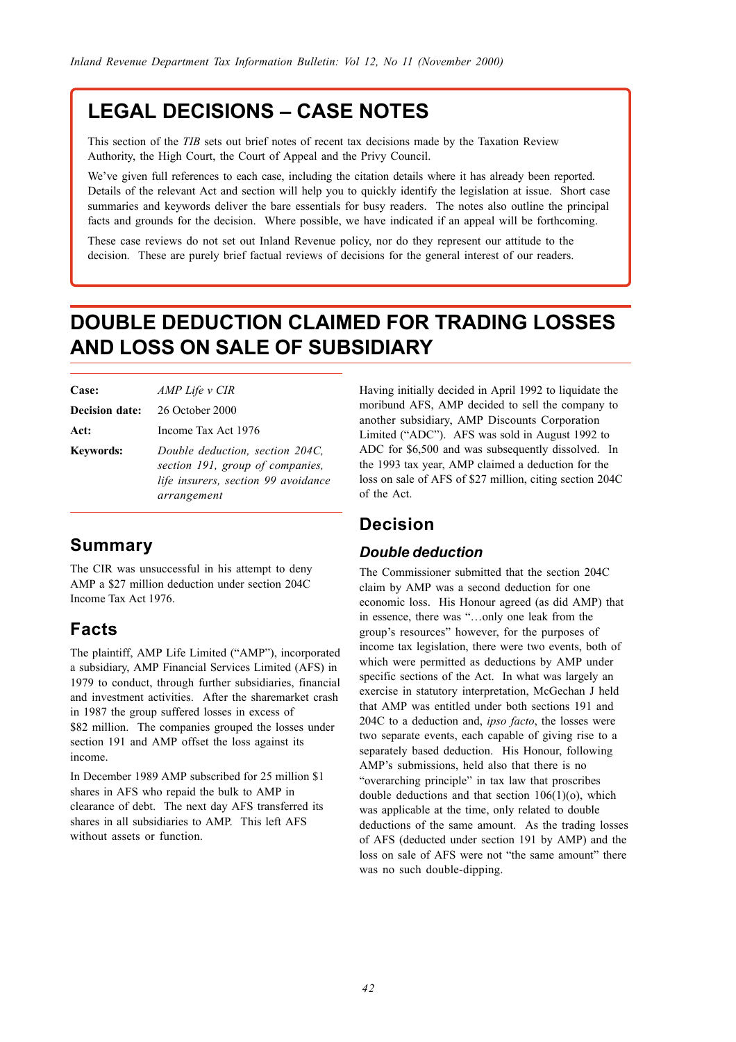# LEGAL DECISIONS – CASE NOTES

This section of the *TIB* sets out brief notes of recent tax decisions made by the Taxation Review Authority, the High Court, the Court of Appeal and the Privy Council.

We've given full references to each case, including the citation details where it has already been reported. Details of the relevant Act and section will help you to quickly identify the legislation at issue. Short case summaries and keywords deliver the bare essentials for busy readers. The notes also outline the principal facts and grounds for the decision. Where possible, we have indicated if an appeal will be forthcoming.

These case reviews do not set out Inland Revenue policy, nor do they represent our attitude to the decision. These are purely brief factual reviews of decisions for the general interest of our readers.

# DOUBLE DEDUCTION CLAIMED FOR TRADING LOSSES AND LOSS ON SALE OF SUBSIDIARY

| | |
|---|---|
| **Case:** | *AMP Life v CIR* |
| **Decision date:** | 26 October 2000 |
| **Act:** | Income Tax Act 1976 |
| **Keywords:** | *Double deduction, section 204C, section 191, group of companies, life insurers, section 99 avoidance arrangement* |

## Summary

The CIR was unsuccessful in his attempt to deny AMP a $27 million deduction under section 204C Income Tax Act 1976.

## Facts

The plaintiff, AMP Life Limited ("AMP"), incorporated a subsidiary, AMP Financial Services Limited (AFS) in 1979 to conduct, through further subsidiaries, financial and investment activities. After the sharemarket crash in 1987 the group suffered losses in excess of $82 million. The companies grouped the losses under section 191 and AMP offset the loss against its income.

In December 1989 AMP subscribed for 25 million $1 shares in AFS who repaid the bulk to AMP in clearance of debt. The next day AFS transferred its shares in all subsidiaries to AMP. This left AFS without assets or function.

Having initially decided in April 1992 to liquidate the moribund AFS, AMP decided to sell the company to another subsidiary, AMP Discounts Corporation Limited ("ADC"). AFS was sold in August 1992 to ADC for $6,500 and was subsequently dissolved. In the 1993 tax year, AMP claimed a deduction for the loss on sale of AFS of $27 million, citing section 204C of the Act.

## Decision

### *Double deduction*

The Commissioner submitted that the section 204C claim by AMP was a second deduction for one economic loss. His Honour agreed (as did AMP) that in essence, there was "…only one leak from the group's resources" however, for the purposes of income tax legislation, there were two events, both of which were permitted as deductions by AMP under specific sections of the Act. In what was largely an exercise in statutory interpretation, McGechan J held that AMP was entitled under both sections 191 and 204C to a deduction and, *ipso facto*, the losses were two separate events, each capable of giving rise to a separately based deduction. His Honour, following AMP's submissions, held also that there is no "overarching principle" in tax law that proscribes double deductions and that section 106(1)(o), which was applicable at the time, only related to double deductions of the same amount. As the trading losses of AFS (deducted under section 191 by AMP) and the loss on sale of AFS were not "the same amount" there was no such double-dipping.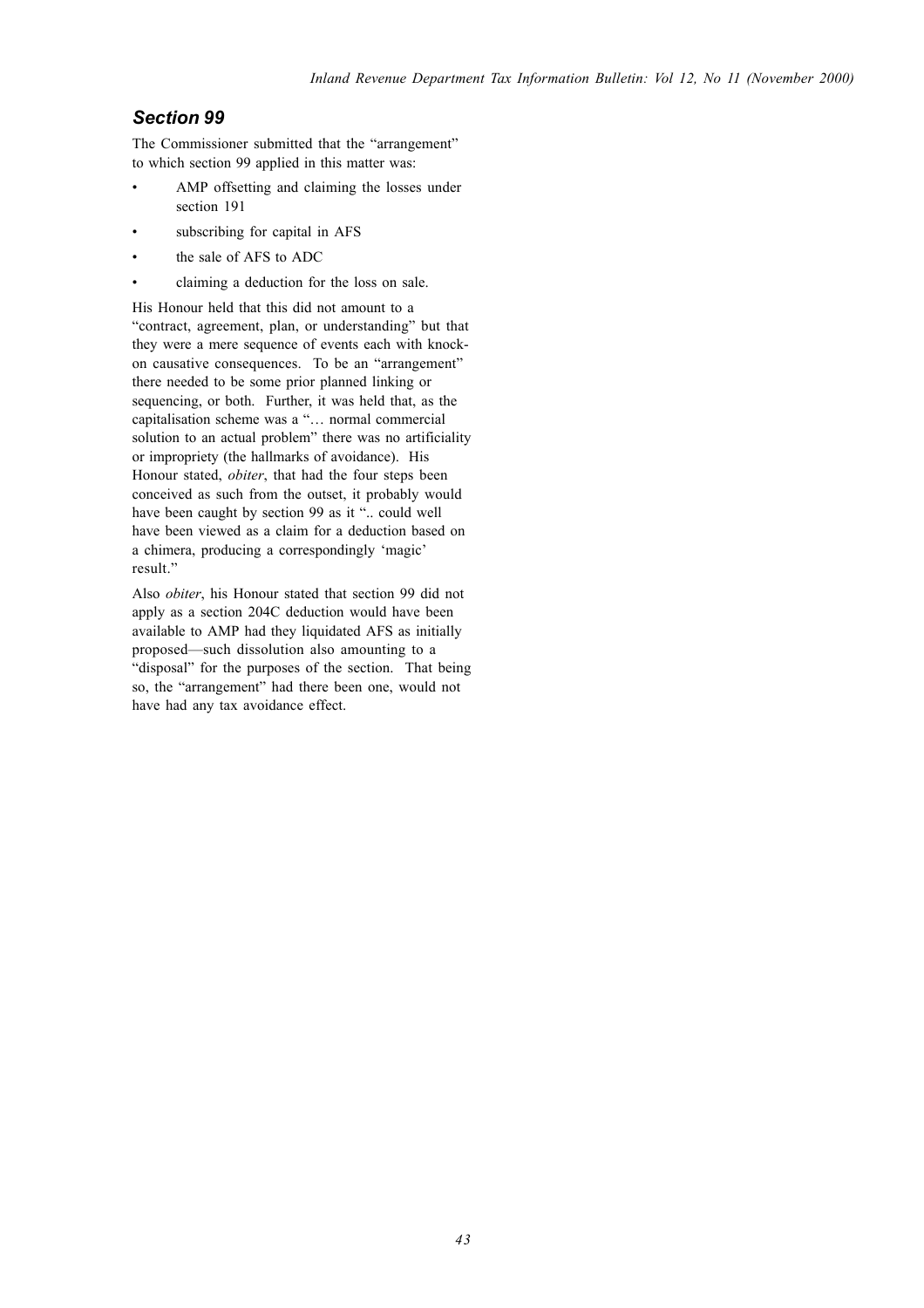### *Section 99*

The Commissioner submitted that the "arrangement" to which section 99 applied in this matter was:

- AMP offsetting and claiming the losses under section 191
- subscribing for capital in AFS
- the sale of AFS to ADC
- claiming a deduction for the loss on sale.

His Honour held that this did not amount to a "contract, agreement, plan, or understanding" but that they were a mere sequence of events each with knock-on causative consequences. To be an "arrangement" there needed to be some prior planned linking or sequencing, or both. Further, it was held that, as the capitalisation scheme was a "… normal commercial solution to an actual problem" there was no artificiality or impropriety (the hallmarks of avoidance). His Honour stated, *obiter*, that had the four steps been conceived as such from the outset, it probably would have been caught by section 99 as it ".. could well have been viewed as a claim for a deduction based on a chimera, producing a correspondingly 'magic' result."

Also *obiter*, his Honour stated that section 99 did not apply as a section 204C deduction would have been available to AMP had they liquidated AFS as initially proposed—such dissolution also amounting to a "disposal" for the purposes of the section. That being so, the "arrangement" had there been one, would not have had any tax avoidance effect.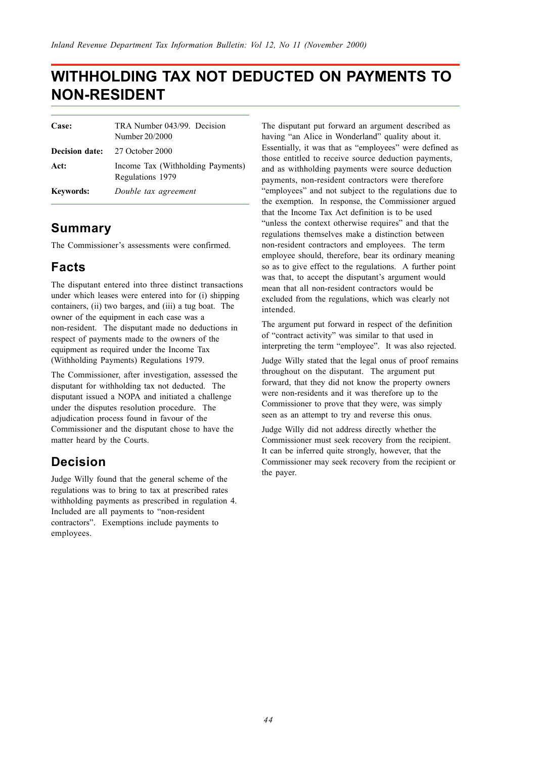# WITHHOLDING TAX NOT DEDUCTED ON PAYMENTS TO NON-RESIDENT

| | |
|---|---|
| **Case:** | TRA Number 043/99. Decision Number 20/2000 |
| **Decision date:** | 27 October 2000 |
| **Act:** | Income Tax (Withholding Payments) Regulations 1979 |
| **Keywords:** | *Double tax agreement* |

## Summary

The Commissioner's assessments were confirmed.

## Facts

The disputant entered into three distinct transactions under which leases were entered into for (i) shipping containers, (ii) two barges, and (iii) a tug boat. The owner of the equipment in each case was a non-resident. The disputant made no deductions in respect of payments made to the owners of the equipment as required under the Income Tax (Withholding Payments) Regulations 1979.

The Commissioner, after investigation, assessed the disputant for withholding tax not deducted. The disputant issued a NOPA and initiated a challenge under the disputes resolution procedure. The adjudication process found in favour of the Commissioner and the disputant chose to have the matter heard by the Courts.

## Decision

Judge Willy found that the general scheme of the regulations was to bring to tax at prescribed rates withholding payments as prescribed in regulation 4. Included are all payments to "non-resident contractors". Exemptions include payments to employees.

The disputant put forward an argument described as having "an Alice in Wonderland" quality about it. Essentially, it was that as "employees" were defined as those entitled to receive source deduction payments, and as withholding payments were source deduction payments, non-resident contractors were therefore "employees" and not subject to the regulations due to the exemption. In response, the Commissioner argued that the Income Tax Act definition is to be used "unless the context otherwise requires" and that the regulations themselves make a distinction between non-resident contractors and employees. The term employee should, therefore, bear its ordinary meaning so as to give effect to the regulations. A further point was that, to accept the disputant's argument would mean that all non-resident contractors would be excluded from the regulations, which was clearly not intended.

The argument put forward in respect of the definition of "contract activity" was similar to that used in interpreting the term "employee". It was also rejected.

Judge Willy stated that the legal onus of proof remains throughout on the disputant. The argument put forward, that they did not know the property owners were non-residents and it was therefore up to the Commissioner to prove that they were, was simply seen as an attempt to try and reverse this onus.

Judge Willy did not address directly whether the Commissioner must seek recovery from the recipient. It can be inferred quite strongly, however, that the Commissioner may seek recovery from the recipient or the payer.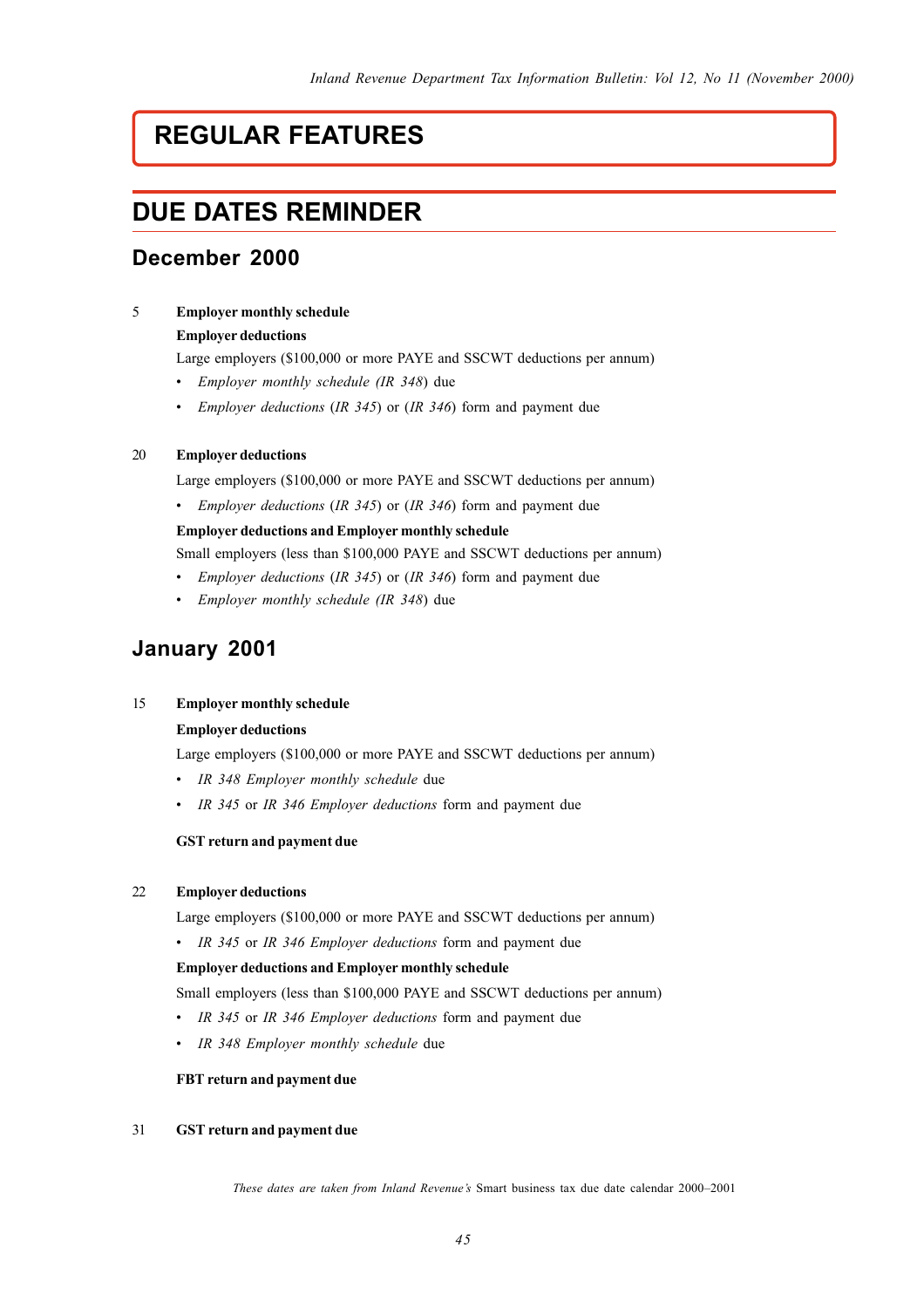# REGULAR FEATURES

## DUE DATES REMINDER

### December 2000

5 **Employer monthly schedule**

**Employer deductions**

Large employers ($100,000 or more PAYE and SSCWT deductions per annum)

- *Employer monthly schedule (IR 348)* due
- *Employer deductions* (*IR 345*) or (*IR 346*) form and payment due

20 **Employer deductions**

Large employers ($100,000 or more PAYE and SSCWT deductions per annum)

- *Employer deductions* (*IR 345*) or (*IR 346*) form and payment due

**Employer deductions and Employer monthly schedule**

Small employers (less than $100,000 PAYE and SSCWT deductions per annum)

- *Employer deductions* (*IR 345*) or (*IR 346*) form and payment due
- *Employer monthly schedule (IR 348)* due

### January 2001

15 **Employer monthly schedule**

**Employer deductions**

Large employers ($100,000 or more PAYE and SSCWT deductions per annum)

- *IR 348 Employer monthly schedule* due
- *IR 345* or *IR 346 Employer deductions* form and payment due

**GST return and payment due**

22 **Employer deductions**

Large employers ($100,000 or more PAYE and SSCWT deductions per annum)

- *IR 345* or *IR 346 Employer deductions* form and payment due

**Employer deductions and Employer monthly schedule**

Small employers (less than $100,000 PAYE and SSCWT deductions per annum)

- *IR 345* or *IR 346 Employer deductions* form and payment due
- *IR 348 Employer monthly schedule* due

**FBT return and payment due**

31 **GST return and payment due**

*These dates are taken from Inland Revenue's* Smart business tax due date calendar 2000–2001